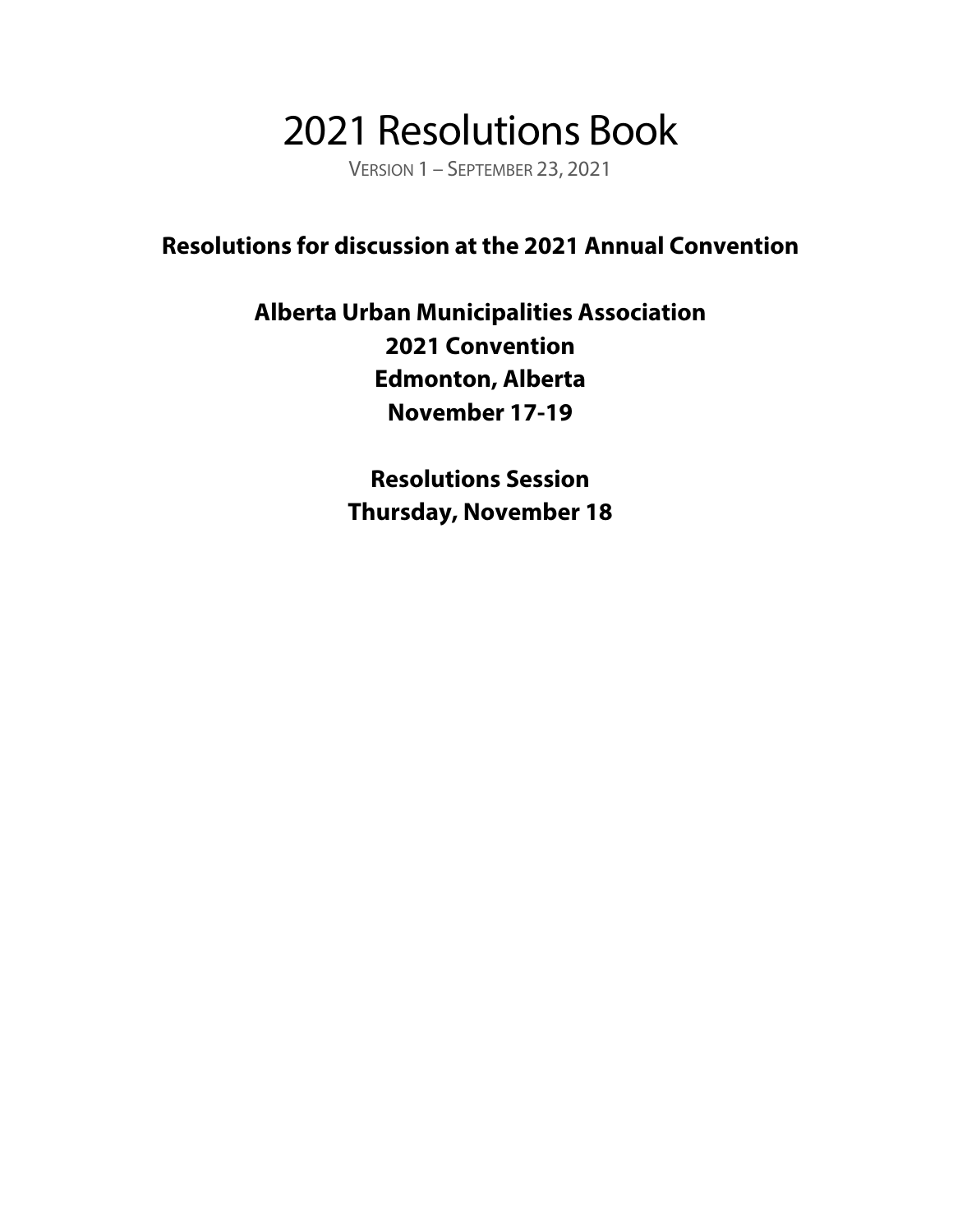# 2021 Resolutions Book

VERSION 1 – SEPTEMBER 23, 2021

**Resolutions for discussion at the 2021 Annual Convention**

**Alberta Urban Municipalities Association**
**2021 Convention**
**Edmonton, Alberta**
**November 17-19**

**Resolutions Session**
**Thursday, November 18**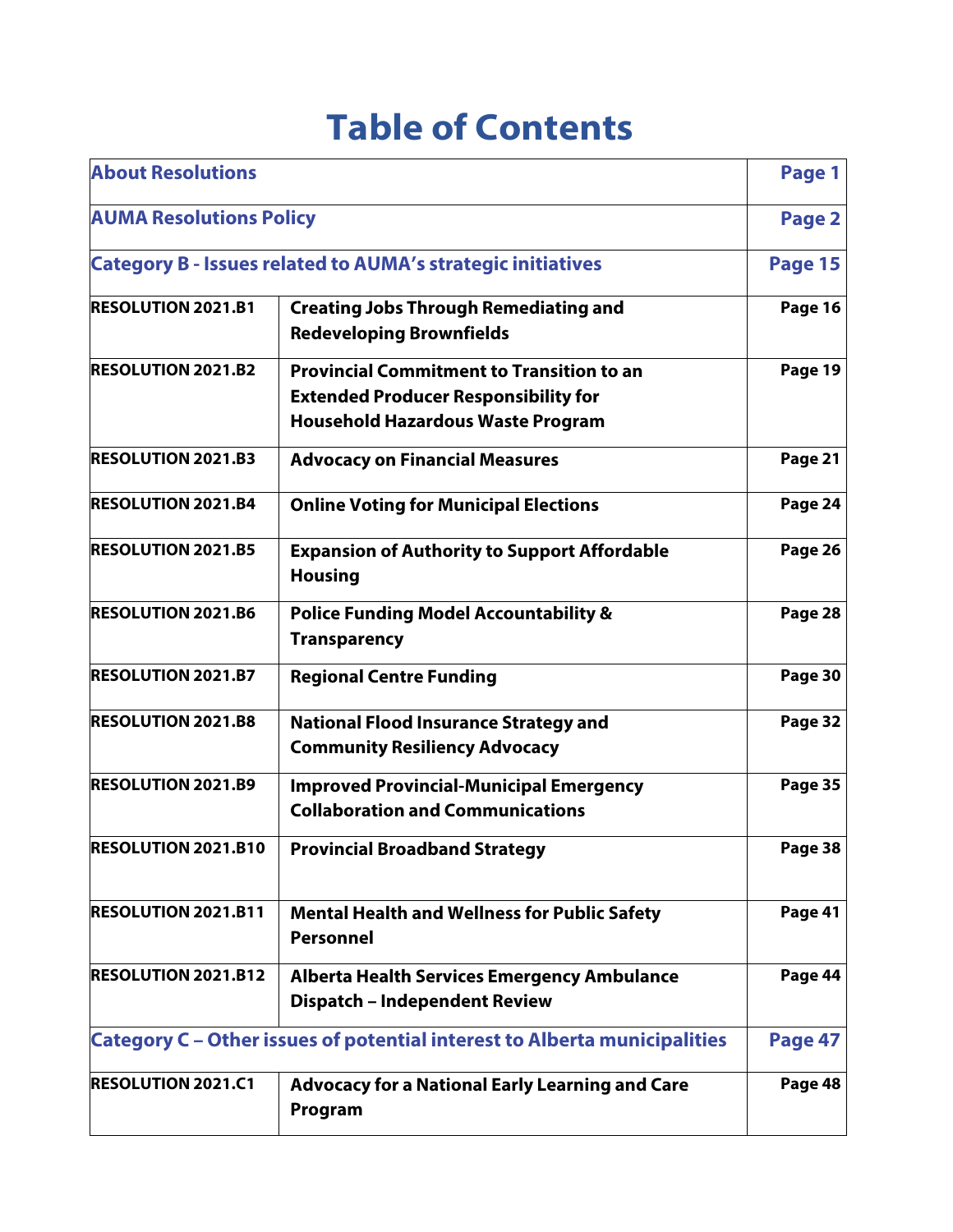# Table of Contents

| | | |
|---|---|---|
| **About Resolutions** | | **Page 1** |
| **AUMA Resolutions Policy** | | **Page 2** |
| **Category B - Issues related to AUMA's strategic initiatives** | | **Page 15** |
| **RESOLUTION 2021.B1** | **Creating Jobs Through Remediating and Redeveloping Brownfields** | **Page 16** |
| **RESOLUTION 2021.B2** | **Provincial Commitment to Transition to an Extended Producer Responsibility for Household Hazardous Waste Program** | **Page 19** |
| **RESOLUTION 2021.B3** | **Advocacy on Financial Measures** | **Page 21** |
| **RESOLUTION 2021.B4** | **Online Voting for Municipal Elections** | **Page 24** |
| **RESOLUTION 2021.B5** | **Expansion of Authority to Support Affordable Housing** | **Page 26** |
| **RESOLUTION 2021.B6** | **Police Funding Model Accountability & Transparency** | **Page 28** |
| **RESOLUTION 2021.B7** | **Regional Centre Funding** | **Page 30** |
| **RESOLUTION 2021.B8** | **National Flood Insurance Strategy and Community Resiliency Advocacy** | **Page 32** |
| **RESOLUTION 2021.B9** | **Improved Provincial-Municipal Emergency Collaboration and Communications** | **Page 35** |
| **RESOLUTION 2021.B10** | **Provincial Broadband Strategy** | **Page 38** |
| **RESOLUTION 2021.B11** | **Mental Health and Wellness for Public Safety Personnel** | **Page 41** |
| **RESOLUTION 2021.B12** | **Alberta Health Services Emergency Ambulance Dispatch – Independent Review** | **Page 44** |
| **Category C – Other issues of potential interest to Alberta municipalities** | | **Page 47** |
| **RESOLUTION 2021.C1** | **Advocacy for a National Early Learning and Care Program** | **Page 48** |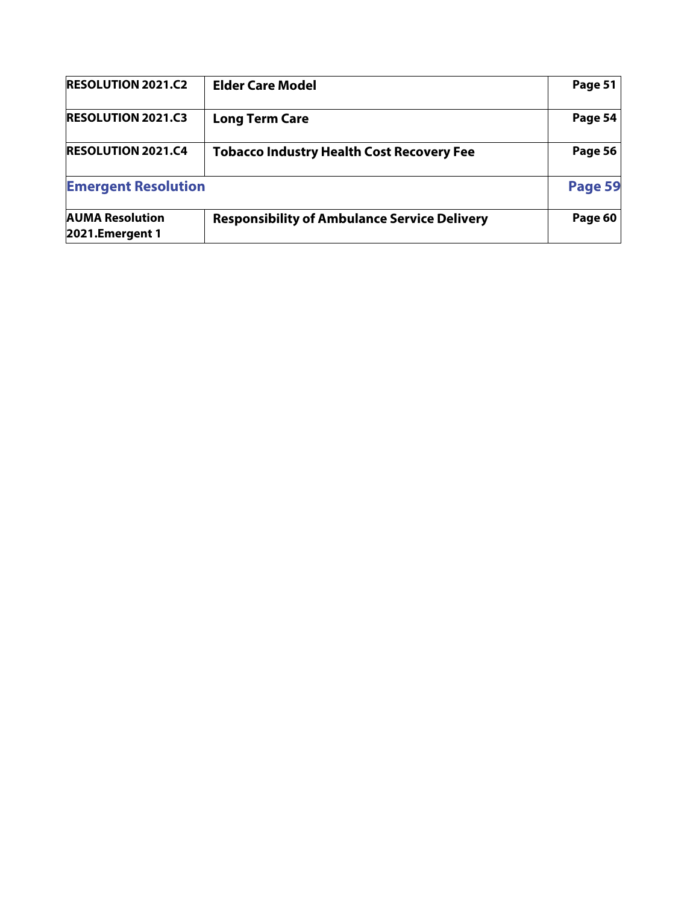| RESOLUTION 2021.C2 | Elder Care Model | Page 51 |
|---|---|---|
| RESOLUTION 2021.C3 | Long Term Care | Page 54 |
| RESOLUTION 2021.C4 | Tobacco Industry Health Cost Recovery Fee | Page 56 |
| **Emergent Resolution** | | **Page 59** |
| AUMA Resolution 2021.Emergent 1 | Responsibility of Ambulance Service Delivery | Page 60 |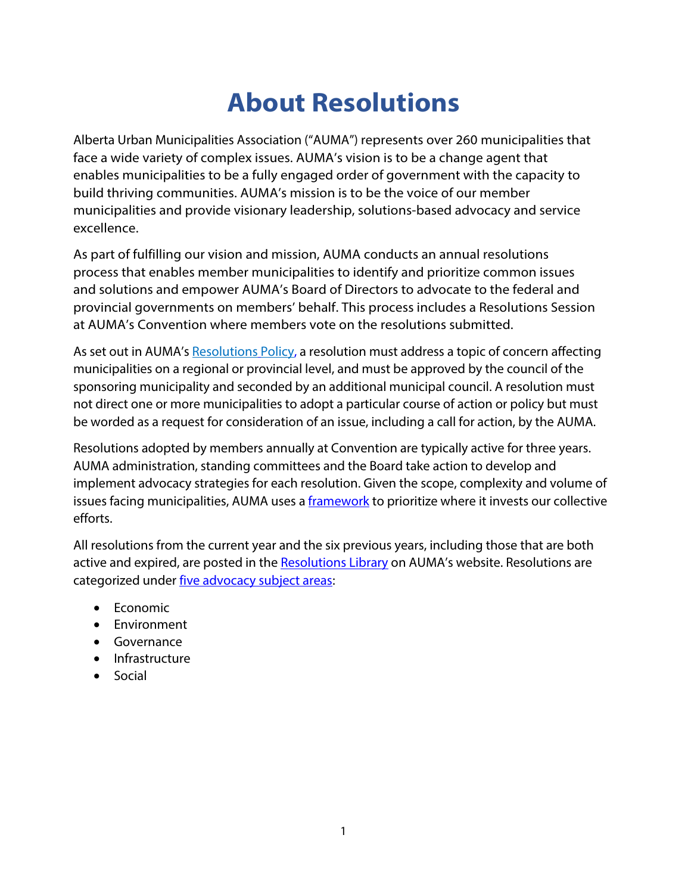# About Resolutions

Alberta Urban Municipalities Association ("AUMA") represents over 260 municipalities that face a wide variety of complex issues. AUMA's vision is to be a change agent that enables municipalities to be a fully engaged order of government with the capacity to build thriving communities. AUMA's mission is to be the voice of our member municipalities and provide visionary leadership, solutions-based advocacy and service excellence.

As part of fulfilling our vision and mission, AUMA conducts an annual resolutions process that enables member municipalities to identify and prioritize common issues and solutions and empower AUMA's Board of Directors to advocate to the federal and provincial governments on members' behalf. This process includes a Resolutions Session at AUMA's Convention where members vote on the resolutions submitted.

As set out in AUMA's [Resolutions Policy](), a resolution must address a topic of concern affecting municipalities on a regional or provincial level, and must be approved by the council of the sponsoring municipality and seconded by an additional municipal council. A resolution must not direct one or more municipalities to adopt a particular course of action or policy but must be worded as a request for consideration of an issue, including a call for action, by the AUMA.

Resolutions adopted by members annually at Convention are typically active for three years. AUMA administration, standing committees and the Board take action to develop and implement advocacy strategies for each resolution. Given the scope, complexity and volume of issues facing municipalities, AUMA uses a [framework]() to prioritize where it invests our collective efforts.

All resolutions from the current year and the six previous years, including those that are both active and expired, are posted in the [Resolutions Library]() on AUMA's website. Resolutions are categorized under [five advocacy subject areas]():

- Economic
- Environment
- Governance
- Infrastructure
- Social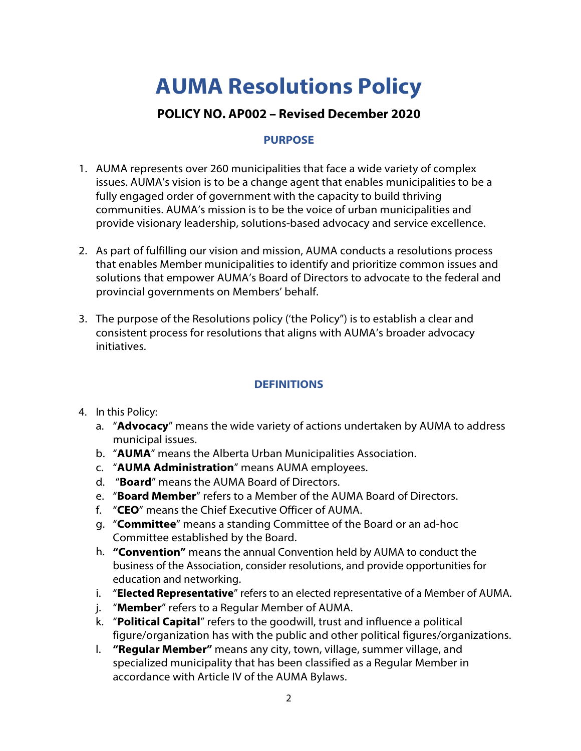# AUMA Resolutions Policy

## POLICY NO. AP002 – Revised December 2020

### PURPOSE

1. AUMA represents over 260 municipalities that face a wide variety of complex issues. AUMA's vision is to be a change agent that enables municipalities to be a fully engaged order of government with the capacity to build thriving communities. AUMA's mission is to be the voice of urban municipalities and provide visionary leadership, solutions-based advocacy and service excellence.

2. As part of fulfilling our vision and mission, AUMA conducts a resolutions process that enables Member municipalities to identify and prioritize common issues and solutions that empower AUMA's Board of Directors to advocate to the federal and provincial governments on Members' behalf.

3. The purpose of the Resolutions policy ('the Policy") is to establish a clear and consistent process for resolutions that aligns with AUMA's broader advocacy initiatives.

### DEFINITIONS

4. In this Policy:
   a. "**Advocacy**" means the wide variety of actions undertaken by AUMA to address municipal issues.
   b. "**AUMA**" means the Alberta Urban Municipalities Association.
   c. "**AUMA Administration**" means AUMA employees.
   d. "**Board**" means the AUMA Board of Directors.
   e. "**Board Member**" refers to a Member of the AUMA Board of Directors.
   f. "**CEO**" means the Chief Executive Officer of AUMA.
   g. "**Committee**" means a standing Committee of the Board or an ad-hoc Committee established by the Board.
   h. **"Convention"** means the annual Convention held by AUMA to conduct the business of the Association, consider resolutions, and provide opportunities for education and networking.
   i. "**Elected Representative**" refers to an elected representative of a Member of AUMA.
   j. "**Member**" refers to a Regular Member of AUMA.
   k. "**Political Capital**" refers to the goodwill, trust and influence a political figure/organization has with the public and other political figures/organizations.
   l. **"Regular Member"** means any city, town, village, summer village, and specialized municipality that has been classified as a Regular Member in accordance with Article IV of the AUMA Bylaws.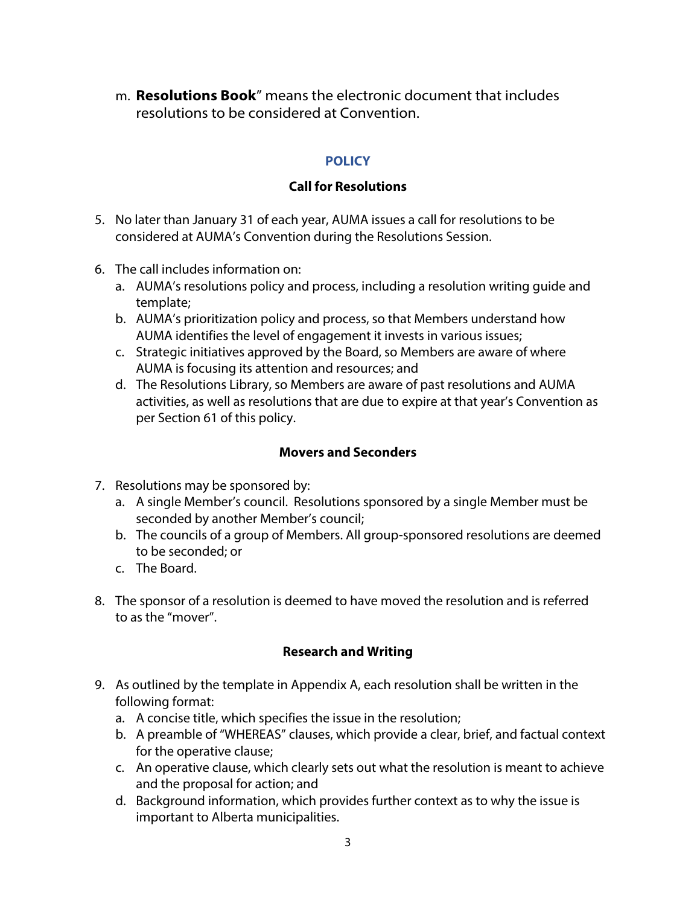m. **Resolutions Book**" means the electronic document that includes resolutions to be considered at Convention.

## POLICY

### Call for Resolutions

5. No later than January 31 of each year, AUMA issues a call for resolutions to be considered at AUMA's Convention during the Resolutions Session.

6. The call includes information on:
   a. AUMA's resolutions policy and process, including a resolution writing guide and template;
   b. AUMA's prioritization policy and process, so that Members understand how AUMA identifies the level of engagement it invests in various issues;
   c. Strategic initiatives approved by the Board, so Members are aware of where AUMA is focusing its attention and resources; and
   d. The Resolutions Library, so Members are aware of past resolutions and AUMA activities, as well as resolutions that are due to expire at that year's Convention as per Section 61 of this policy.

### Movers and Seconders

7. Resolutions may be sponsored by:
   a. A single Member's council. Resolutions sponsored by a single Member must be seconded by another Member's council;
   b. The councils of a group of Members. All group-sponsored resolutions are deemed to be seconded; or
   c. The Board.

8. The sponsor of a resolution is deemed to have moved the resolution and is referred to as the "mover".

### Research and Writing

9. As outlined by the template in Appendix A, each resolution shall be written in the following format:
   a. A concise title, which specifies the issue in the resolution;
   b. A preamble of "WHEREAS" clauses, which provide a clear, brief, and factual context for the operative clause;
   c. An operative clause, which clearly sets out what the resolution is meant to achieve and the proposal for action; and
   d. Background information, which provides further context as to why the issue is important to Alberta municipalities.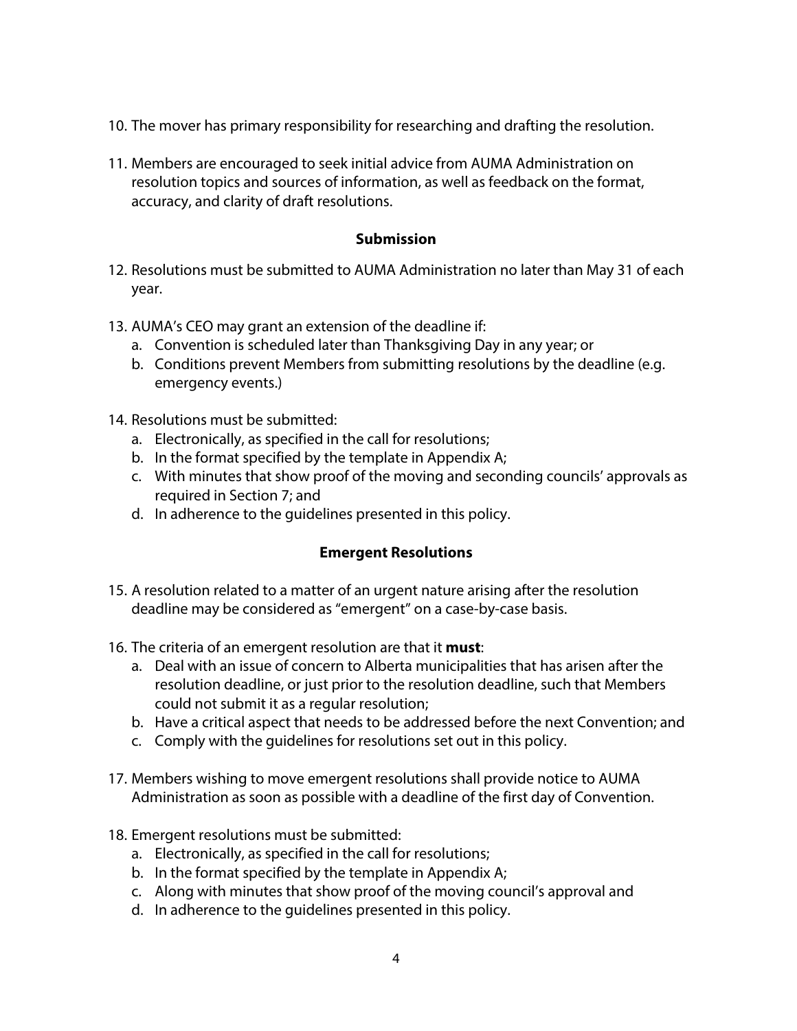10. The mover has primary responsibility for researching and drafting the resolution.

11. Members are encouraged to seek initial advice from AUMA Administration on resolution topics and sources of information, as well as feedback on the format, accuracy, and clarity of draft resolutions.

### Submission

12. Resolutions must be submitted to AUMA Administration no later than May 31 of each year.

13. AUMA's CEO may grant an extension of the deadline if:
    a. Convention is scheduled later than Thanksgiving Day in any year; or
    b. Conditions prevent Members from submitting resolutions by the deadline (e.g. emergency events.)

14. Resolutions must be submitted:
    a. Electronically, as specified in the call for resolutions;
    b. In the format specified by the template in Appendix A;
    c. With minutes that show proof of the moving and seconding councils' approvals as required in Section 7; and
    d. In adherence to the guidelines presented in this policy.

### Emergent Resolutions

15. A resolution related to a matter of an urgent nature arising after the resolution deadline may be considered as "emergent" on a case-by-case basis.

16. The criteria of an emergent resolution are that it **must**:
    a. Deal with an issue of concern to Alberta municipalities that has arisen after the resolution deadline, or just prior to the resolution deadline, such that Members could not submit it as a regular resolution;
    b. Have a critical aspect that needs to be addressed before the next Convention; and
    c. Comply with the guidelines for resolutions set out in this policy.

17. Members wishing to move emergent resolutions shall provide notice to AUMA Administration as soon as possible with a deadline of the first day of Convention.

18. Emergent resolutions must be submitted:
    a. Electronically, as specified in the call for resolutions;
    b. In the format specified by the template in Appendix A;
    c. Along with minutes that show proof of the moving council's approval and
    d. In adherence to the guidelines presented in this policy.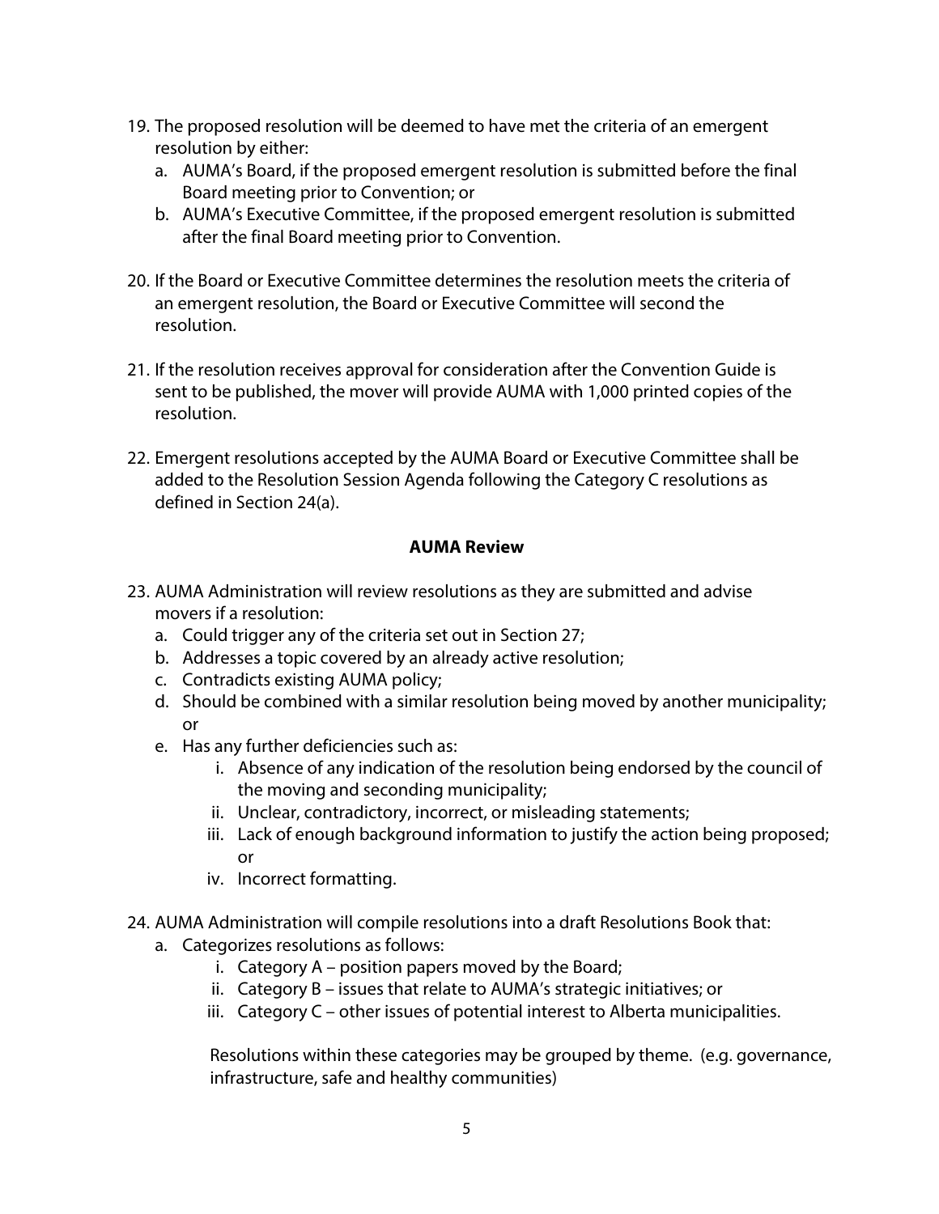19. The proposed resolution will be deemed to have met the criteria of an emergent resolution by either:
    a. AUMA's Board, if the proposed emergent resolution is submitted before the final Board meeting prior to Convention; or
    b. AUMA's Executive Committee, if the proposed emergent resolution is submitted after the final Board meeting prior to Convention.

20. If the Board or Executive Committee determines the resolution meets the criteria of an emergent resolution, the Board or Executive Committee will second the resolution.

21. If the resolution receives approval for consideration after the Convention Guide is sent to be published, the mover will provide AUMA with 1,000 printed copies of the resolution.

22. Emergent resolutions accepted by the AUMA Board or Executive Committee shall be added to the Resolution Session Agenda following the Category C resolutions as defined in Section 24(a).

**AUMA Review**

23. AUMA Administration will review resolutions as they are submitted and advise movers if a resolution:
    a. Could trigger any of the criteria set out in Section 27;
    b. Addresses a topic covered by an already active resolution;
    c. Contradicts existing AUMA policy;
    d. Should be combined with a similar resolution being moved by another municipality; or
    e. Has any further deficiencies such as:
        i. Absence of any indication of the resolution being endorsed by the council of the moving and seconding municipality;
        ii. Unclear, contradictory, incorrect, or misleading statements;
        iii. Lack of enough background information to justify the action being proposed; or
        iv. Incorrect formatting.

24. AUMA Administration will compile resolutions into a draft Resolutions Book that:
    a. Categorizes resolutions as follows:
        i. Category A – position papers moved by the Board;
        ii. Category B – issues that relate to AUMA's strategic initiatives; or
        iii. Category C – other issues of potential interest to Alberta municipalities.

        Resolutions within these categories may be grouped by theme. (e.g. governance, infrastructure, safe and healthy communities)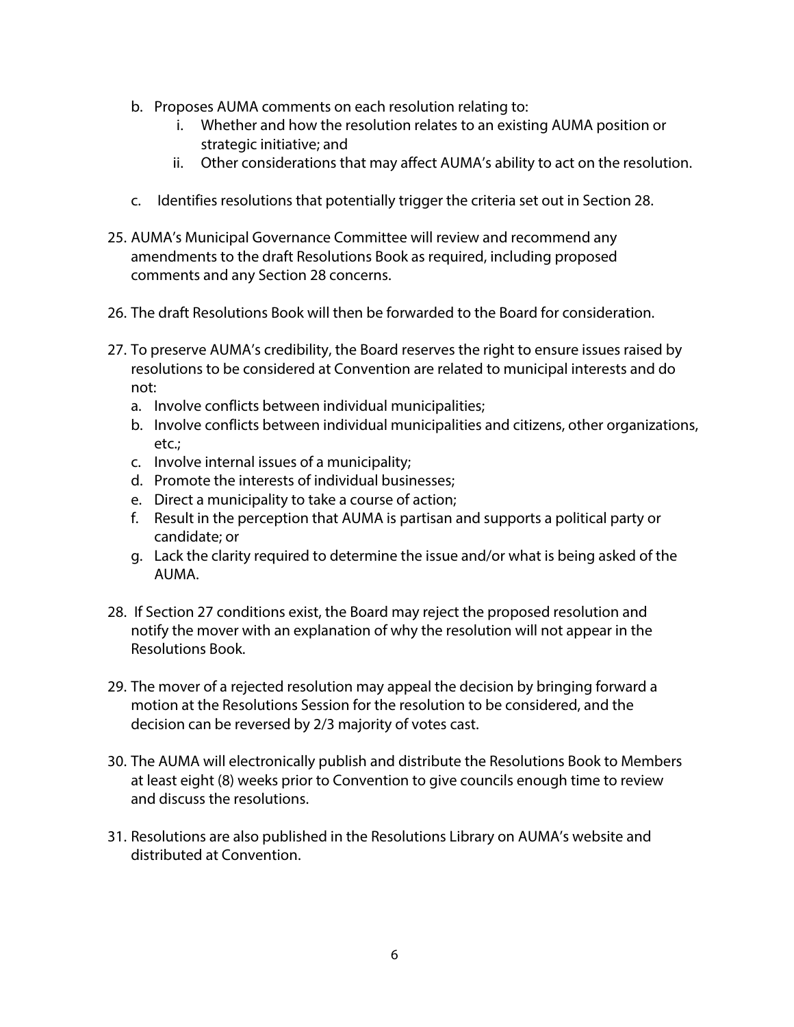b. Proposes AUMA comments on each resolution relating to:
    i. Whether and how the resolution relates to an existing AUMA position or strategic initiative; and
    ii. Other considerations that may affect AUMA's ability to act on the resolution.

c. Identifies resolutions that potentially trigger the criteria set out in Section 28.

25. AUMA's Municipal Governance Committee will review and recommend any amendments to the draft Resolutions Book as required, including proposed comments and any Section 28 concerns.

26. The draft Resolutions Book will then be forwarded to the Board for consideration.

27. To preserve AUMA's credibility, the Board reserves the right to ensure issues raised by resolutions to be considered at Convention are related to municipal interests and do not:
    a. Involve conflicts between individual municipalities;
    b. Involve conflicts between individual municipalities and citizens, other organizations, etc.;
    c. Involve internal issues of a municipality;
    d. Promote the interests of individual businesses;
    e. Direct a municipality to take a course of action;
    f. Result in the perception that AUMA is partisan and supports a political party or candidate; or
    g. Lack the clarity required to determine the issue and/or what is being asked of the AUMA.

28. If Section 27 conditions exist, the Board may reject the proposed resolution and notify the mover with an explanation of why the resolution will not appear in the Resolutions Book.

29. The mover of a rejected resolution may appeal the decision by bringing forward a motion at the Resolutions Session for the resolution to be considered, and the decision can be reversed by 2/3 majority of votes cast.

30. The AUMA will electronically publish and distribute the Resolutions Book to Members at least eight (8) weeks prior to Convention to give councils enough time to review and discuss the resolutions.

31. Resolutions are also published in the Resolutions Library on AUMA's website and distributed at Convention.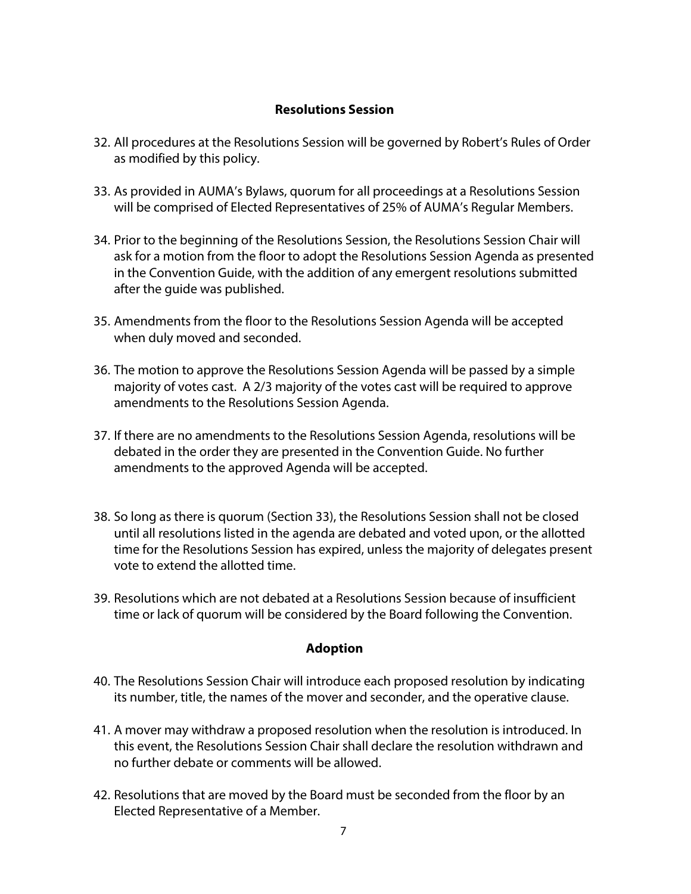## Resolutions Session

32. All procedures at the Resolutions Session will be governed by Robert's Rules of Order as modified by this policy.

33. As provided in AUMA's Bylaws, quorum for all proceedings at a Resolutions Session will be comprised of Elected Representatives of 25% of AUMA's Regular Members.

34. Prior to the beginning of the Resolutions Session, the Resolutions Session Chair will ask for a motion from the floor to adopt the Resolutions Session Agenda as presented in the Convention Guide, with the addition of any emergent resolutions submitted after the guide was published.

35. Amendments from the floor to the Resolutions Session Agenda will be accepted when duly moved and seconded.

36. The motion to approve the Resolutions Session Agenda will be passed by a simple majority of votes cast. A 2/3 majority of the votes cast will be required to approve amendments to the Resolutions Session Agenda.

37. If there are no amendments to the Resolutions Session Agenda, resolutions will be debated in the order they are presented in the Convention Guide. No further amendments to the approved Agenda will be accepted.

38. So long as there is quorum (Section 33), the Resolutions Session shall not be closed until all resolutions listed in the agenda are debated and voted upon, or the allotted time for the Resolutions Session has expired, unless the majority of delegates present vote to extend the allotted time.

39. Resolutions which are not debated at a Resolutions Session because of insufficient time or lack of quorum will be considered by the Board following the Convention.

## Adoption

40. The Resolutions Session Chair will introduce each proposed resolution by indicating its number, title, the names of the mover and seconder, and the operative clause.

41. A mover may withdraw a proposed resolution when the resolution is introduced. In this event, the Resolutions Session Chair shall declare the resolution withdrawn and no further debate or comments will be allowed.

42. Resolutions that are moved by the Board must be seconded from the floor by an Elected Representative of a Member.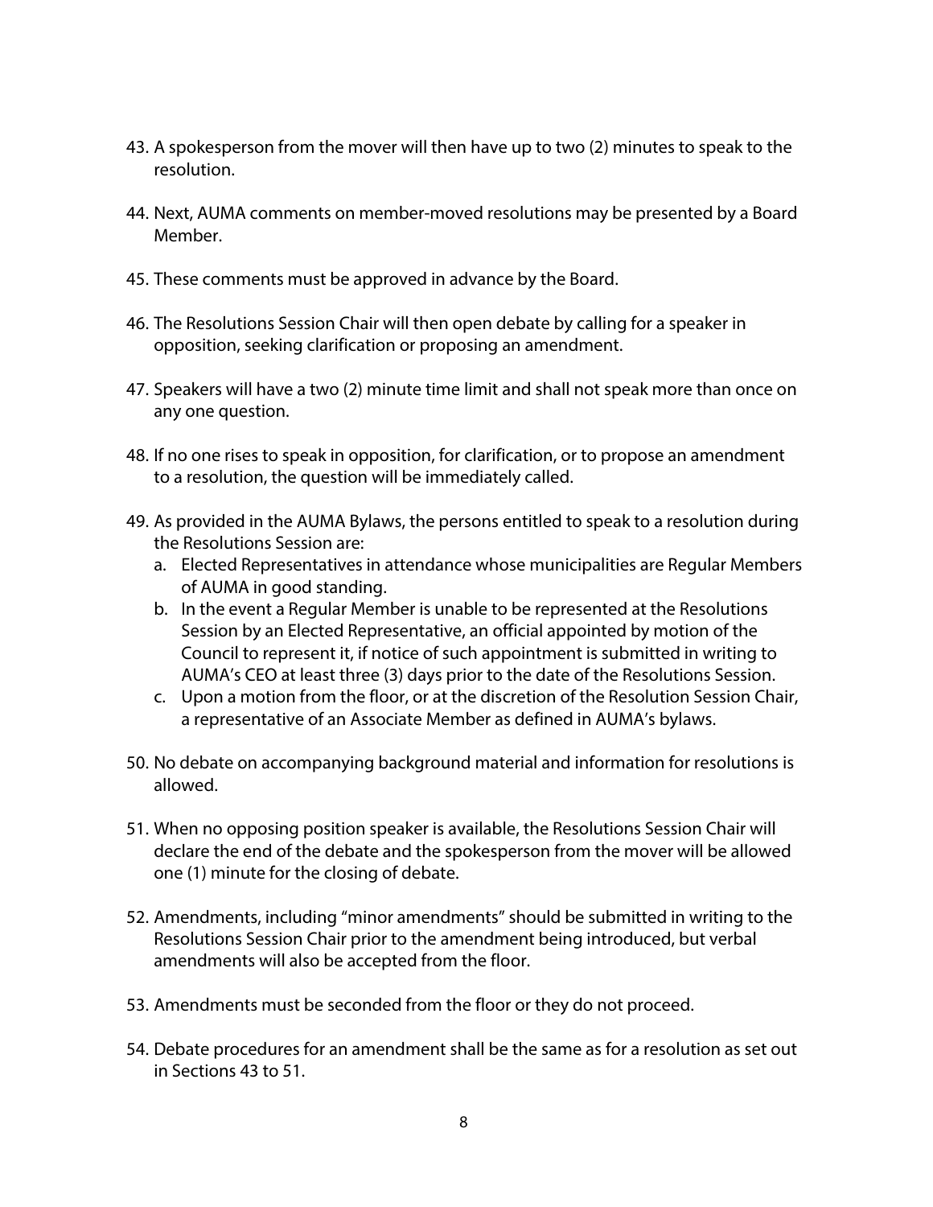43. A spokesperson from the mover will then have up to two (2) minutes to speak to the resolution.

44. Next, AUMA comments on member-moved resolutions may be presented by a Board Member.

45. These comments must be approved in advance by the Board.

46. The Resolutions Session Chair will then open debate by calling for a speaker in opposition, seeking clarification or proposing an amendment.

47. Speakers will have a two (2) minute time limit and shall not speak more than once on any one question.

48. If no one rises to speak in opposition, for clarification, or to propose an amendment to a resolution, the question will be immediately called.

49. As provided in the AUMA Bylaws, the persons entitled to speak to a resolution during the Resolutions Session are:
    a. Elected Representatives in attendance whose municipalities are Regular Members of AUMA in good standing.
    b. In the event a Regular Member is unable to be represented at the Resolutions Session by an Elected Representative, an official appointed by motion of the Council to represent it, if notice of such appointment is submitted in writing to AUMA's CEO at least three (3) days prior to the date of the Resolutions Session.
    c. Upon a motion from the floor, or at the discretion of the Resolution Session Chair, a representative of an Associate Member as defined in AUMA's bylaws.

50. No debate on accompanying background material and information for resolutions is allowed.

51. When no opposing position speaker is available, the Resolutions Session Chair will declare the end of the debate and the spokesperson from the mover will be allowed one (1) minute for the closing of debate.

52. Amendments, including "minor amendments" should be submitted in writing to the Resolutions Session Chair prior to the amendment being introduced, but verbal amendments will also be accepted from the floor.

53. Amendments must be seconded from the floor or they do not proceed.

54. Debate procedures for an amendment shall be the same as for a resolution as set out in Sections 43 to 51.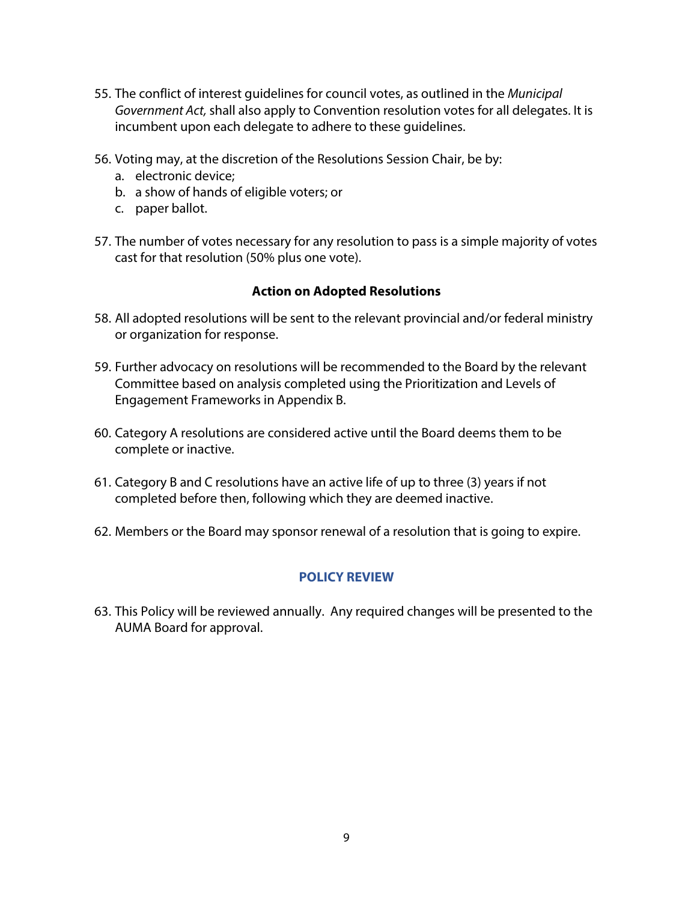55. The conflict of interest guidelines for council votes, as outlined in the *Municipal Government Act,* shall also apply to Convention resolution votes for all delegates. It is incumbent upon each delegate to adhere to these guidelines.

56. Voting may, at the discretion of the Resolutions Session Chair, be by:
    a. electronic device;
    b. a show of hands of eligible voters; or
    c. paper ballot.

57. The number of votes necessary for any resolution to pass is a simple majority of votes cast for that resolution (50% plus one vote).

### Action on Adopted Resolutions

58. All adopted resolutions will be sent to the relevant provincial and/or federal ministry or organization for response.

59. Further advocacy on resolutions will be recommended to the Board by the relevant Committee based on analysis completed using the Prioritization and Levels of Engagement Frameworks in Appendix B.

60. Category A resolutions are considered active until the Board deems them to be complete or inactive.

61. Category B and C resolutions have an active life of up to three (3) years if not completed before then, following which they are deemed inactive.

62. Members or the Board may sponsor renewal of a resolution that is going to expire.

## POLICY REVIEW

63. This Policy will be reviewed annually. Any required changes will be presented to the AUMA Board for approval.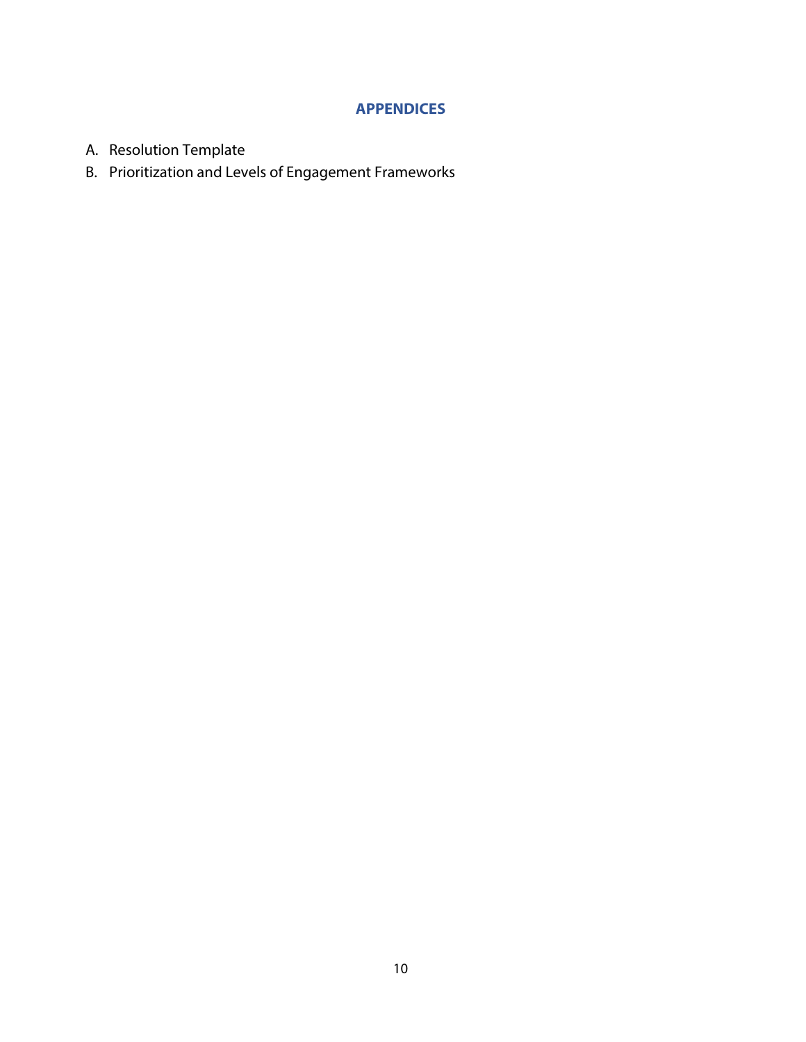## APPENDICES

A. Resolution Template

B. Prioritization and Levels of Engagement Frameworks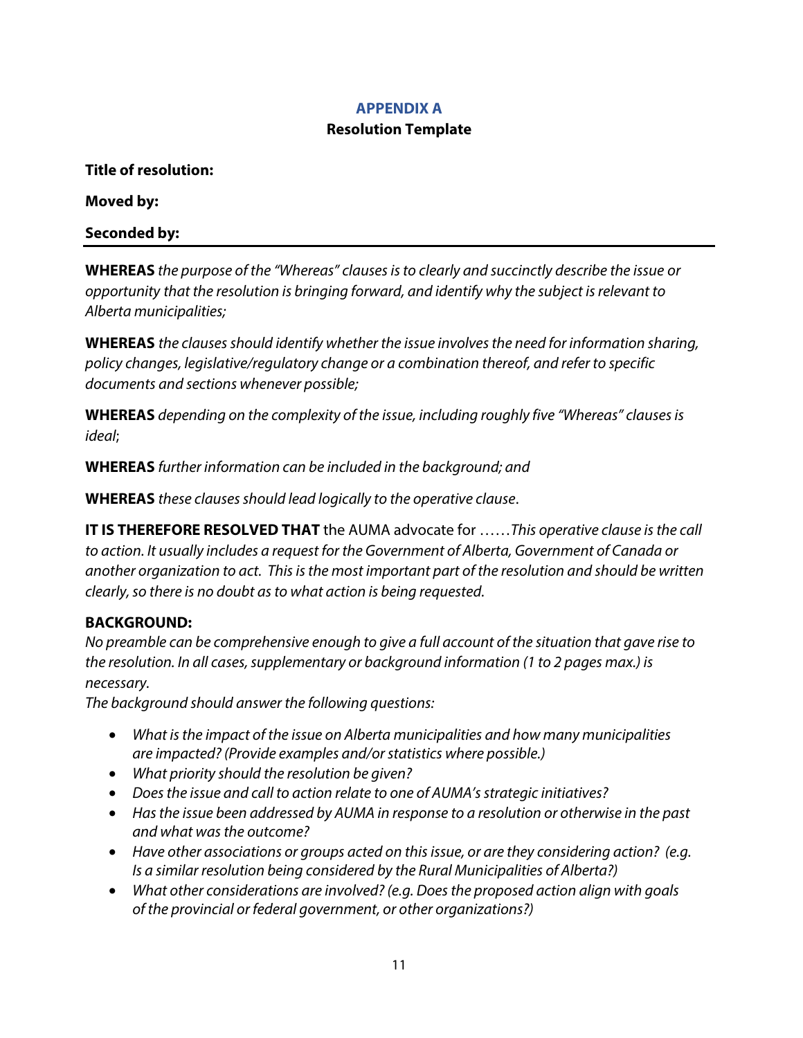## APPENDIX A

### Resolution Template

**Title of resolution:**

**Moved by:**

**Seconded by:**

---

**WHEREAS** *the purpose of the "Whereas" clauses is to clearly and succinctly describe the issue or opportunity that the resolution is bringing forward, and identify why the subject is relevant to Alberta municipalities;*

**WHEREAS** *the clauses should identify whether the issue involves the need for information sharing, policy changes, legislative/regulatory change or a combination thereof, and refer to specific documents and sections whenever possible;*

**WHEREAS** *depending on the complexity of the issue, including roughly five "Whereas" clauses is ideal*;

**WHEREAS** *further information can be included in the background; and*

**WHEREAS** *these clauses should lead logically to the operative clause*.

**IT IS THEREFORE RESOLVED THAT** the AUMA advocate for ……*This operative clause is the call to action. It usually includes a request for the Government of Alberta, Government of Canada or another organization to act. This is the most important part of the resolution and should be written clearly, so there is no doubt as to what action is being requested.*

**BACKGROUND:**

*No preamble can be comprehensive enough to give a full account of the situation that gave rise to the resolution. In all cases, supplementary or background information (1 to 2 pages max.) is necessary.*

*The background should answer the following questions:*

- *What is the impact of the issue on Alberta municipalities and how many municipalities are impacted? (Provide examples and/or statistics where possible.)*
- *What priority should the resolution be given?*
- *Does the issue and call to action relate to one of AUMA's strategic initiatives?*
- *Has the issue been addressed by AUMA in response to a resolution or otherwise in the past and what was the outcome?*
- *Have other associations or groups acted on this issue, or are they considering action? (e.g. Is a similar resolution being considered by the Rural Municipalities of Alberta?)*
- *What other considerations are involved? (e.g. Does the proposed action align with goals of the provincial or federal government, or other organizations?)*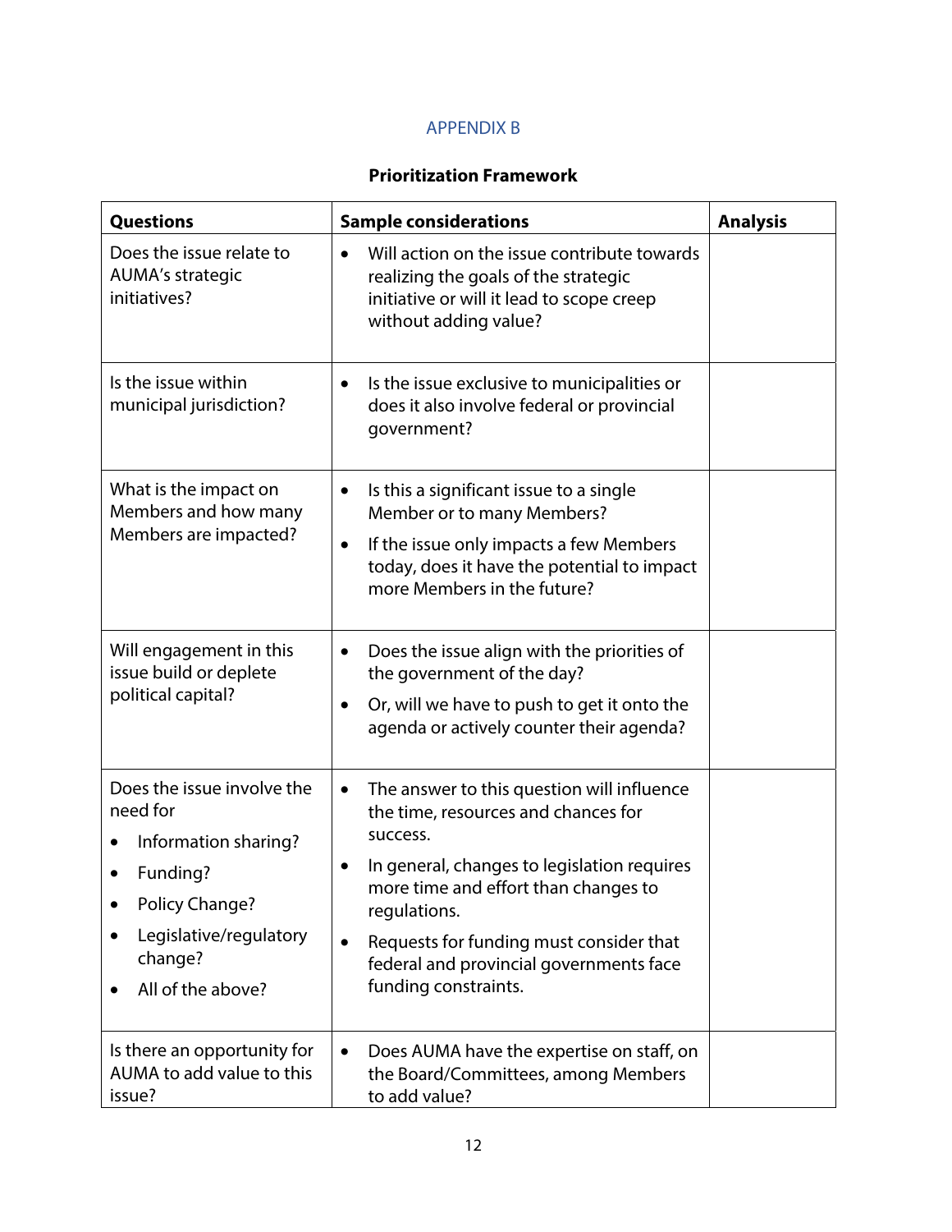APPENDIX B

**Prioritization Framework**

| **Questions** | **Sample considerations** | **Analysis** |
| --- | --- | --- |
| Does the issue relate to AUMA's strategic initiatives? | • Will action on the issue contribute towards realizing the goals of the strategic initiative or will it lead to scope creep without adding value? | |
| Is the issue within municipal jurisdiction? | • Is the issue exclusive to municipalities or does it also involve federal or provincial government? | |
| What is the impact on Members and how many Members are impacted? | • Is this a significant issue to a single Member or to many Members?<br>• If the issue only impacts a few Members today, does it have the potential to impact more Members in the future? | |
| Will engagement in this issue build or deplete political capital? | • Does the issue align with the priorities of the government of the day?<br>• Or, will we have to push to get it onto the agenda or actively counter their agenda? | |
| Does the issue involve the need for<br>• Information sharing?<br>• Funding?<br>• Policy Change?<br>• Legislative/regulatory change?<br>• All of the above? | • The answer to this question will influence the time, resources and chances for success.<br>• In general, changes to legislation requires more time and effort than changes to regulations.<br>• Requests for funding must consider that federal and provincial governments face funding constraints. | |
| Is there an opportunity for AUMA to add value to this issue? | • Does AUMA have the expertise on staff, on the Board/Committees, among Members to add value? | |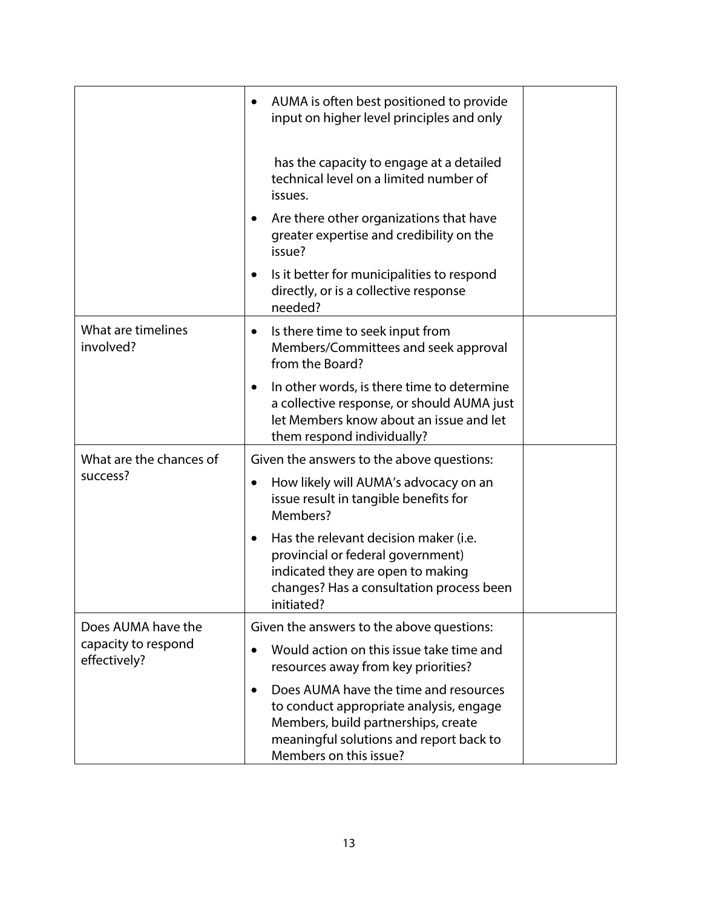| | | |
|---|---|---|
| | • AUMA is often best positioned to provide input on higher level principles and only has the capacity to engage at a detailed technical level on a limited number of issues.<br>• Are there other organizations that have greater expertise and credibility on the issue?<br>• Is it better for municipalities to respond directly, or is a collective response needed? | |
| What are timelines involved? | • Is there time to seek input from Members/Committees and seek approval from the Board?<br>• In other words, is there time to determine a collective response, or should AUMA just let Members know about an issue and let them respond individually? | |
| What are the chances of success? | Given the answers to the above questions:<br>• How likely will AUMA's advocacy on an issue result in tangible benefits for Members?<br>• Has the relevant decision maker (i.e. provincial or federal government) indicated they are open to making changes? Has a consultation process been initiated? | |
| Does AUMA have the capacity to respond effectively? | Given the answers to the above questions:<br>• Would action on this issue take time and resources away from key priorities?<br>• Does AUMA have the time and resources to conduct appropriate analysis, engage Members, build partnerships, create meaningful solutions and report back to Members on this issue? | |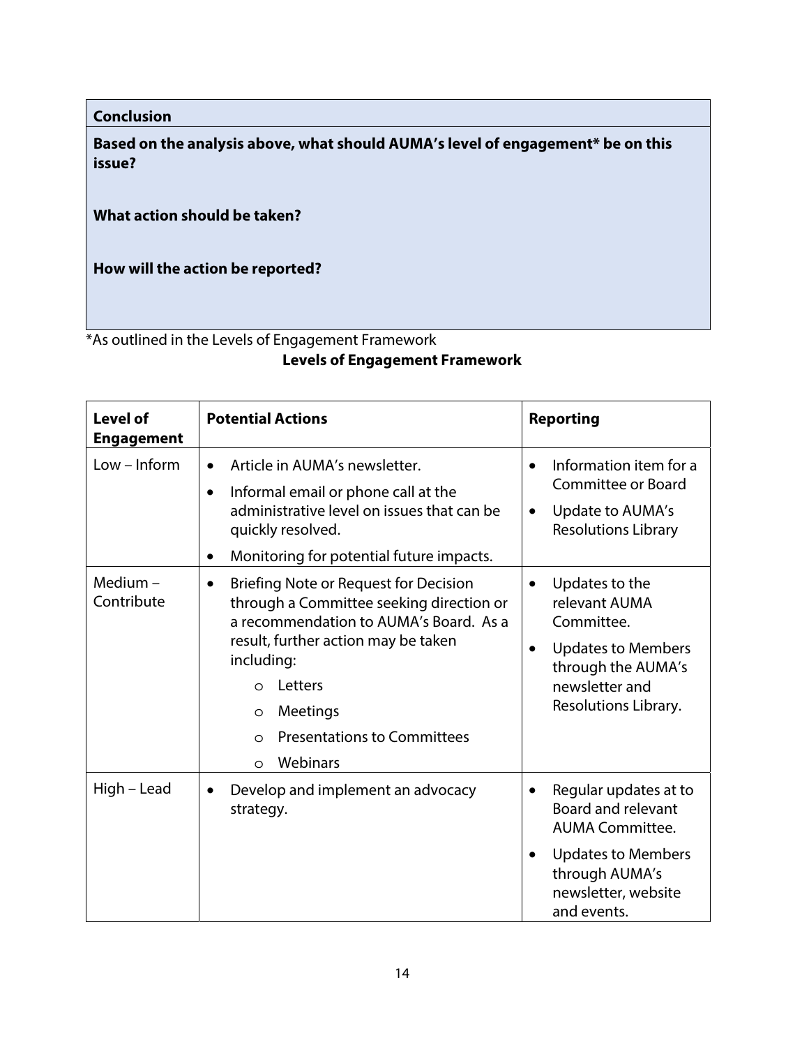| **Conclusion** |
|---|
| **Based on the analysis above, what should AUMA's level of engagement* be on this issue?**<br><br>**What action should be taken?**<br><br>**How will the action be reported?** |

*As outlined in the Levels of Engagement Framework

**Levels of Engagement Framework**

| **Level of Engagement** | **Potential Actions** | **Reporting** |
|---|---|---|
| Low – Inform | • Article in AUMA's newsletter.<br>• Informal email or phone call at the administrative level on issues that can be quickly resolved.<br>• Monitoring for potential future impacts. | • Information item for a Committee or Board<br>• Update to AUMA's Resolutions Library |
| Medium – Contribute | • Briefing Note or Request for Decision through a Committee seeking direction or a recommendation to AUMA's Board. As a result, further action may be taken including:<br>&nbsp;&nbsp;&nbsp;&nbsp;o Letters<br>&nbsp;&nbsp;&nbsp;&nbsp;o Meetings<br>&nbsp;&nbsp;&nbsp;&nbsp;o Presentations to Committees<br>&nbsp;&nbsp;&nbsp;&nbsp;o Webinars | • Updates to the relevant AUMA Committee.<br>• Updates to Members through the AUMA's newsletter and Resolutions Library. |
| High – Lead | • Develop and implement an advocacy strategy. | • Regular updates at to Board and relevant AUMA Committee.<br>• Updates to Members through AUMA's newsletter, website and events. |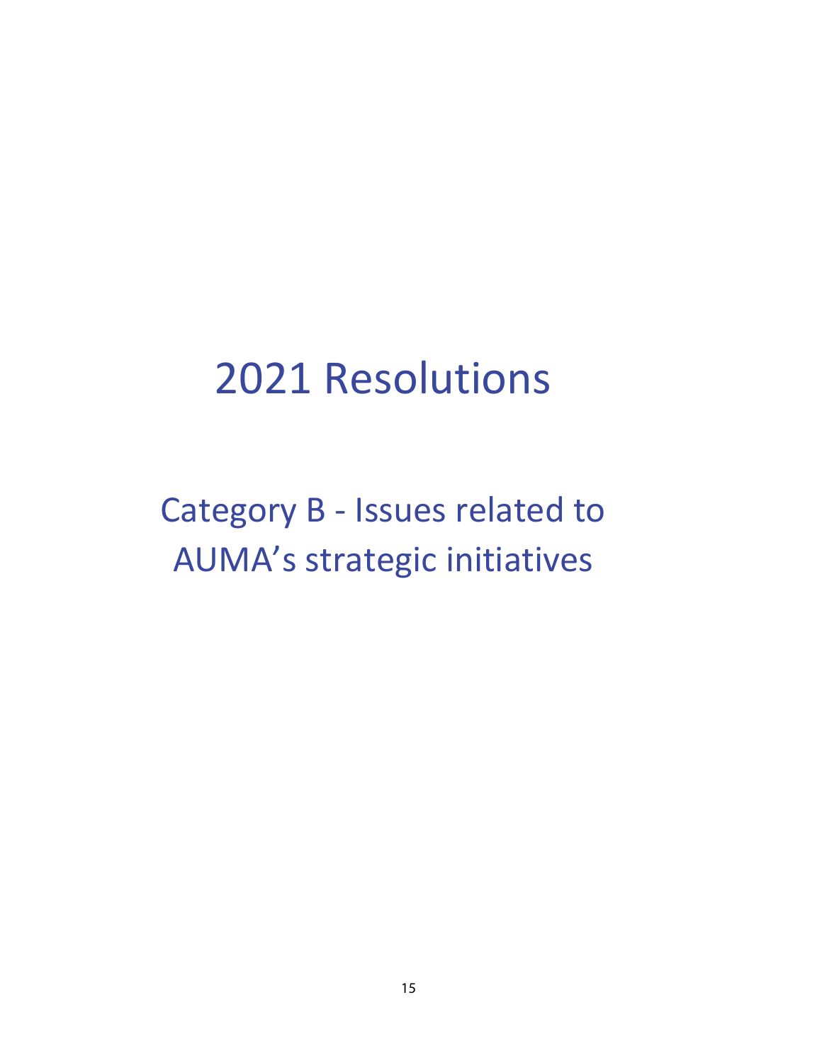# 2021 Resolutions

## Category B - Issues related to AUMA's strategic initiatives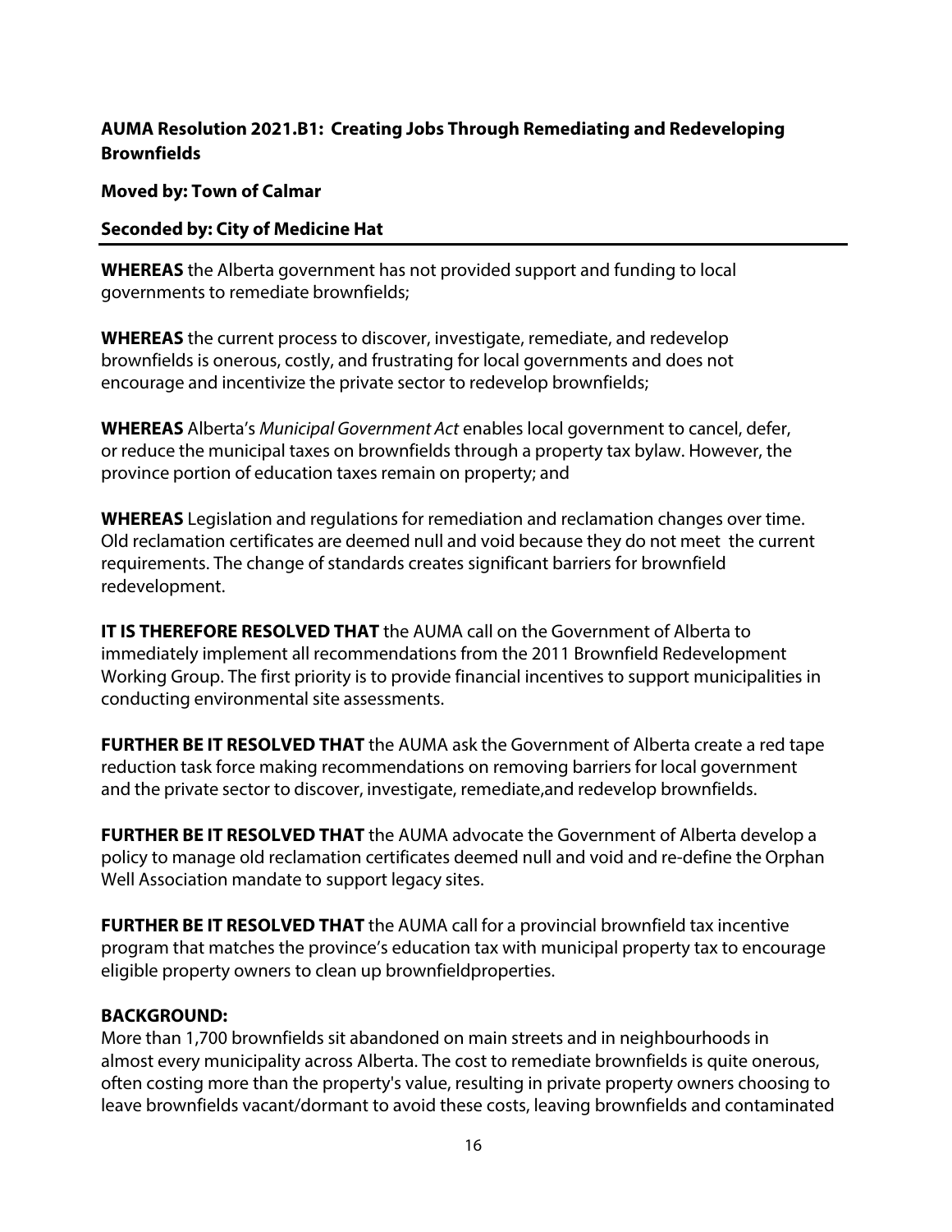**AUMA Resolution 2021.B1: Creating Jobs Through Remediating and Redeveloping Brownfields**

**Moved by: Town of Calmar**

**Seconded by: City of Medicine Hat**

---

**WHEREAS** the Alberta government has not provided support and funding to local governments to remediate brownfields;

**WHEREAS** the current process to discover, investigate, remediate, and redevelop brownfields is onerous, costly, and frustrating for local governments and does not encourage and incentivize the private sector to redevelop brownfields;

**WHEREAS** Alberta's *Municipal Government Act* enables local government to cancel, defer, or reduce the municipal taxes on brownfields through a property tax bylaw. However, the province portion of education taxes remain on property; and

**WHEREAS** Legislation and regulations for remediation and reclamation changes over time. Old reclamation certificates are deemed null and void because they do not meet the current requirements. The change of standards creates significant barriers for brownfield redevelopment.

**IT IS THEREFORE RESOLVED THAT** the AUMA call on the Government of Alberta to immediately implement all recommendations from the 2011 Brownfield Redevelopment Working Group. The first priority is to provide financial incentives to support municipalities in conducting environmental site assessments.

**FURTHER BE IT RESOLVED THAT** the AUMA ask the Government of Alberta create a red tape reduction task force making recommendations on removing barriers for local government and the private sector to discover, investigate, remediate,and redevelop brownfields.

**FURTHER BE IT RESOLVED THAT** the AUMA advocate the Government of Alberta develop a policy to manage old reclamation certificates deemed null and void and re-define the Orphan Well Association mandate to support legacy sites.

**FURTHER BE IT RESOLVED THAT** the AUMA call for a provincial brownfield tax incentive program that matches the province's education tax with municipal property tax to encourage eligible property owners to clean up brownfieldproperties.

**BACKGROUND:**

More than 1,700 brownfields sit abandoned on main streets and in neighbourhoods in almost every municipality across Alberta. The cost to remediate brownfields is quite onerous, often costing more than the property's value, resulting in private property owners choosing to leave brownfields vacant/dormant to avoid these costs, leaving brownfields and contaminated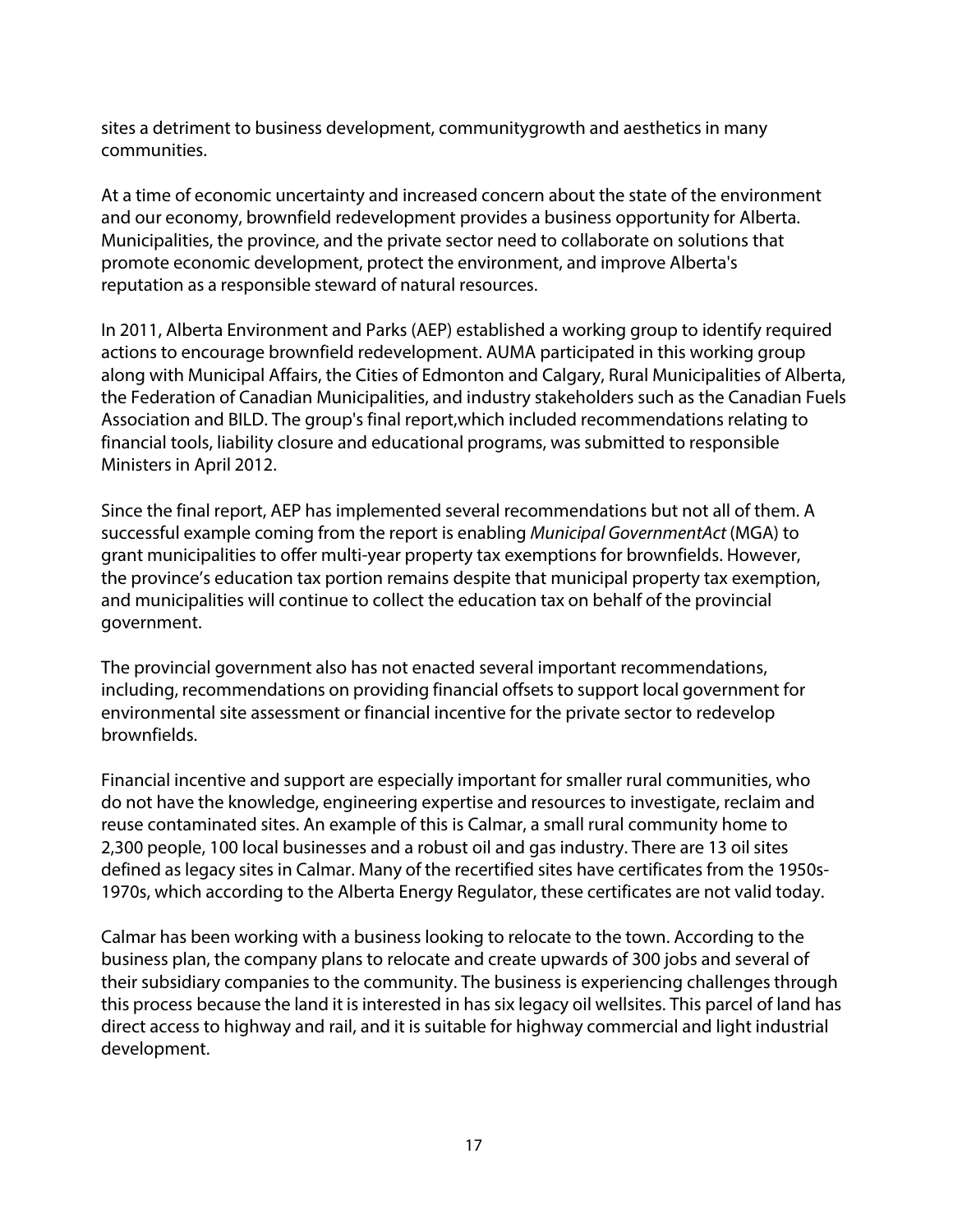sites a detriment to business development, communitygrowth and aesthetics in many communities.

At a time of economic uncertainty and increased concern about the state of the environment and our economy, brownfield redevelopment provides a business opportunity for Alberta. Municipalities, the province, and the private sector need to collaborate on solutions that promote economic development, protect the environment, and improve Alberta's reputation as a responsible steward of natural resources.

In 2011, Alberta Environment and Parks (AEP) established a working group to identify required actions to encourage brownfield redevelopment. AUMA participated in this working group along with Municipal Affairs, the Cities of Edmonton and Calgary, Rural Municipalities of Alberta, the Federation of Canadian Municipalities, and industry stakeholders such as the Canadian Fuels Association and BILD. The group's final report,which included recommendations relating to financial tools, liability closure and educational programs, was submitted to responsible Ministers in April 2012.

Since the final report, AEP has implemented several recommendations but not all of them. A successful example coming from the report is enabling *Municipal GovernmentAct* (MGA) to grant municipalities to offer multi-year property tax exemptions for brownfields. However, the province's education tax portion remains despite that municipal property tax exemption, and municipalities will continue to collect the education tax on behalf of the provincial government.

The provincial government also has not enacted several important recommendations, including, recommendations on providing financial offsets to support local government for environmental site assessment or financial incentive for the private sector to redevelop brownfields.

Financial incentive and support are especially important for smaller rural communities, who do not have the knowledge, engineering expertise and resources to investigate, reclaim and reuse contaminated sites. An example of this is Calmar, a small rural community home to 2,300 people, 100 local businesses and a robust oil and gas industry. There are 13 oil sites defined as legacy sites in Calmar. Many of the recertified sites have certificates from the 1950s-1970s, which according to the Alberta Energy Regulator, these certificates are not valid today.

Calmar has been working with a business looking to relocate to the town. According to the business plan, the company plans to relocate and create upwards of 300 jobs and several of their subsidiary companies to the community. The business is experiencing challenges through this process because the land it is interested in has six legacy oil wellsites. This parcel of land has direct access to highway and rail, and it is suitable for highway commercial and light industrial development.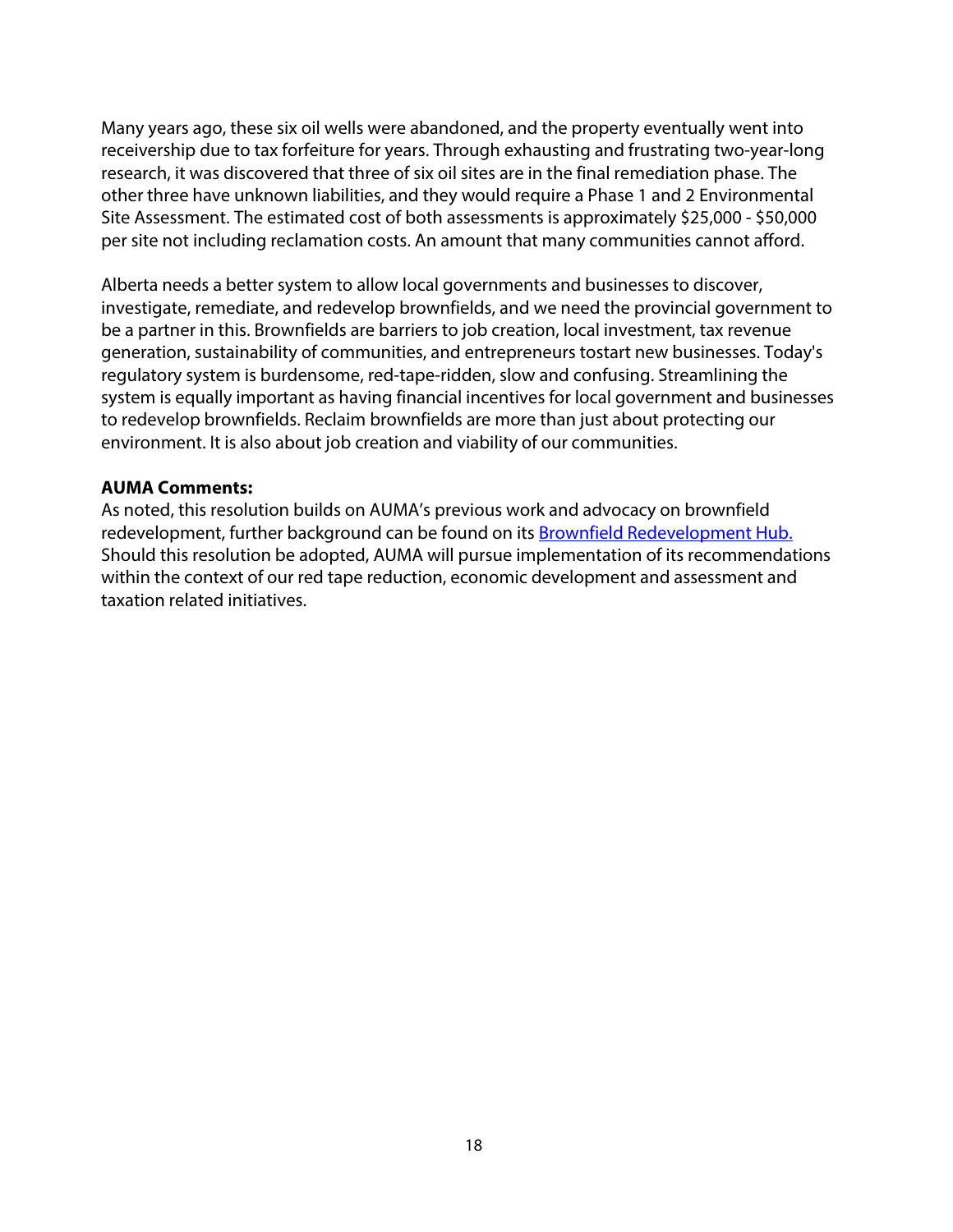Many years ago, these six oil wells were abandoned, and the property eventually went into receivership due to tax forfeiture for years. Through exhausting and frustrating two-year-long research, it was discovered that three of six oil sites are in the final remediation phase. The other three have unknown liabilities, and they would require a Phase 1 and 2 Environmental Site Assessment. The estimated cost of both assessments is approximately $25,000 - $50,000 per site not including reclamation costs. An amount that many communities cannot afford.

Alberta needs a better system to allow local governments and businesses to discover, investigate, remediate, and redevelop brownfields, and we need the provincial government to be a partner in this. Brownfields are barriers to job creation, local investment, tax revenue generation, sustainability of communities, and entrepreneurs tostart new businesses. Today's regulatory system is burdensome, red-tape-ridden, slow and confusing. Streamlining the system is equally important as having financial incentives for local government and businesses to redevelop brownfields. Reclaim brownfields are more than just about protecting our environment. It is also about job creation and viability of our communities.

**AUMA Comments:**
As noted, this resolution builds on AUMA's previous work and advocacy on brownfield redevelopment, further background can be found on its Brownfield Redevelopment Hub. Should this resolution be adopted, AUMA will pursue implementation of its recommendations within the context of our red tape reduction, economic development and assessment and taxation related initiatives.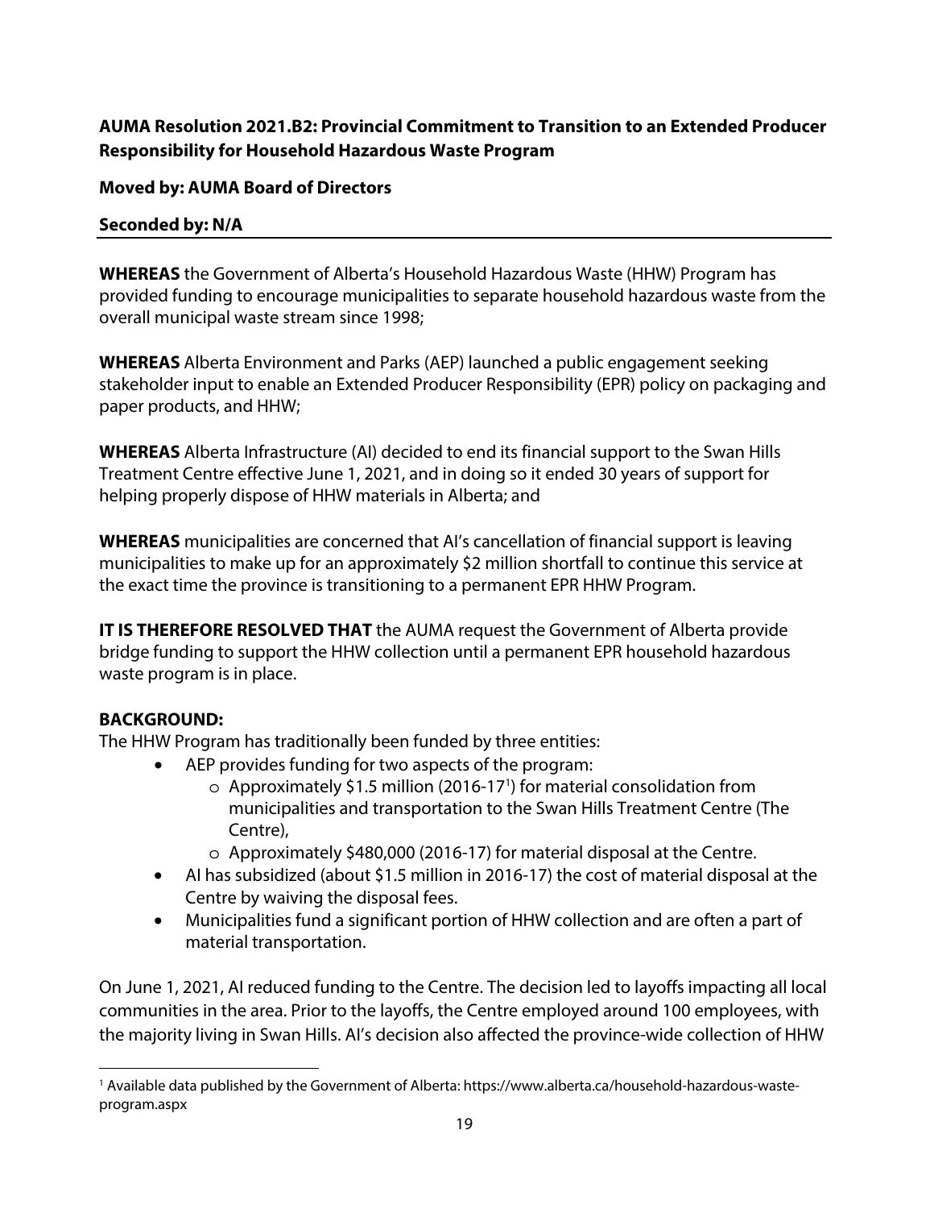**AUMA Resolution 2021.B2: Provincial Commitment to Transition to an Extended Producer Responsibility for Household Hazardous Waste Program**

**Moved by: AUMA Board of Directors**

**Seconded by: N/A**

---

**WHEREAS** the Government of Alberta's Household Hazardous Waste (HHW) Program has provided funding to encourage municipalities to separate household hazardous waste from the overall municipal waste stream since 1998;

**WHEREAS** Alberta Environment and Parks (AEP) launched a public engagement seeking stakeholder input to enable an Extended Producer Responsibility (EPR) policy on packaging and paper products, and HHW;

**WHEREAS** Alberta Infrastructure (AI) decided to end its financial support to the Swan Hills Treatment Centre effective June 1, 2021, and in doing so it ended 30 years of support for helping properly dispose of HHW materials in Alberta; and

**WHEREAS** municipalities are concerned that AI's cancellation of financial support is leaving municipalities to make up for an approximately $2 million shortfall to continue this service at the exact time the province is transitioning to a permanent EPR HHW Program.

**IT IS THEREFORE RESOLVED THAT** the AUMA request the Government of Alberta provide bridge funding to support the HHW collection until a permanent EPR household hazardous waste program is in place.

**BACKGROUND:**

The HHW Program has traditionally been funded by three entities:

- AEP provides funding for two aspects of the program:
  - Approximately $1.5 million (2016-17[1]) for material consolidation from municipalities and transportation to the Swan Hills Treatment Centre (The Centre),
  - Approximately $480,000 (2016-17) for material disposal at the Centre.
- AI has subsidized (about $1.5 million in 2016-17) the cost of material disposal at the Centre by waiving the disposal fees.
- Municipalities fund a significant portion of HHW collection and are often a part of material transportation.

On June 1, 2021, AI reduced funding to the Centre. The decision led to layoffs impacting all local communities in the area. Prior to the layoffs, the Centre employed around 100 employees, with the majority living in Swan Hills. AI's decision also affected the province-wide collection of HHW

---

[1] Available data published by the Government of Alberta: https://www.alberta.ca/household-hazardous-waste-program.aspx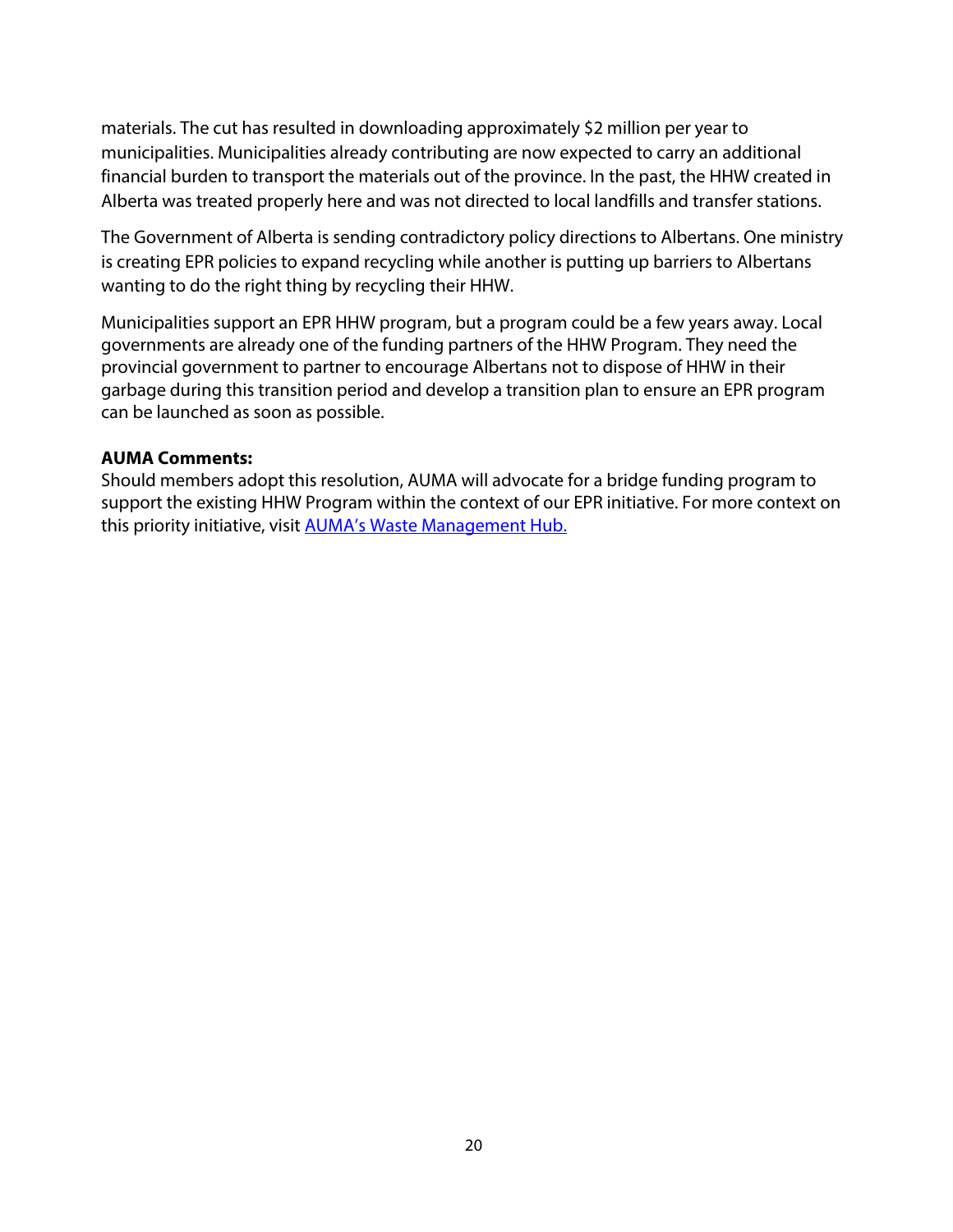materials. The cut has resulted in downloading approximately $2 million per year to municipalities. Municipalities already contributing are now expected to carry an additional financial burden to transport the materials out of the province. In the past, the HHW created in Alberta was treated properly here and was not directed to local landfills and transfer stations.

The Government of Alberta is sending contradictory policy directions to Albertans. One ministry is creating EPR policies to expand recycling while another is putting up barriers to Albertans wanting to do the right thing by recycling their HHW.

Municipalities support an EPR HHW program, but a program could be a few years away. Local governments are already one of the funding partners of the HHW Program. They need the provincial government to partner to encourage Albertans not to dispose of HHW in their garbage during this transition period and develop a transition plan to ensure an EPR program can be launched as soon as possible.

**AUMA Comments:**
Should members adopt this resolution, AUMA will advocate for a bridge funding program to support the existing HHW Program within the context of our EPR initiative. For more context on this priority initiative, visit [AUMA's Waste Management Hub.]()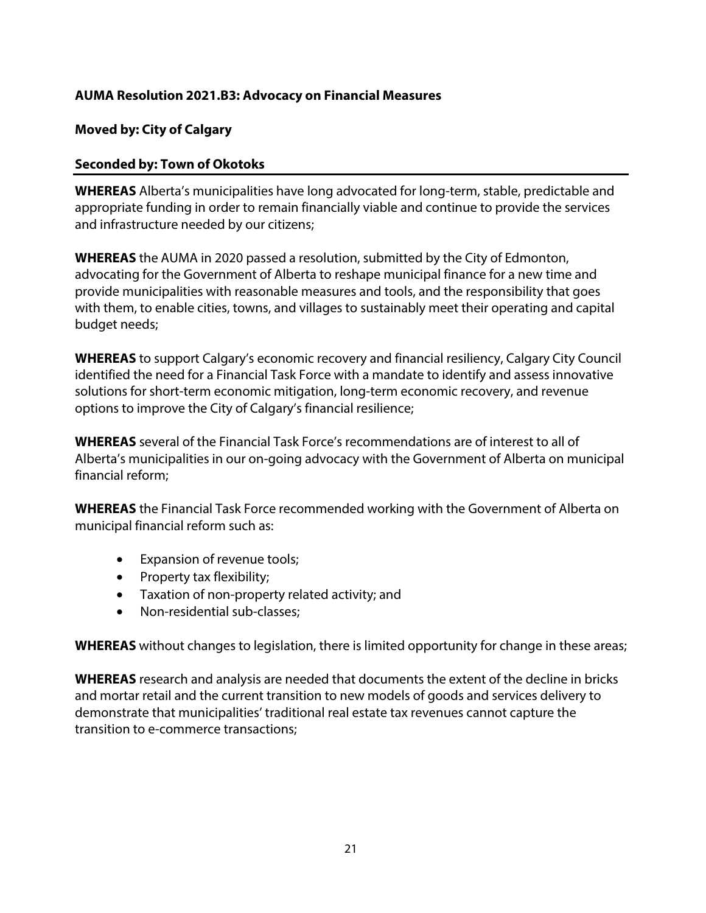**AUMA Resolution 2021.B3: Advocacy on Financial Measures**

**Moved by: City of Calgary**

**Seconded by: Town of Okotoks**

**WHEREAS** Alberta's municipalities have long advocated for long-term, stable, predictable and appropriate funding in order to remain financially viable and continue to provide the services and infrastructure needed by our citizens;

**WHEREAS** the AUMA in 2020 passed a resolution, submitted by the City of Edmonton, advocating for the Government of Alberta to reshape municipal finance for a new time and provide municipalities with reasonable measures and tools, and the responsibility that goes with them, to enable cities, towns, and villages to sustainably meet their operating and capital budget needs;

**WHEREAS** to support Calgary's economic recovery and financial resiliency, Calgary City Council identified the need for a Financial Task Force with a mandate to identify and assess innovative solutions for short-term economic mitigation, long-term economic recovery, and revenue options to improve the City of Calgary's financial resilience;

**WHEREAS** several of the Financial Task Force's recommendations are of interest to all of Alberta's municipalities in our on-going advocacy with the Government of Alberta on municipal financial reform;

**WHEREAS** the Financial Task Force recommended working with the Government of Alberta on municipal financial reform such as:

- Expansion of revenue tools;
- Property tax flexibility;
- Taxation of non-property related activity; and
- Non-residential sub-classes;

**WHEREAS** without changes to legislation, there is limited opportunity for change in these areas;

**WHEREAS** research and analysis are needed that documents the extent of the decline in bricks and mortar retail and the current transition to new models of goods and services delivery to demonstrate that municipalities' traditional real estate tax revenues cannot capture the transition to e-commerce transactions;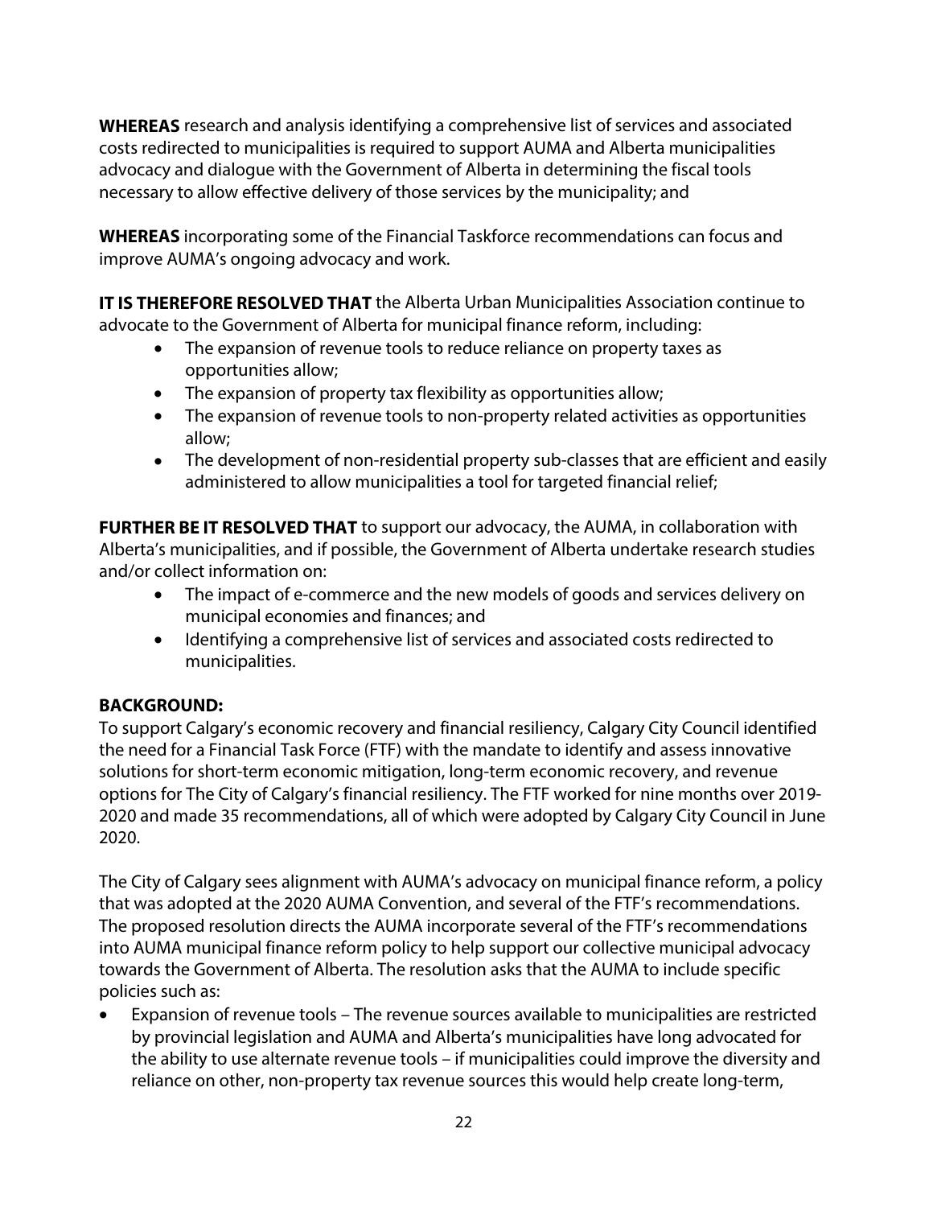**WHEREAS** research and analysis identifying a comprehensive list of services and associated costs redirected to municipalities is required to support AUMA and Alberta municipalities advocacy and dialogue with the Government of Alberta in determining the fiscal tools necessary to allow effective delivery of those services by the municipality; and

**WHEREAS** incorporating some of the Financial Taskforce recommendations can focus and improve AUMA's ongoing advocacy and work.

**IT IS THEREFORE RESOLVED THAT** the Alberta Urban Municipalities Association continue to advocate to the Government of Alberta for municipal finance reform, including:

- The expansion of revenue tools to reduce reliance on property taxes as opportunities allow;
- The expansion of property tax flexibility as opportunities allow;
- The expansion of revenue tools to non-property related activities as opportunities allow;
- The development of non-residential property sub-classes that are efficient and easily administered to allow municipalities a tool for targeted financial relief;

**FURTHER BE IT RESOLVED THAT** to support our advocacy, the AUMA, in collaboration with Alberta's municipalities, and if possible, the Government of Alberta undertake research studies and/or collect information on:

- The impact of e-commerce and the new models of goods and services delivery on municipal economies and finances; and
- Identifying a comprehensive list of services and associated costs redirected to municipalities.

**BACKGROUND:**

To support Calgary's economic recovery and financial resiliency, Calgary City Council identified the need for a Financial Task Force (FTF) with the mandate to identify and assess innovative solutions for short-term economic mitigation, long-term economic recovery, and revenue options for The City of Calgary's financial resiliency. The FTF worked for nine months over 2019-2020 and made 35 recommendations, all of which were adopted by Calgary City Council in June 2020.

The City of Calgary sees alignment with AUMA's advocacy on municipal finance reform, a policy that was adopted at the 2020 AUMA Convention, and several of the FTF's recommendations. The proposed resolution directs the AUMA incorporate several of the FTF's recommendations into AUMA municipal finance reform policy to help support our collective municipal advocacy towards the Government of Alberta. The resolution asks that the AUMA to include specific policies such as:

- Expansion of revenue tools – The revenue sources available to municipalities are restricted by provincial legislation and AUMA and Alberta's municipalities have long advocated for the ability to use alternate revenue tools – if municipalities could improve the diversity and reliance on other, non-property tax revenue sources this would help create long-term,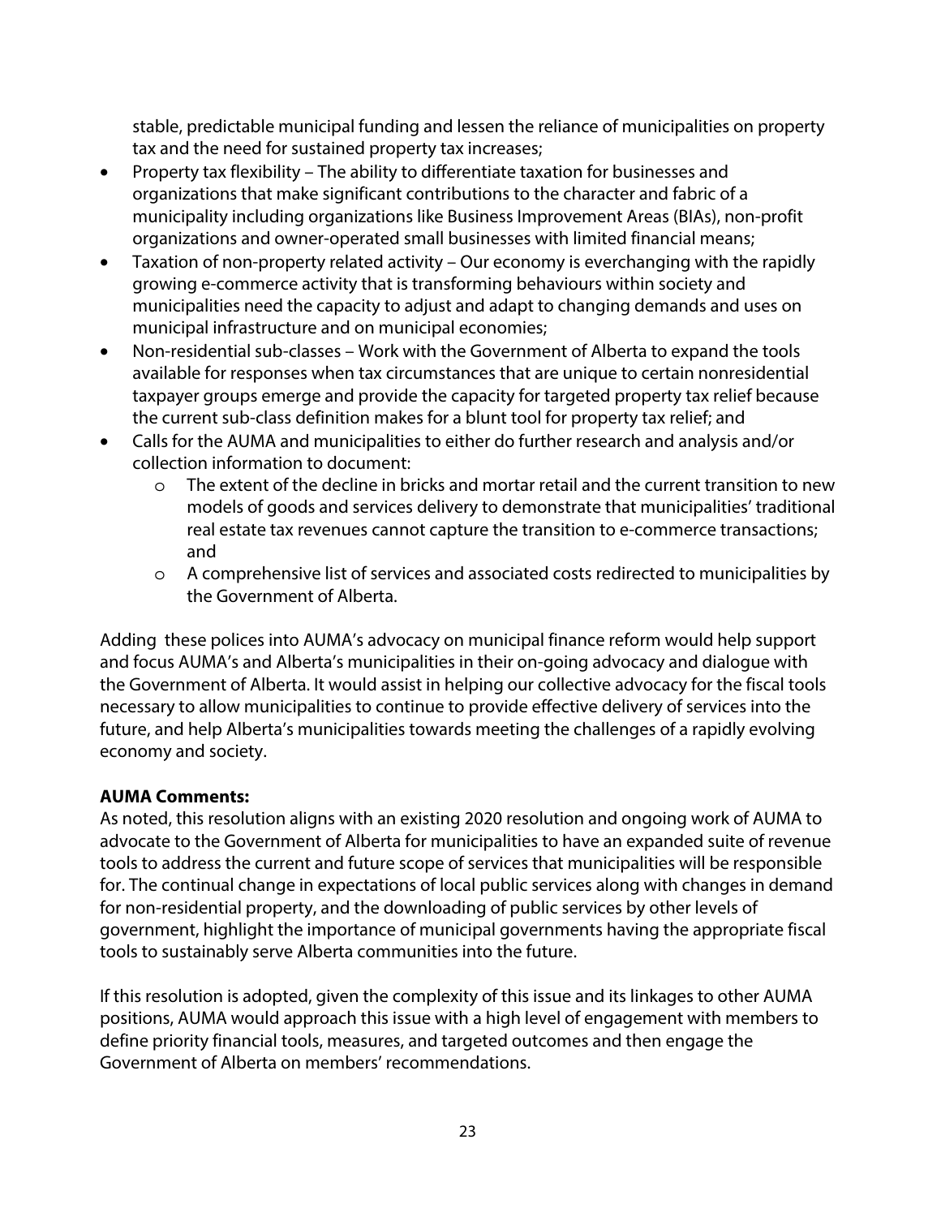stable, predictable municipal funding and lessen the reliance of municipalities on property tax and the need for sustained property tax increases;

- Property tax flexibility – The ability to differentiate taxation for businesses and organizations that make significant contributions to the character and fabric of a municipality including organizations like Business Improvement Areas (BIAs), non-profit organizations and owner-operated small businesses with limited financial means;
- Taxation of non-property related activity – Our economy is everchanging with the rapidly growing e-commerce activity that is transforming behaviours within society and municipalities need the capacity to adjust and adapt to changing demands and uses on municipal infrastructure and on municipal economies;
- Non-residential sub-classes – Work with the Government of Alberta to expand the tools available for responses when tax circumstances that are unique to certain nonresidential taxpayer groups emerge and provide the capacity for targeted property tax relief because the current sub-class definition makes for a blunt tool for property tax relief; and
- Calls for the AUMA and municipalities to either do further research and analysis and/or collection information to document:
  - The extent of the decline in bricks and mortar retail and the current transition to new models of goods and services delivery to demonstrate that municipalities' traditional real estate tax revenues cannot capture the transition to e-commerce transactions; and
  - A comprehensive list of services and associated costs redirected to municipalities by the Government of Alberta.

Adding these polices into AUMA's advocacy on municipal finance reform would help support and focus AUMA's and Alberta's municipalities in their on-going advocacy and dialogue with the Government of Alberta. It would assist in helping our collective advocacy for the fiscal tools necessary to allow municipalities to continue to provide effective delivery of services into the future, and help Alberta's municipalities towards meeting the challenges of a rapidly evolving economy and society.

**AUMA Comments:**

As noted, this resolution aligns with an existing 2020 resolution and ongoing work of AUMA to advocate to the Government of Alberta for municipalities to have an expanded suite of revenue tools to address the current and future scope of services that municipalities will be responsible for. The continual change in expectations of local public services along with changes in demand for non-residential property, and the downloading of public services by other levels of government, highlight the importance of municipal governments having the appropriate fiscal tools to sustainably serve Alberta communities into the future.

If this resolution is adopted, given the complexity of this issue and its linkages to other AUMA positions, AUMA would approach this issue with a high level of engagement with members to define priority financial tools, measures, and targeted outcomes and then engage the Government of Alberta on members' recommendations.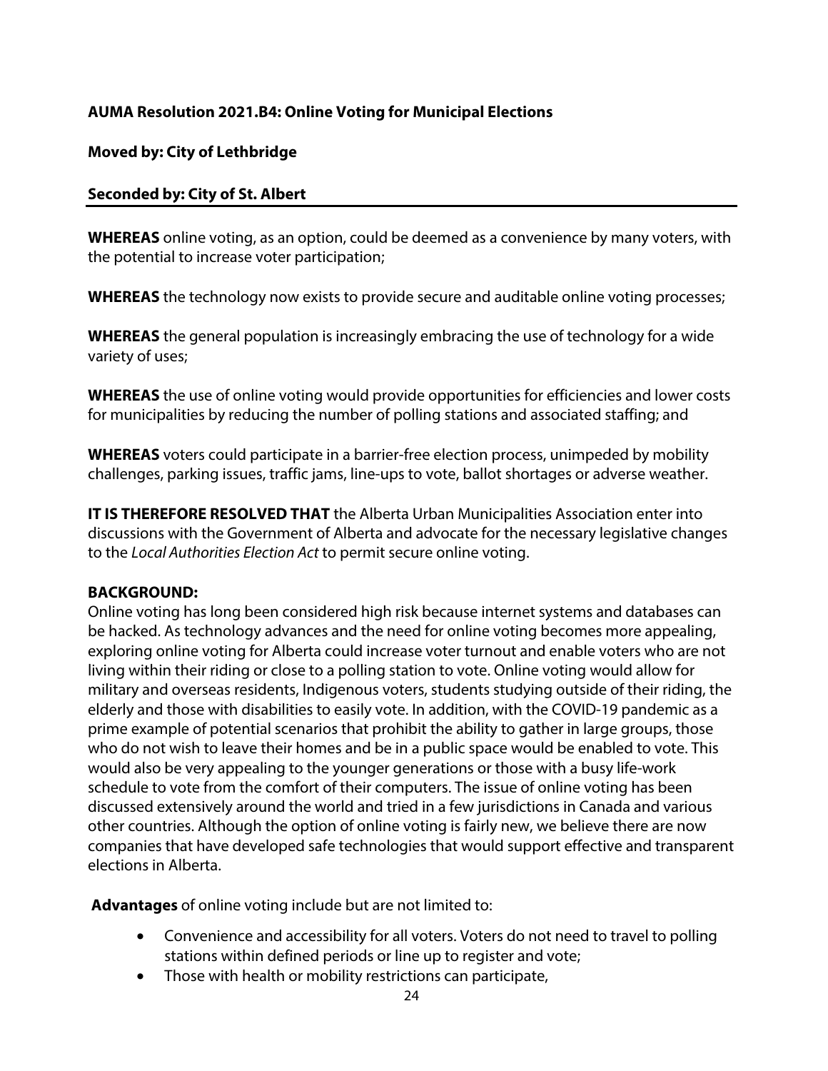**AUMA Resolution 2021.B4: Online Voting for Municipal Elections**

**Moved by: City of Lethbridge**

**Seconded by: City of St. Albert**

---

**WHEREAS** online voting, as an option, could be deemed as a convenience by many voters, with the potential to increase voter participation;

**WHEREAS** the technology now exists to provide secure and auditable online voting processes;

**WHEREAS** the general population is increasingly embracing the use of technology for a wide variety of uses;

**WHEREAS** the use of online voting would provide opportunities for efficiencies and lower costs for municipalities by reducing the number of polling stations and associated staffing; and

**WHEREAS** voters could participate in a barrier-free election process, unimpeded by mobility challenges, parking issues, traffic jams, line-ups to vote, ballot shortages or adverse weather.

**IT IS THEREFORE RESOLVED THAT** the Alberta Urban Municipalities Association enter into discussions with the Government of Alberta and advocate for the necessary legislative changes to the *Local Authorities Election Act* to permit secure online voting.

**BACKGROUND:**
Online voting has long been considered high risk because internet systems and databases can be hacked. As technology advances and the need for online voting becomes more appealing, exploring online voting for Alberta could increase voter turnout and enable voters who are not living within their riding or close to a polling station to vote. Online voting would allow for military and overseas residents, Indigenous voters, students studying outside of their riding, the elderly and those with disabilities to easily vote. In addition, with the COVID-19 pandemic as a prime example of potential scenarios that prohibit the ability to gather in large groups, those who do not wish to leave their homes and be in a public space would be enabled to vote. This would also be very appealing to the younger generations or those with a busy life-work schedule to vote from the comfort of their computers. The issue of online voting has been discussed extensively around the world and tried in a few jurisdictions in Canada and various other countries. Although the option of online voting is fairly new, we believe there are now companies that have developed safe technologies that would support effective and transparent elections in Alberta.

**Advantages** of online voting include but are not limited to:

- Convenience and accessibility for all voters. Voters do not need to travel to polling stations within defined periods or line up to register and vote;
- Those with health or mobility restrictions can participate,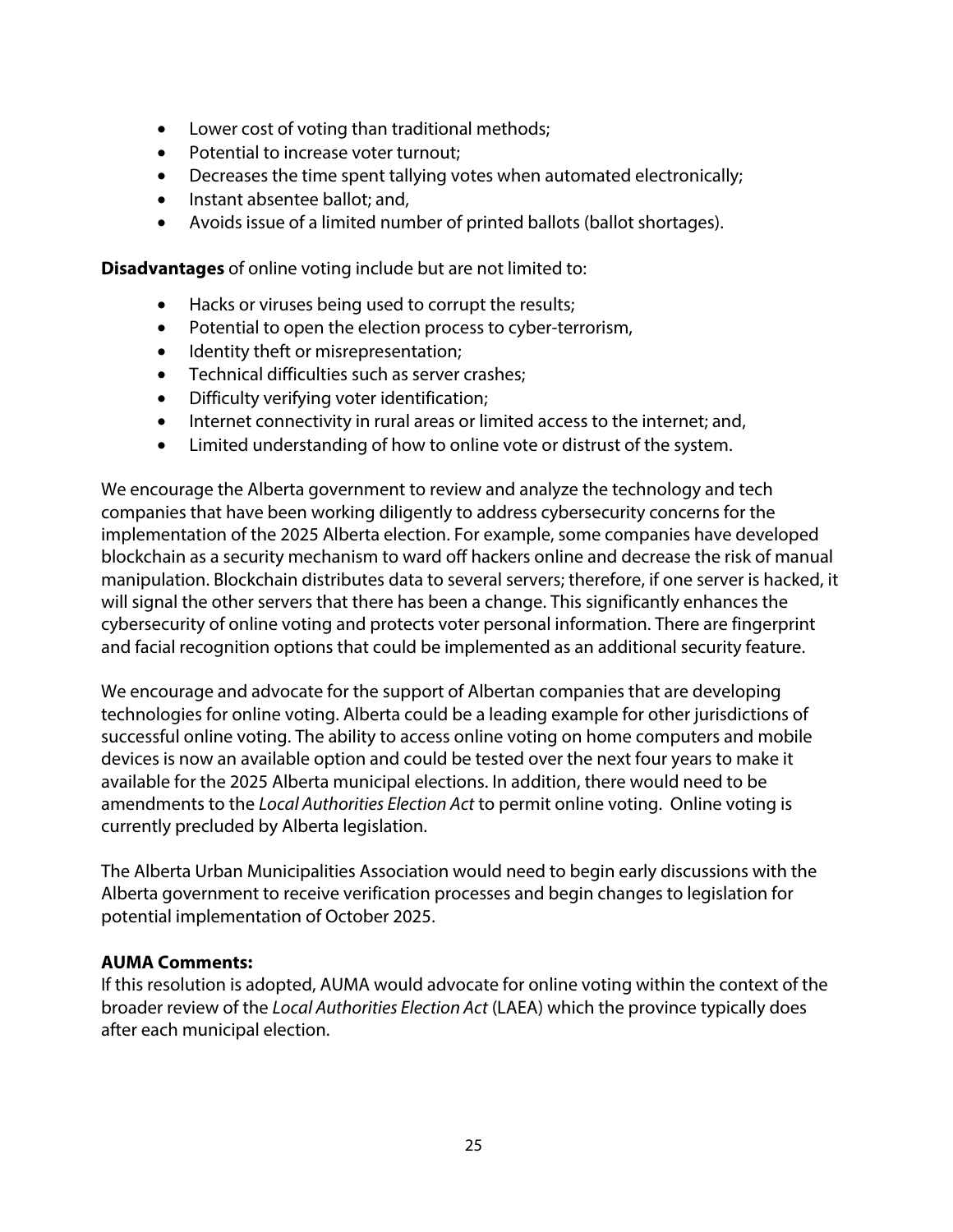- Lower cost of voting than traditional methods;
- Potential to increase voter turnout;
- Decreases the time spent tallying votes when automated electronically;
- Instant absentee ballot; and,
- Avoids issue of a limited number of printed ballots (ballot shortages).

**Disadvantages** of online voting include but are not limited to:

- Hacks or viruses being used to corrupt the results;
- Potential to open the election process to cyber-terrorism,
- Identity theft or misrepresentation;
- Technical difficulties such as server crashes;
- Difficulty verifying voter identification;
- Internet connectivity in rural areas or limited access to the internet; and,
- Limited understanding of how to online vote or distrust of the system.

We encourage the Alberta government to review and analyze the technology and tech companies that have been working diligently to address cybersecurity concerns for the implementation of the 2025 Alberta election. For example, some companies have developed blockchain as a security mechanism to ward off hackers online and decrease the risk of manual manipulation. Blockchain distributes data to several servers; therefore, if one server is hacked, it will signal the other servers that there has been a change. This significantly enhances the cybersecurity of online voting and protects voter personal information. There are fingerprint and facial recognition options that could be implemented as an additional security feature.

We encourage and advocate for the support of Albertan companies that are developing technologies for online voting. Alberta could be a leading example for other jurisdictions of successful online voting. The ability to access online voting on home computers and mobile devices is now an available option and could be tested over the next four years to make it available for the 2025 Alberta municipal elections. In addition, there would need to be amendments to the *Local Authorities Election Act* to permit online voting. Online voting is currently precluded by Alberta legislation.

The Alberta Urban Municipalities Association would need to begin early discussions with the Alberta government to receive verification processes and begin changes to legislation for potential implementation of October 2025.

**AUMA Comments:**
If this resolution is adopted, AUMA would advocate for online voting within the context of the broader review of the *Local Authorities Election Act* (LAEA) which the province typically does after each municipal election.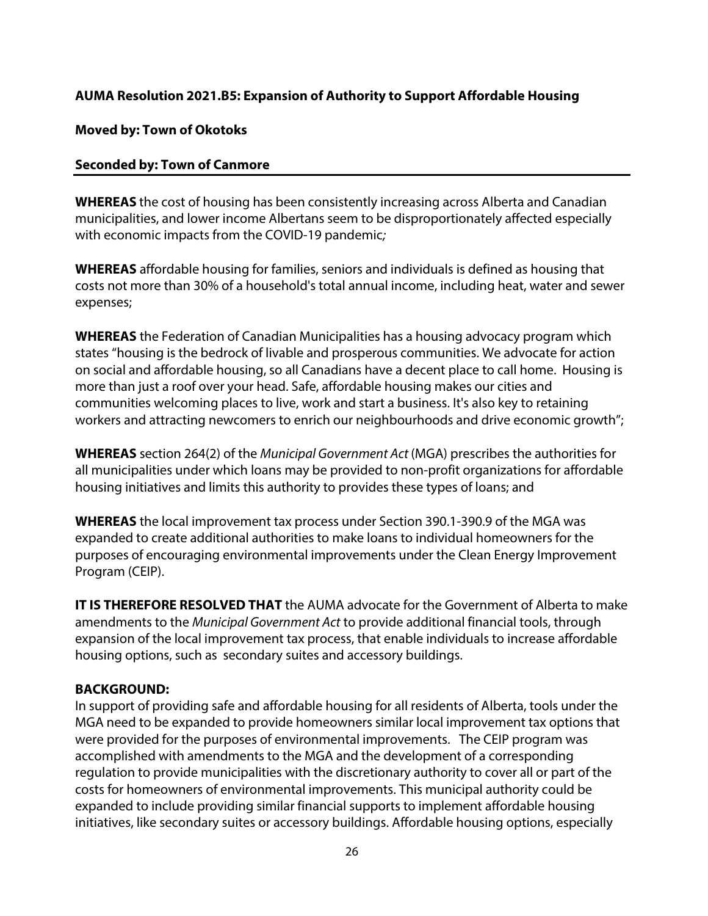**AUMA Resolution 2021.B5: Expansion of Authority to Support Affordable Housing**

**Moved by: Town of Okotoks**

**Seconded by: Town of Canmore**

---

**WHEREAS** the cost of housing has been consistently increasing across Alberta and Canadian municipalities, and lower income Albertans seem to be disproportionately affected especially with economic impacts from the COVID-19 pandemic;

**WHEREAS** affordable housing for families, seniors and individuals is defined as housing that costs not more than 30% of a household's total annual income, including heat, water and sewer expenses;

**WHEREAS** the Federation of Canadian Municipalities has a housing advocacy program which states "housing is the bedrock of livable and prosperous communities. We advocate for action on social and affordable housing, so all Canadians have a decent place to call home. Housing is more than just a roof over your head. Safe, affordable housing makes our cities and communities welcoming places to live, work and start a business. It's also key to retaining workers and attracting newcomers to enrich our neighbourhoods and drive economic growth";

**WHEREAS** section 264(2) of the *Municipal Government Act* (MGA) prescribes the authorities for all municipalities under which loans may be provided to non-profit organizations for affordable housing initiatives and limits this authority to provides these types of loans; and

**WHEREAS** the local improvement tax process under Section 390.1-390.9 of the MGA was expanded to create additional authorities to make loans to individual homeowners for the purposes of encouraging environmental improvements under the Clean Energy Improvement Program (CEIP).

**IT IS THEREFORE RESOLVED THAT** the AUMA advocate for the Government of Alberta to make amendments to the *Municipal Government Act* to provide additional financial tools, through expansion of the local improvement tax process, that enable individuals to increase affordable housing options, such as secondary suites and accessory buildings.

**BACKGROUND:**

In support of providing safe and affordable housing for all residents of Alberta, tools under the MGA need to be expanded to provide homeowners similar local improvement tax options that were provided for the purposes of environmental improvements. The CEIP program was accomplished with amendments to the MGA and the development of a corresponding regulation to provide municipalities with the discretionary authority to cover all or part of the costs for homeowners of environmental improvements. This municipal authority could be expanded to include providing similar financial supports to implement affordable housing initiatives, like secondary suites or accessory buildings. Affordable housing options, especially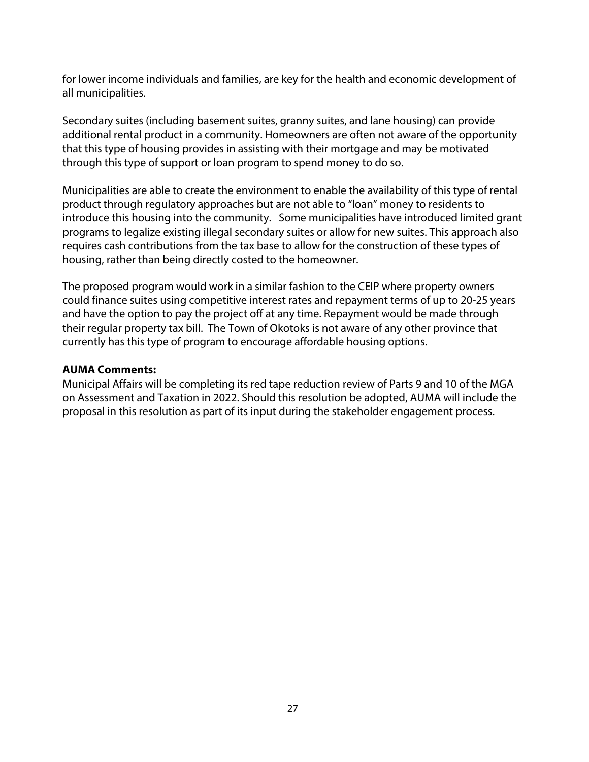for lower income individuals and families, are key for the health and economic development of all municipalities.

Secondary suites (including basement suites, granny suites, and lane housing) can provide additional rental product in a community. Homeowners are often not aware of the opportunity that this type of housing provides in assisting with their mortgage and may be motivated through this type of support or loan program to spend money to do so.

Municipalities are able to create the environment to enable the availability of this type of rental product through regulatory approaches but are not able to "loan" money to residents to introduce this housing into the community. Some municipalities have introduced limited grant programs to legalize existing illegal secondary suites or allow for new suites. This approach also requires cash contributions from the tax base to allow for the construction of these types of housing, rather than being directly costed to the homeowner.

The proposed program would work in a similar fashion to the CEIP where property owners could finance suites using competitive interest rates and repayment terms of up to 20-25 years and have the option to pay the project off at any time. Repayment would be made through their regular property tax bill. The Town of Okotoks is not aware of any other province that currently has this type of program to encourage affordable housing options.

**AUMA Comments:**
Municipal Affairs will be completing its red tape reduction review of Parts 9 and 10 of the MGA on Assessment and Taxation in 2022. Should this resolution be adopted, AUMA will include the proposal in this resolution as part of its input during the stakeholder engagement process.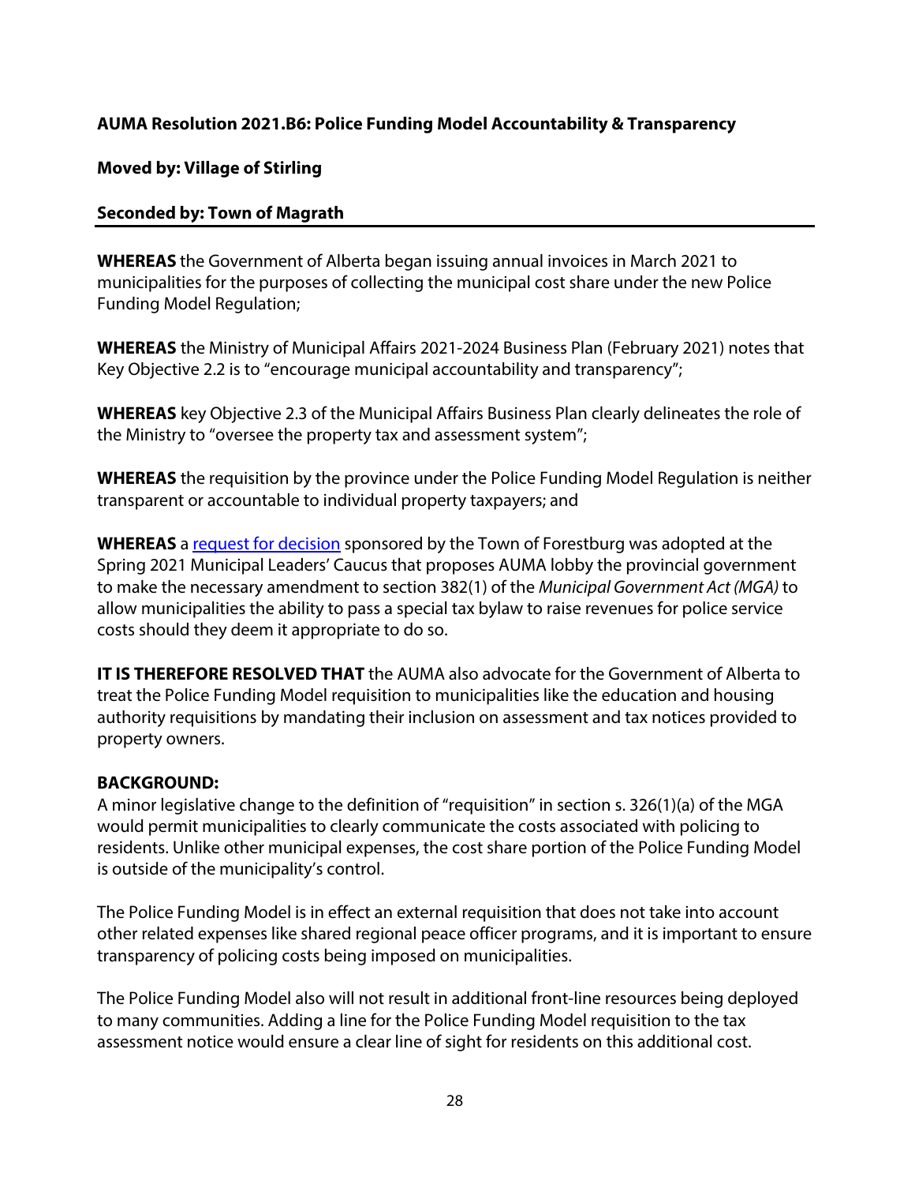**AUMA Resolution 2021.B6: Police Funding Model Accountability & Transparency**

**Moved by: Village of Stirling**

**Seconded by: Town of Magrath**

---

**WHEREAS** the Government of Alberta began issuing annual invoices in March 2021 to municipalities for the purposes of collecting the municipal cost share under the new Police Funding Model Regulation;

**WHEREAS** the Ministry of Municipal Affairs 2021-2024 Business Plan (February 2021) notes that Key Objective 2.2 is to "encourage municipal accountability and transparency";

**WHEREAS** key Objective 2.3 of the Municipal Affairs Business Plan clearly delineates the role of the Ministry to "oversee the property tax and assessment system";

**WHEREAS** the requisition by the province under the Police Funding Model Regulation is neither transparent or accountable to individual property taxpayers; and

**WHEREAS** a request for decision sponsored by the Town of Forestburg was adopted at the Spring 2021 Municipal Leaders' Caucus that proposes AUMA lobby the provincial government to make the necessary amendment to section 382(1) of the *Municipal Government Act (MGA)* to allow municipalities the ability to pass a special tax bylaw to raise revenues for police service costs should they deem it appropriate to do so.

**IT IS THEREFORE RESOLVED THAT** the AUMA also advocate for the Government of Alberta to treat the Police Funding Model requisition to municipalities like the education and housing authority requisitions by mandating their inclusion on assessment and tax notices provided to property owners.

**BACKGROUND:**

A minor legislative change to the definition of "requisition" in section s. 326(1)(a) of the MGA would permit municipalities to clearly communicate the costs associated with policing to residents. Unlike other municipal expenses, the cost share portion of the Police Funding Model is outside of the municipality's control.

The Police Funding Model is in effect an external requisition that does not take into account other related expenses like shared regional peace officer programs, and it is important to ensure transparency of policing costs being imposed on municipalities.

The Police Funding Model also will not result in additional front-line resources being deployed to many communities. Adding a line for the Police Funding Model requisition to the tax assessment notice would ensure a clear line of sight for residents on this additional cost.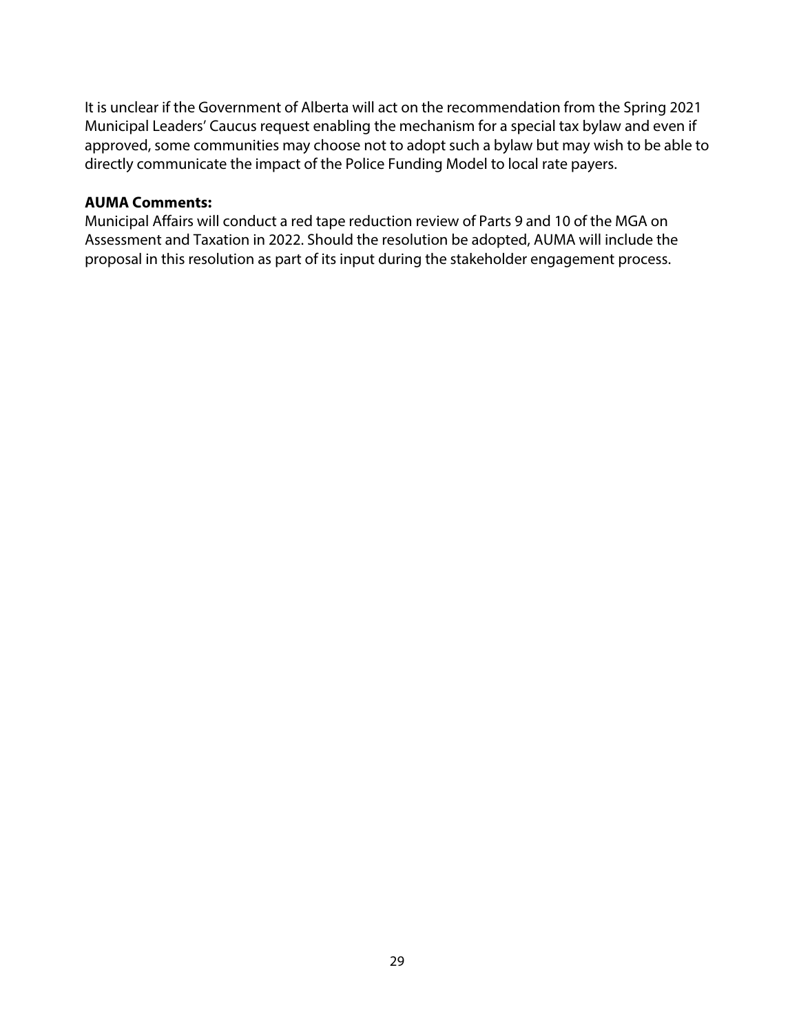It is unclear if the Government of Alberta will act on the recommendation from the Spring 2021 Municipal Leaders' Caucus request enabling the mechanism for a special tax bylaw and even if approved, some communities may choose not to adopt such a bylaw but may wish to be able to directly communicate the impact of the Police Funding Model to local rate payers.

**AUMA Comments:**

Municipal Affairs will conduct a red tape reduction review of Parts 9 and 10 of the MGA on Assessment and Taxation in 2022. Should the resolution be adopted, AUMA will include the proposal in this resolution as part of its input during the stakeholder engagement process.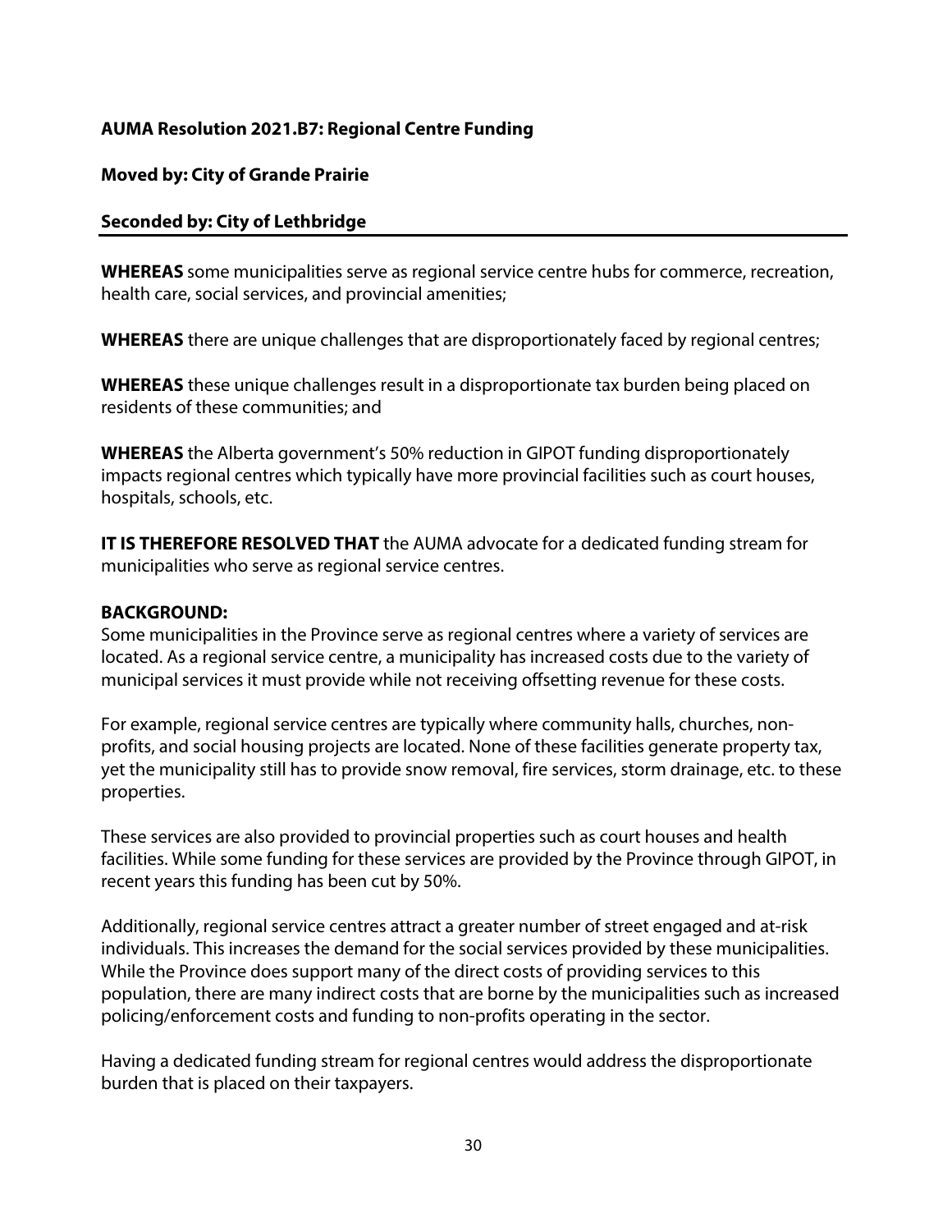**AUMA Resolution 2021.B7: Regional Centre Funding**

**Moved by: City of Grande Prairie**

**Seconded by: City of Lethbridge**

---

**WHEREAS** some municipalities serve as regional service centre hubs for commerce, recreation, health care, social services, and provincial amenities;

**WHEREAS** there are unique challenges that are disproportionately faced by regional centres;

**WHEREAS** these unique challenges result in a disproportionate tax burden being placed on residents of these communities; and

**WHEREAS** the Alberta government's 50% reduction in GIPOT funding disproportionately impacts regional centres which typically have more provincial facilities such as court houses, hospitals, schools, etc.

**IT IS THEREFORE RESOLVED THAT** the AUMA advocate for a dedicated funding stream for municipalities who serve as regional service centres.

**BACKGROUND:**

Some municipalities in the Province serve as regional centres where a variety of services are located. As a regional service centre, a municipality has increased costs due to the variety of municipal services it must provide while not receiving offsetting revenue for these costs.

For example, regional service centres are typically where community halls, churches, non-profits, and social housing projects are located. None of these facilities generate property tax, yet the municipality still has to provide snow removal, fire services, storm drainage, etc. to these properties.

These services are also provided to provincial properties such as court houses and health facilities. While some funding for these services are provided by the Province through GIPOT, in recent years this funding has been cut by 50%.

Additionally, regional service centres attract a greater number of street engaged and at-risk individuals. This increases the demand for the social services provided by these municipalities. While the Province does support many of the direct costs of providing services to this population, there are many indirect costs that are borne by the municipalities such as increased policing/enforcement costs and funding to non-profits operating in the sector.

Having a dedicated funding stream for regional centres would address the disproportionate burden that is placed on their taxpayers.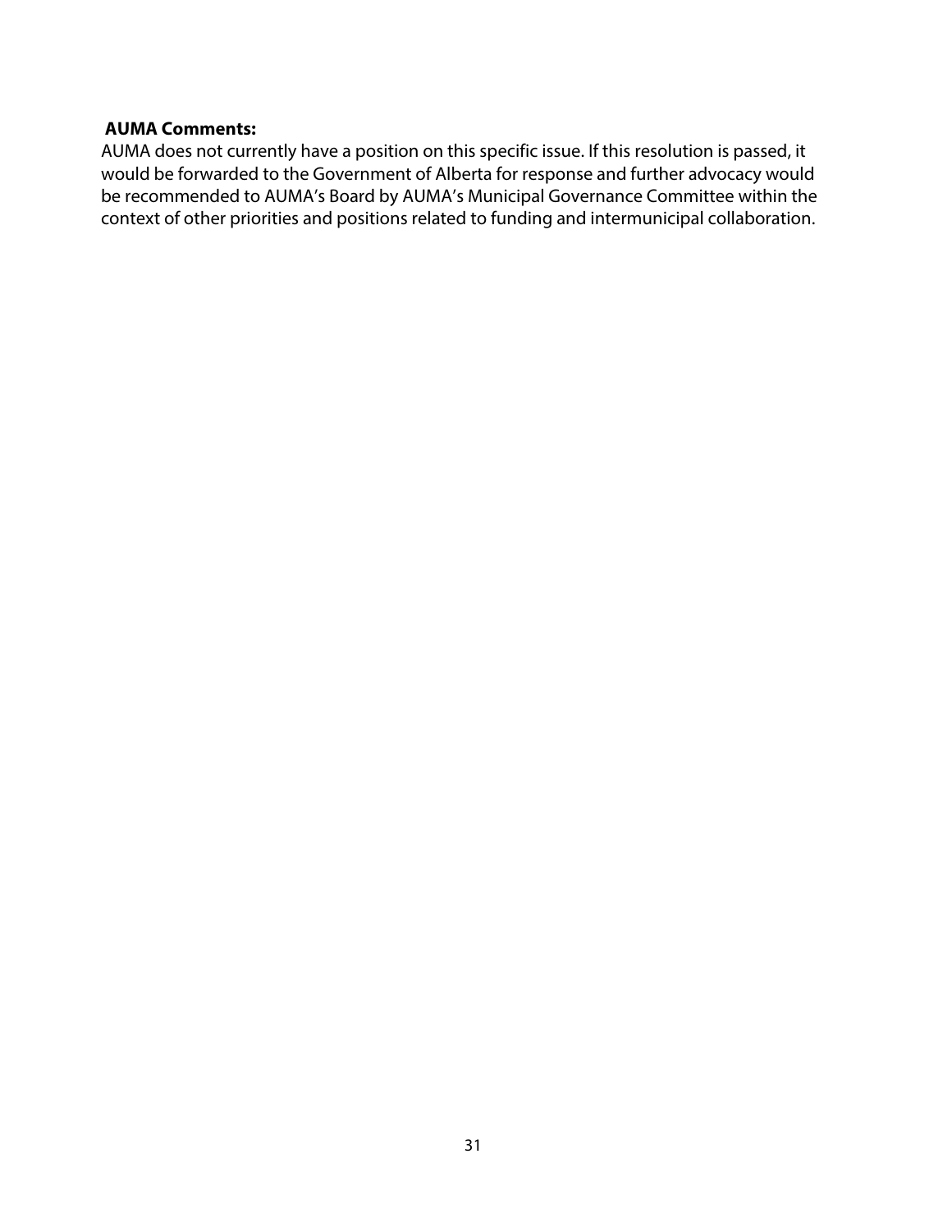**AUMA Comments:**

AUMA does not currently have a position on this specific issue. If this resolution is passed, it would be forwarded to the Government of Alberta for response and further advocacy would be recommended to AUMA's Board by AUMA's Municipal Governance Committee within the context of other priorities and positions related to funding and intermunicipal collaboration.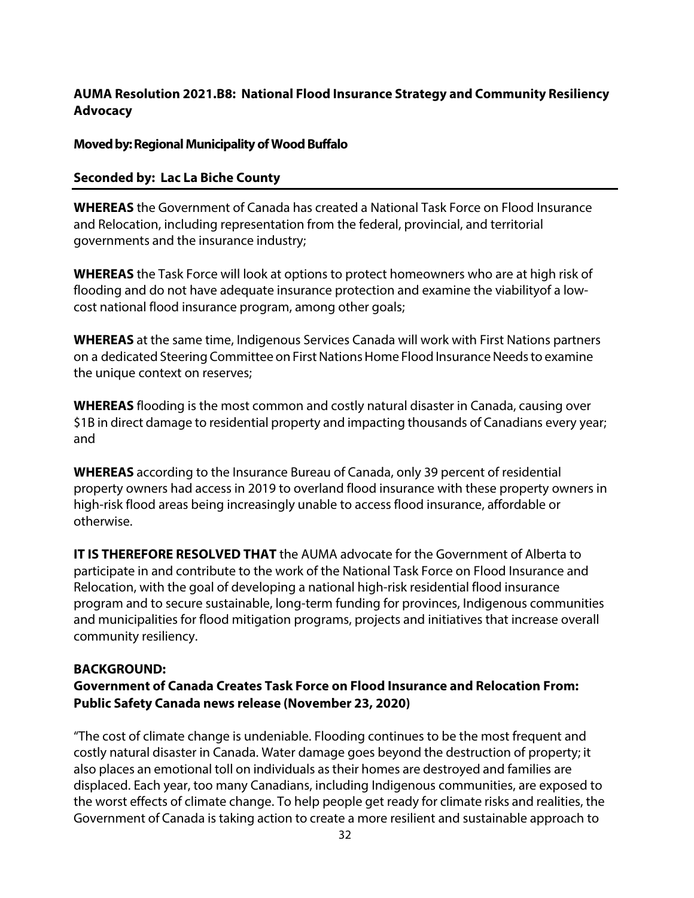**AUMA Resolution 2021.B8: National Flood Insurance Strategy and Community Resiliency Advocacy**

**Moved by: Regional Municipality of Wood Buffalo**

**Seconded by: Lac La Biche County**

---

**WHEREAS** the Government of Canada has created a National Task Force on Flood Insurance and Relocation, including representation from the federal, provincial, and territorial governments and the insurance industry;

**WHEREAS** the Task Force will look at options to protect homeowners who are at high risk of flooding and do not have adequate insurance protection and examine the viabilityof a low-cost national flood insurance program, among other goals;

**WHEREAS** at the same time, Indigenous Services Canada will work with First Nations partners on a dedicated Steering Committee on First Nations Home Flood Insurance Needs to examine the unique context on reserves;

**WHEREAS** flooding is the most common and costly natural disaster in Canada, causing over $1B in direct damage to residential property and impacting thousands of Canadians every year; and

**WHEREAS** according to the Insurance Bureau of Canada, only 39 percent of residential property owners had access in 2019 to overland flood insurance with these property owners in high-risk flood areas being increasingly unable to access flood insurance, affordable or otherwise.

**IT IS THEREFORE RESOLVED THAT** the AUMA advocate for the Government of Alberta to participate in and contribute to the work of the National Task Force on Flood Insurance and Relocation, with the goal of developing a national high-risk residential flood insurance program and to secure sustainable, long-term funding for provinces, Indigenous communities and municipalities for flood mitigation programs, projects and initiatives that increase overall community resiliency.

**BACKGROUND:**

**Government of Canada Creates Task Force on Flood Insurance and Relocation From: Public Safety Canada news release (November 23, 2020)**

"The cost of climate change is undeniable. Flooding continues to be the most frequent and costly natural disaster in Canada. Water damage goes beyond the destruction of property; it also places an emotional toll on individuals as their homes are destroyed and families are displaced. Each year, too many Canadians, including Indigenous communities, are exposed to the worst effects of climate change. To help people get ready for climate risks and realities, the Government of Canada is taking action to create a more resilient and sustainable approach to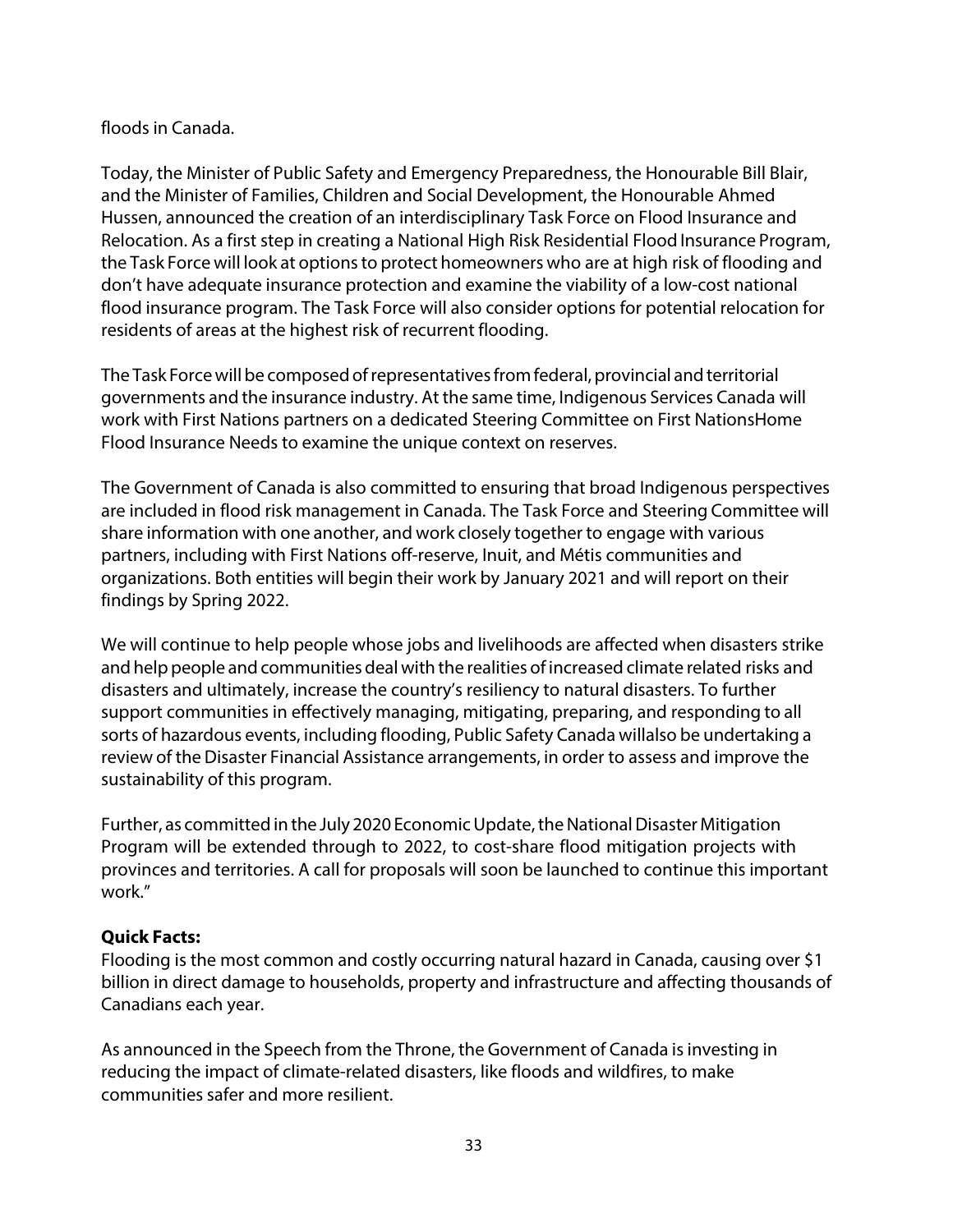floods in Canada.

Today, the Minister of Public Safety and Emergency Preparedness, the Honourable Bill Blair, and the Minister of Families, Children and Social Development, the Honourable Ahmed Hussen, announced the creation of an interdisciplinary Task Force on Flood Insurance and Relocation. As a first step in creating a National High Risk Residential Flood Insurance Program, the Task Force will look at options to protect homeowners who are at high risk of flooding and don't have adequate insurance protection and examine the viability of a low-cost national flood insurance program. The Task Force will also consider options for potential relocation for residents of areas at the highest risk of recurrent flooding.

The Task Force will be composed of representatives from federal, provincial and territorial governments and the insurance industry. At the same time, Indigenous Services Canada will work with First Nations partners on a dedicated Steering Committee on First NationsHome Flood Insurance Needs to examine the unique context on reserves.

The Government of Canada is also committed to ensuring that broad Indigenous perspectives are included in flood risk management in Canada. The Task Force and Steering Committee will share information with one another, and work closely together to engage with various partners, including with First Nations off-reserve, Inuit, and Métis communities and organizations. Both entities will begin their work by January 2021 and will report on their findings by Spring 2022.

We will continue to help people whose jobs and livelihoods are affected when disasters strike and help people and communities deal with the realities of increased climate related risks and disasters and ultimately, increase the country's resiliency to natural disasters. To further support communities in effectively managing, mitigating, preparing, and responding to all sorts of hazardous events, including flooding, Public Safety Canada willalso be undertaking a review of the Disaster Financial Assistance arrangements, in order to assess and improve the sustainability of this program.

Further, as committed in the July 2020 Economic Update, the National Disaster Mitigation Program will be extended through to 2022, to cost-share flood mitigation projects with provinces and territories. A call for proposals will soon be launched to continue this important work."

**Quick Facts:**

Flooding is the most common and costly occurring natural hazard in Canada, causing over $1 billion in direct damage to households, property and infrastructure and affecting thousands of Canadians each year.

As announced in the Speech from the Throne, the Government of Canada is investing in reducing the impact of climate-related disasters, like floods and wildfires, to make communities safer and more resilient.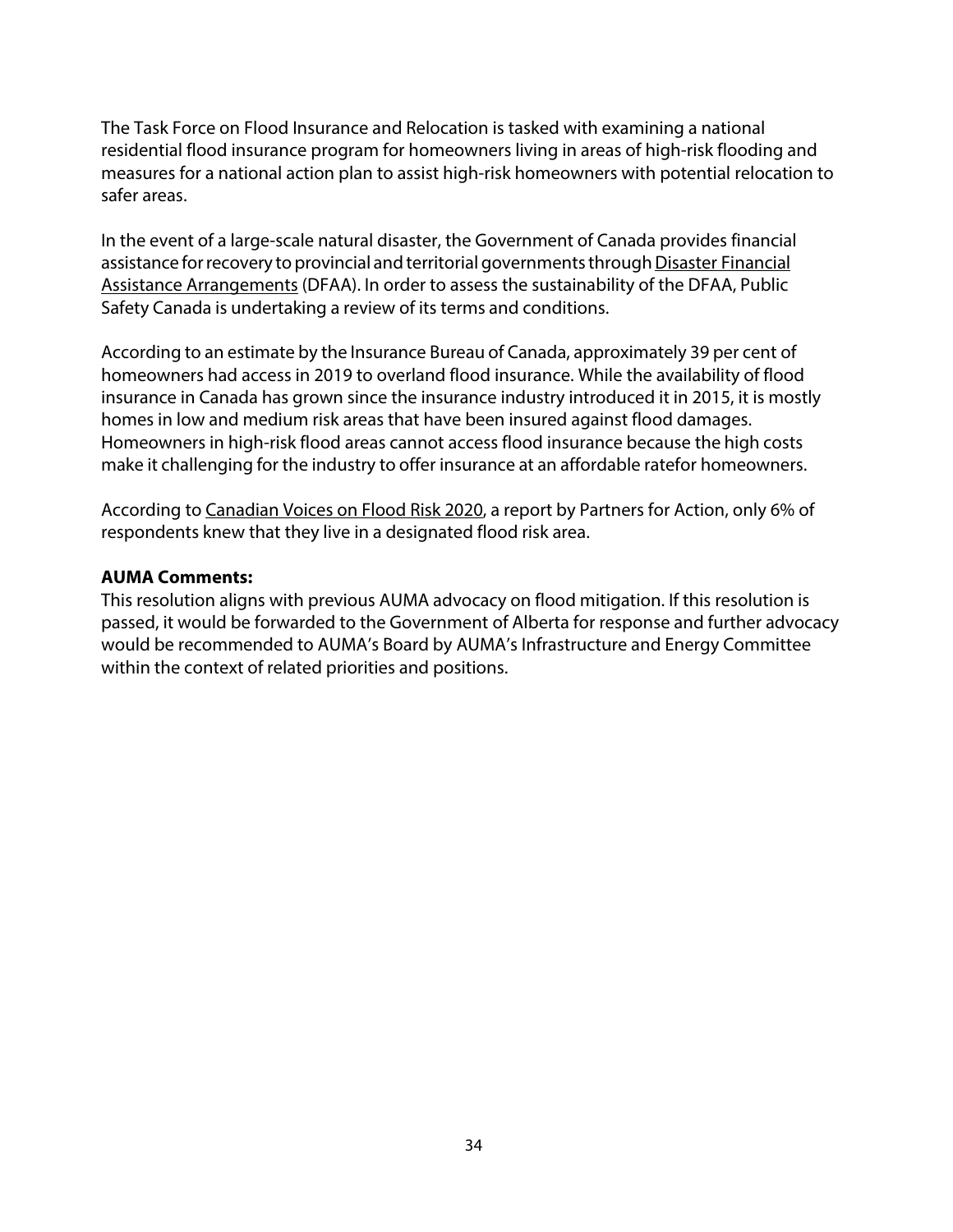The Task Force on Flood Insurance and Relocation is tasked with examining a national residential flood insurance program for homeowners living in areas of high-risk flooding and measures for a national action plan to assist high-risk homeowners with potential relocation to safer areas.

In the event of a large-scale natural disaster, the Government of Canada provides financial assistance for recovery to provincial and territorial governments through Disaster Financial Assistance Arrangements (DFAA). In order to assess the sustainability of the DFAA, Public Safety Canada is undertaking a review of its terms and conditions.

According to an estimate by the Insurance Bureau of Canada, approximately 39 per cent of homeowners had access in 2019 to overland flood insurance. While the availability of flood insurance in Canada has grown since the insurance industry introduced it in 2015, it is mostly homes in low and medium risk areas that have been insured against flood damages. Homeowners in high-risk flood areas cannot access flood insurance because the high costs make it challenging for the industry to offer insurance at an affordable ratefor homeowners.

According to Canadian Voices on Flood Risk 2020, a report by Partners for Action, only 6% of respondents knew that they live in a designated flood risk area.

**AUMA Comments:**

This resolution aligns with previous AUMA advocacy on flood mitigation. If this resolution is passed, it would be forwarded to the Government of Alberta for response and further advocacy would be recommended to AUMA's Board by AUMA's Infrastructure and Energy Committee within the context of related priorities and positions.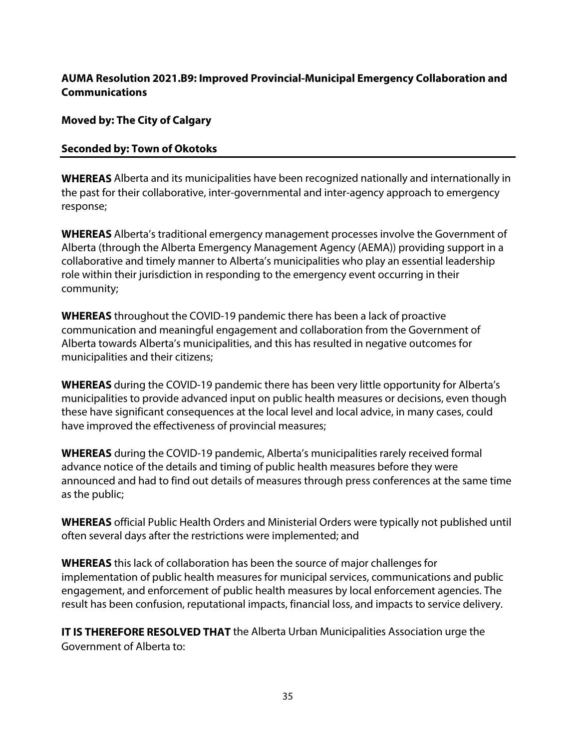**AUMA Resolution 2021.B9: Improved Provincial-Municipal Emergency Collaboration and Communications**

**Moved by: The City of Calgary**

**Seconded by: Town of Okotoks**

---

**WHEREAS** Alberta and its municipalities have been recognized nationally and internationally in the past for their collaborative, inter-governmental and inter-agency approach to emergency response;

**WHEREAS** Alberta's traditional emergency management processes involve the Government of Alberta (through the Alberta Emergency Management Agency (AEMA)) providing support in a collaborative and timely manner to Alberta's municipalities who play an essential leadership role within their jurisdiction in responding to the emergency event occurring in their community;

**WHEREAS** throughout the COVID-19 pandemic there has been a lack of proactive communication and meaningful engagement and collaboration from the Government of Alberta towards Alberta's municipalities, and this has resulted in negative outcomes for municipalities and their citizens;

**WHEREAS** during the COVID-19 pandemic there has been very little opportunity for Alberta's municipalities to provide advanced input on public health measures or decisions, even though these have significant consequences at the local level and local advice, in many cases, could have improved the effectiveness of provincial measures;

**WHEREAS** during the COVID-19 pandemic, Alberta's municipalities rarely received formal advance notice of the details and timing of public health measures before they were announced and had to find out details of measures through press conferences at the same time as the public;

**WHEREAS** official Public Health Orders and Ministerial Orders were typically not published until often several days after the restrictions were implemented; and

**WHEREAS** this lack of collaboration has been the source of major challenges for implementation of public health measures for municipal services, communications and public engagement, and enforcement of public health measures by local enforcement agencies. The result has been confusion, reputational impacts, financial loss, and impacts to service delivery.

**IT IS THEREFORE RESOLVED THAT** the Alberta Urban Municipalities Association urge the Government of Alberta to: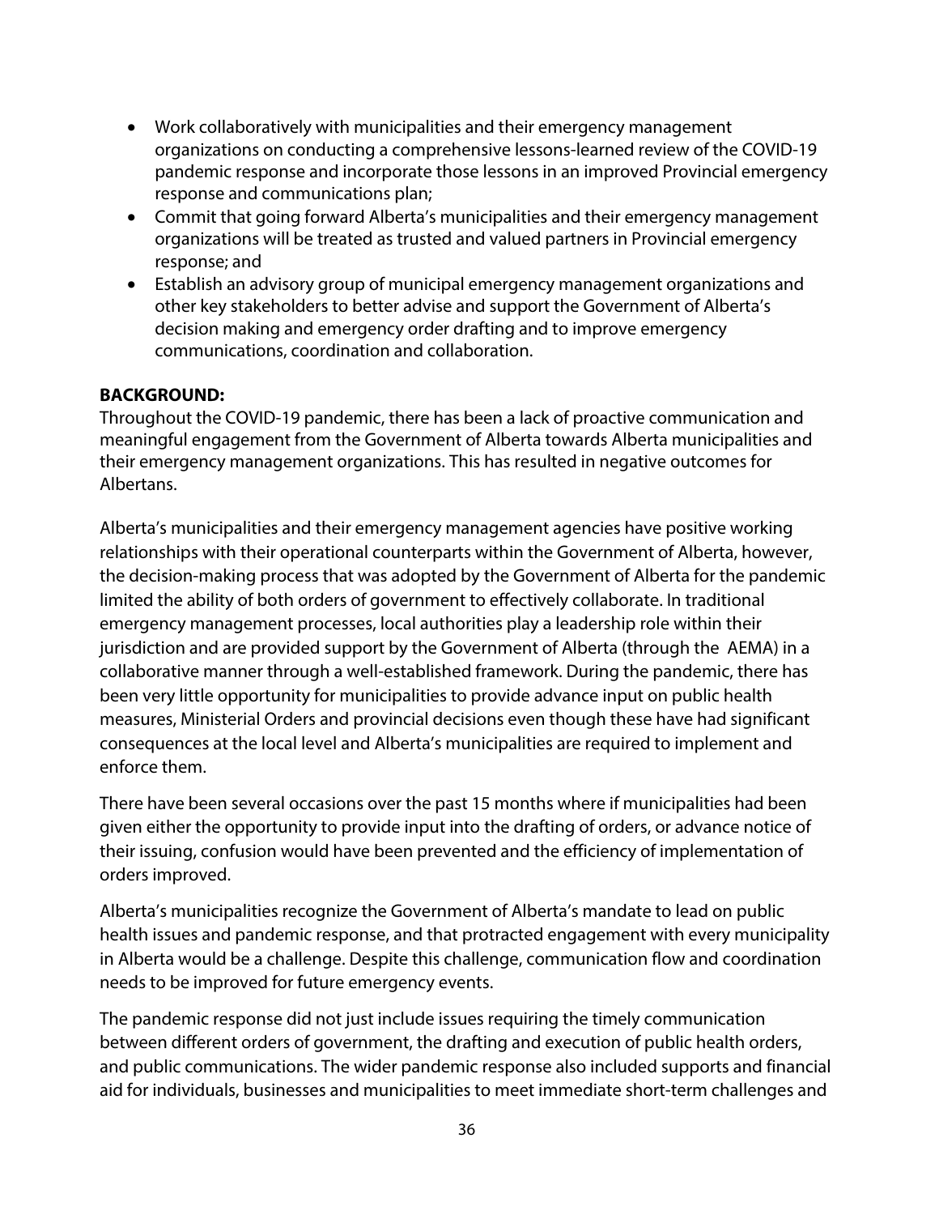- Work collaboratively with municipalities and their emergency management organizations on conducting a comprehensive lessons-learned review of the COVID-19 pandemic response and incorporate those lessons in an improved Provincial emergency response and communications plan;
- Commit that going forward Alberta's municipalities and their emergency management organizations will be treated as trusted and valued partners in Provincial emergency response; and
- Establish an advisory group of municipal emergency management organizations and other key stakeholders to better advise and support the Government of Alberta's decision making and emergency order drafting and to improve emergency communications, coordination and collaboration.

**BACKGROUND:**

Throughout the COVID-19 pandemic, there has been a lack of proactive communication and meaningful engagement from the Government of Alberta towards Alberta municipalities and their emergency management organizations. This has resulted in negative outcomes for Albertans.

Alberta's municipalities and their emergency management agencies have positive working relationships with their operational counterparts within the Government of Alberta, however, the decision-making process that was adopted by the Government of Alberta for the pandemic limited the ability of both orders of government to effectively collaborate. In traditional emergency management processes, local authorities play a leadership role within their jurisdiction and are provided support by the Government of Alberta (through the AEMA) in a collaborative manner through a well-established framework. During the pandemic, there has been very little opportunity for municipalities to provide advance input on public health measures, Ministerial Orders and provincial decisions even though these have had significant consequences at the local level and Alberta's municipalities are required to implement and enforce them.

There have been several occasions over the past 15 months where if municipalities had been given either the opportunity to provide input into the drafting of orders, or advance notice of their issuing, confusion would have been prevented and the efficiency of implementation of orders improved.

Alberta's municipalities recognize the Government of Alberta's mandate to lead on public health issues and pandemic response, and that protracted engagement with every municipality in Alberta would be a challenge. Despite this challenge, communication flow and coordination needs to be improved for future emergency events.

The pandemic response did not just include issues requiring the timely communication between different orders of government, the drafting and execution of public health orders, and public communications. The wider pandemic response also included supports and financial aid for individuals, businesses and municipalities to meet immediate short-term challenges and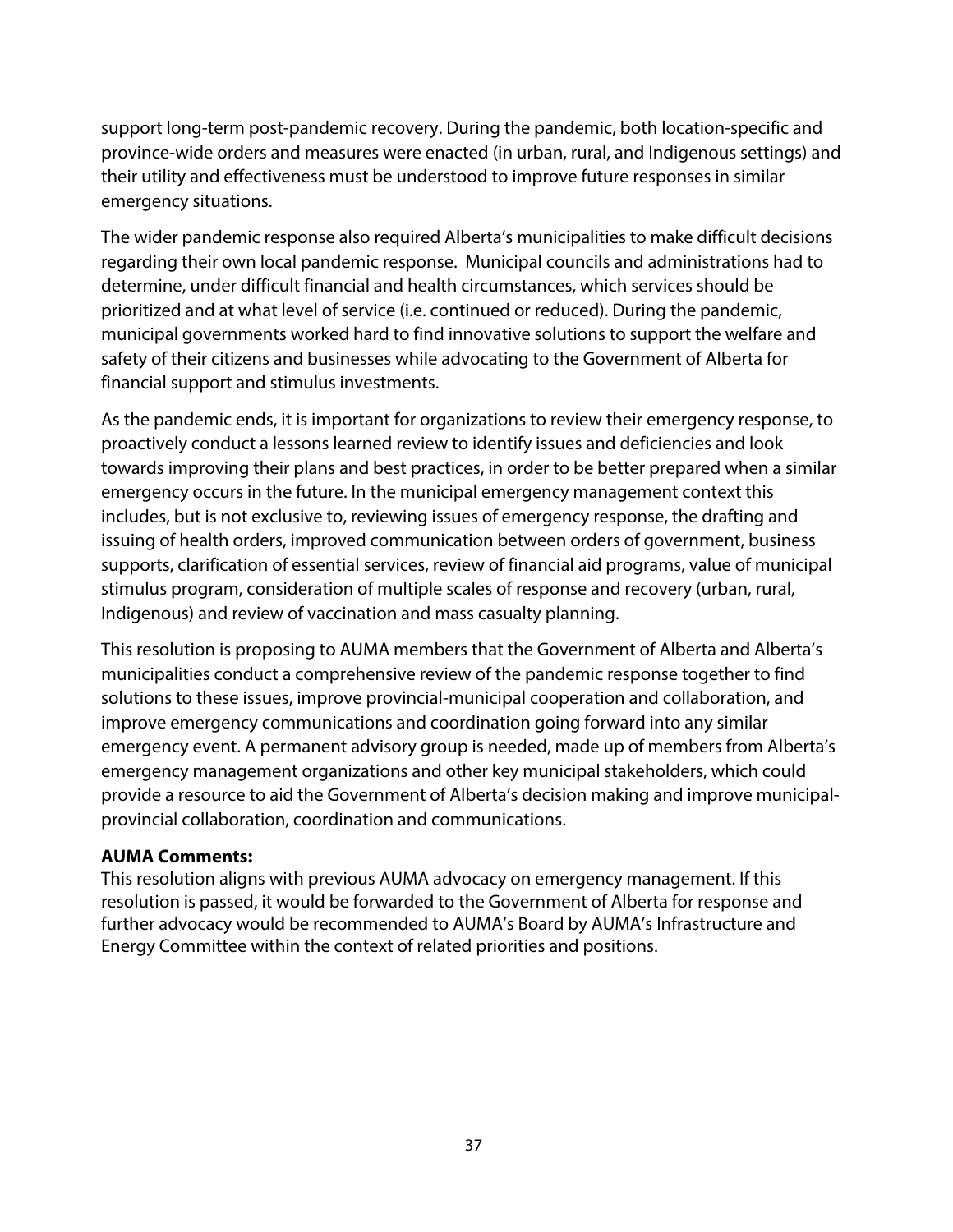support long-term post-pandemic recovery. During the pandemic, both location-specific and province-wide orders and measures were enacted (in urban, rural, and Indigenous settings) and their utility and effectiveness must be understood to improve future responses in similar emergency situations.

The wider pandemic response also required Alberta's municipalities to make difficult decisions regarding their own local pandemic response. Municipal councils and administrations had to determine, under difficult financial and health circumstances, which services should be prioritized and at what level of service (i.e. continued or reduced). During the pandemic, municipal governments worked hard to find innovative solutions to support the welfare and safety of their citizens and businesses while advocating to the Government of Alberta for financial support and stimulus investments.

As the pandemic ends, it is important for organizations to review their emergency response, to proactively conduct a lessons learned review to identify issues and deficiencies and look towards improving their plans and best practices, in order to be better prepared when a similar emergency occurs in the future. In the municipal emergency management context this includes, but is not exclusive to, reviewing issues of emergency response, the drafting and issuing of health orders, improved communication between orders of government, business supports, clarification of essential services, review of financial aid programs, value of municipal stimulus program, consideration of multiple scales of response and recovery (urban, rural, Indigenous) and review of vaccination and mass casualty planning.

This resolution is proposing to AUMA members that the Government of Alberta and Alberta's municipalities conduct a comprehensive review of the pandemic response together to find solutions to these issues, improve provincial-municipal cooperation and collaboration, and improve emergency communications and coordination going forward into any similar emergency event. A permanent advisory group is needed, made up of members from Alberta's emergency management organizations and other key municipal stakeholders, which could provide a resource to aid the Government of Alberta's decision making and improve municipal-provincial collaboration, coordination and communications.

**AUMA Comments:**
This resolution aligns with previous AUMA advocacy on emergency management. If this resolution is passed, it would be forwarded to the Government of Alberta for response and further advocacy would be recommended to AUMA's Board by AUMA's Infrastructure and Energy Committee within the context of related priorities and positions.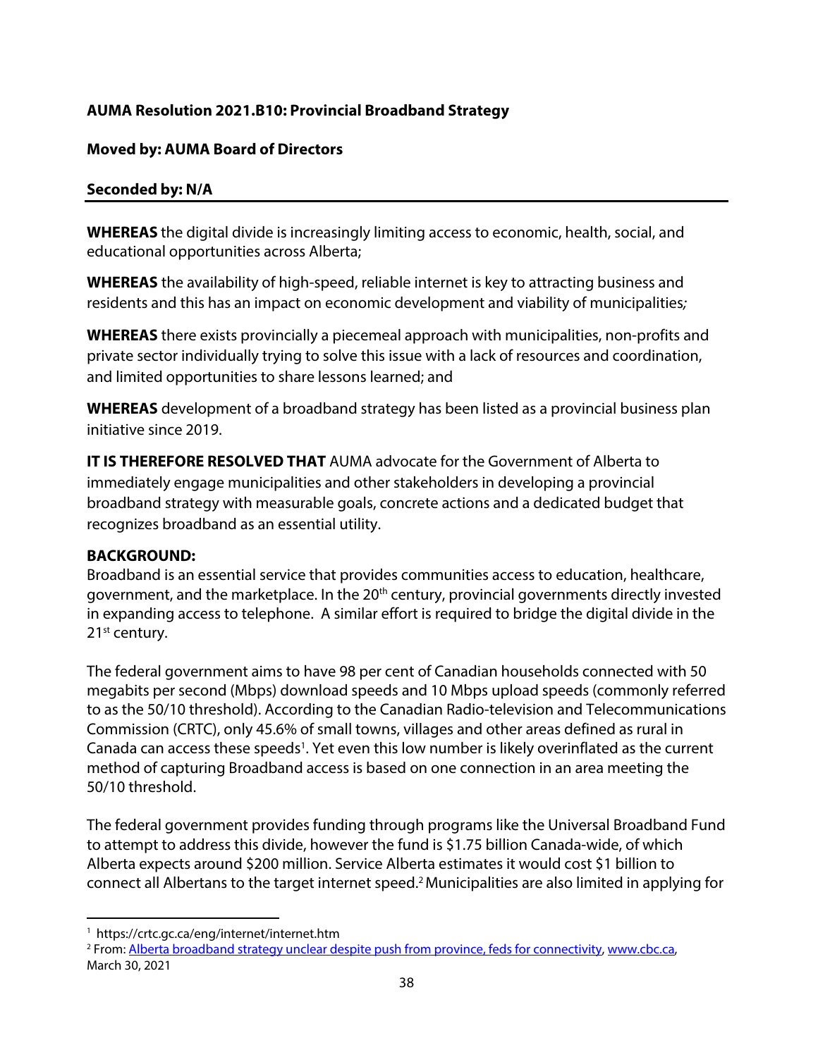**AUMA Resolution 2021.B10: Provincial Broadband Strategy**

**Moved by: AUMA Board of Directors**

**Seconded by: N/A**

---

**WHEREAS** the digital divide is increasingly limiting access to economic, health, social, and educational opportunities across Alberta;

**WHEREAS** the availability of high-speed, reliable internet is key to attracting business and residents and this has an impact on economic development and viability of municipalities;

**WHEREAS** there exists provincially a piecemeal approach with municipalities, non-profits and private sector individually trying to solve this issue with a lack of resources and coordination, and limited opportunities to share lessons learned; and

**WHEREAS** development of a broadband strategy has been listed as a provincial business plan initiative since 2019.

**IT IS THEREFORE RESOLVED THAT** AUMA advocate for the Government of Alberta to immediately engage municipalities and other stakeholders in developing a provincial broadband strategy with measurable goals, concrete actions and a dedicated budget that recognizes broadband as an essential utility.

**BACKGROUND:**

Broadband is an essential service that provides communities access to education, healthcare, government, and the marketplace. In the 20th century, provincial governments directly invested in expanding access to telephone. A similar effort is required to bridge the digital divide in the 21st century.

The federal government aims to have 98 per cent of Canadian households connected with 50 megabits per second (Mbps) download speeds and 10 Mbps upload speeds (commonly referred to as the 50/10 threshold). According to the Canadian Radio-television and Telecommunications Commission (CRTC), only 45.6% of small towns, villages and other areas defined as rural in Canada can access these speeds[1]. Yet even this low number is likely overinflated as the current method of capturing Broadband access is based on one connection in an area meeting the 50/10 threshold.

The federal government provides funding through programs like the Universal Broadband Fund to attempt to address this divide, however the fund is $1.75 billion Canada-wide, of which Alberta expects around $200 million. Service Alberta estimates it would cost $1 billion to connect all Albertans to the target internet speed.[2] Municipalities are also limited in applying for

---

[1] https://crtc.gc.ca/eng/internet/internet.htm

[2] From: [Alberta broadband strategy unclear despite push from province, feds for connectivity](), [www.cbc.ca](), March 30, 2021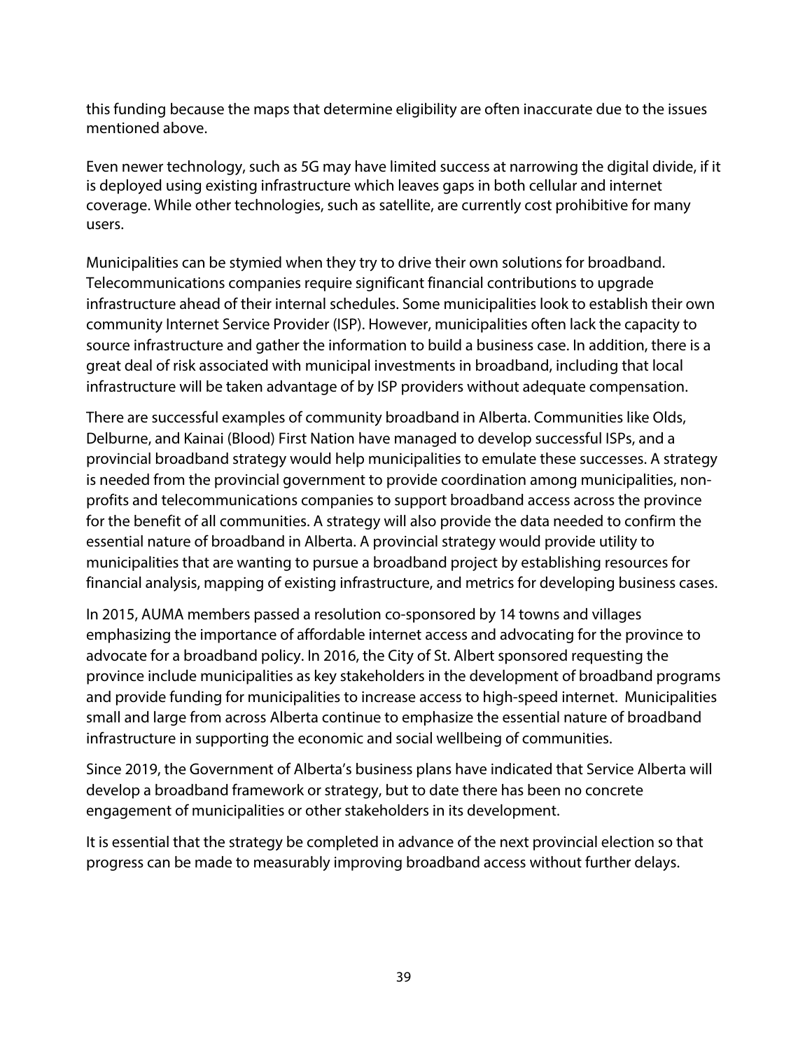this funding because the maps that determine eligibility are often inaccurate due to the issues mentioned above.

Even newer technology, such as 5G may have limited success at narrowing the digital divide, if it is deployed using existing infrastructure which leaves gaps in both cellular and internet coverage. While other technologies, such as satellite, are currently cost prohibitive for many users.

Municipalities can be stymied when they try to drive their own solutions for broadband. Telecommunications companies require significant financial contributions to upgrade infrastructure ahead of their internal schedules. Some municipalities look to establish their own community Internet Service Provider (ISP). However, municipalities often lack the capacity to source infrastructure and gather the information to build a business case. In addition, there is a great deal of risk associated with municipal investments in broadband, including that local infrastructure will be taken advantage of by ISP providers without adequate compensation.

There are successful examples of community broadband in Alberta. Communities like Olds, Delburne, and Kainai (Blood) First Nation have managed to develop successful ISPs, and a provincial broadband strategy would help municipalities to emulate these successes. A strategy is needed from the provincial government to provide coordination among municipalities, non-profits and telecommunications companies to support broadband access across the province for the benefit of all communities. A strategy will also provide the data needed to confirm the essential nature of broadband in Alberta. A provincial strategy would provide utility to municipalities that are wanting to pursue a broadband project by establishing resources for financial analysis, mapping of existing infrastructure, and metrics for developing business cases.

In 2015, AUMA members passed a resolution co-sponsored by 14 towns and villages emphasizing the importance of affordable internet access and advocating for the province to advocate for a broadband policy. In 2016, the City of St. Albert sponsored requesting the province include municipalities as key stakeholders in the development of broadband programs and provide funding for municipalities to increase access to high-speed internet. Municipalities small and large from across Alberta continue to emphasize the essential nature of broadband infrastructure in supporting the economic and social wellbeing of communities.

Since 2019, the Government of Alberta's business plans have indicated that Service Alberta will develop a broadband framework or strategy, but to date there has been no concrete engagement of municipalities or other stakeholders in its development.

It is essential that the strategy be completed in advance of the next provincial election so that progress can be made to measurably improving broadband access without further delays.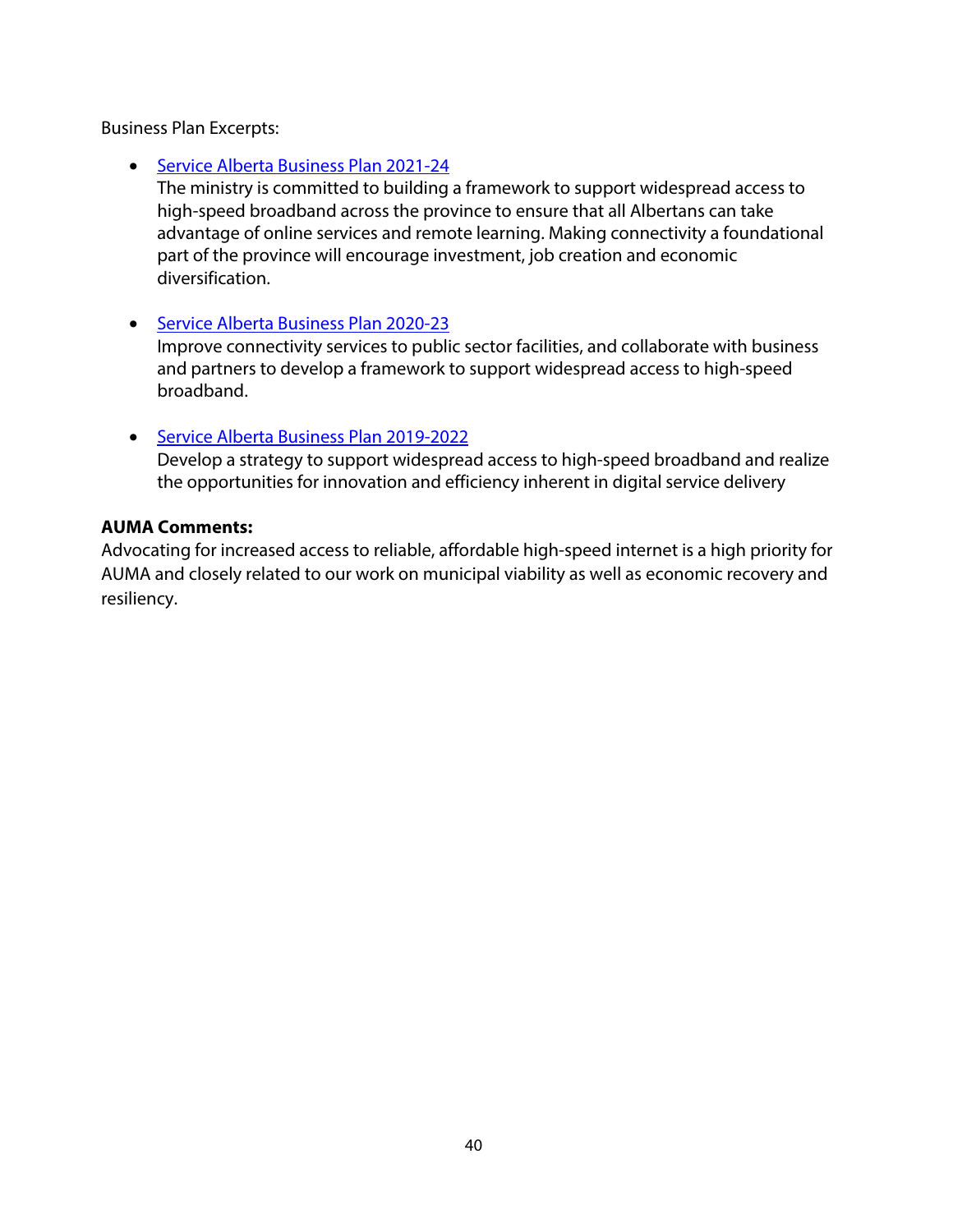Business Plan Excerpts:

- Service Alberta Business Plan 2021-24
  The ministry is committed to building a framework to support widespread access to high-speed broadband across the province to ensure that all Albertans can take advantage of online services and remote learning. Making connectivity a foundational part of the province will encourage investment, job creation and economic diversification.

- Service Alberta Business Plan 2020-23
  Improve connectivity services to public sector facilities, and collaborate with business and partners to develop a framework to support widespread access to high-speed broadband.

- Service Alberta Business Plan 2019-2022
  Develop a strategy to support widespread access to high-speed broadband and realize the opportunities for innovation and efficiency inherent in digital service delivery

**AUMA Comments:**
Advocating for increased access to reliable, affordable high-speed internet is a high priority for AUMA and closely related to our work on municipal viability as well as economic recovery and resiliency.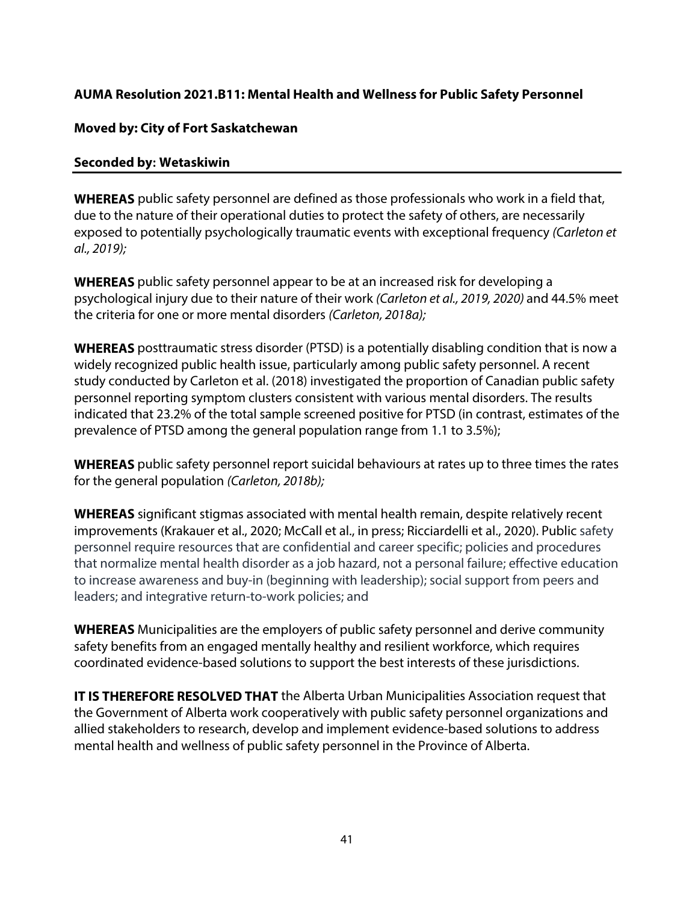**AUMA Resolution 2021.B11: Mental Health and Wellness for Public Safety Personnel**

**Moved by: City of Fort Saskatchewan**

**Seconded by: Wetaskiwin**

---

**WHEREAS** public safety personnel are defined as those professionals who work in a field that, due to the nature of their operational duties to protect the safety of others, are necessarily exposed to potentially psychologically traumatic events with exceptional frequency *(Carleton et al., 2019);*

**WHEREAS** public safety personnel appear to be at an increased risk for developing a psychological injury due to their nature of their work *(Carleton et al., 2019, 2020)* and 44.5% meet the criteria for one or more mental disorders *(Carleton, 2018a);*

**WHEREAS** posttraumatic stress disorder (PTSD) is a potentially disabling condition that is now a widely recognized public health issue, particularly among public safety personnel. A recent study conducted by Carleton et al. (2018) investigated the proportion of Canadian public safety personnel reporting symptom clusters consistent with various mental disorders. The results indicated that 23.2% of the total sample screened positive for PTSD (in contrast, estimates of the prevalence of PTSD among the general population range from 1.1 to 3.5%);

**WHEREAS** public safety personnel report suicidal behaviours at rates up to three times the rates for the general population *(Carleton, 2018b);*

**WHEREAS** significant stigmas associated with mental health remain, despite relatively recent improvements (Krakauer et al., 2020; McCall et al., in press; Ricciardelli et al., 2020). Public safety personnel require resources that are confidential and career specific; policies and procedures that normalize mental health disorder as a job hazard, not a personal failure; effective education to increase awareness and buy-in (beginning with leadership); social support from peers and leaders; and integrative return-to-work policies; and

**WHEREAS** Municipalities are the employers of public safety personnel and derive community safety benefits from an engaged mentally healthy and resilient workforce, which requires coordinated evidence-based solutions to support the best interests of these jurisdictions.

**IT IS THEREFORE RESOLVED THAT** the Alberta Urban Municipalities Association request that the Government of Alberta work cooperatively with public safety personnel organizations and allied stakeholders to research, develop and implement evidence-based solutions to address mental health and wellness of public safety personnel in the Province of Alberta.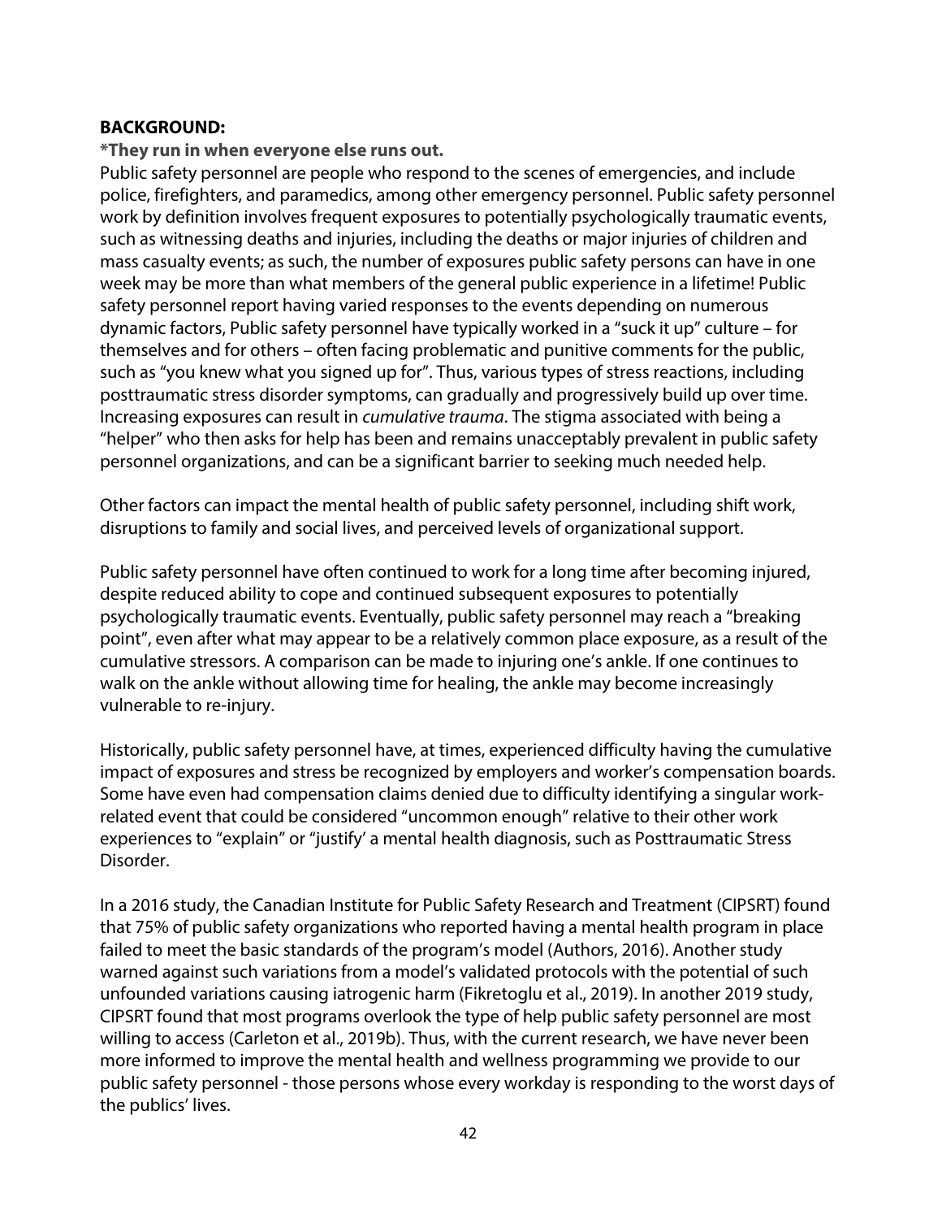**BACKGROUND:**

**\*They run in when everyone else runs out.**

Public safety personnel are people who respond to the scenes of emergencies, and include police, firefighters, and paramedics, among other emergency personnel. Public safety personnel work by definition involves frequent exposures to potentially psychologically traumatic events, such as witnessing deaths and injuries, including the deaths or major injuries of children and mass casualty events; as such, the number of exposures public safety persons can have in one week may be more than what members of the general public experience in a lifetime! Public safety personnel report having varied responses to the events depending on numerous dynamic factors, Public safety personnel have typically worked in a "suck it up" culture – for themselves and for others – often facing problematic and punitive comments for the public, such as "you knew what you signed up for". Thus, various types of stress reactions, including posttraumatic stress disorder symptoms, can gradually and progressively build up over time. Increasing exposures can result in *cumulative trauma*. The stigma associated with being a "helper" who then asks for help has been and remains unacceptably prevalent in public safety personnel organizations, and can be a significant barrier to seeking much needed help.

Other factors can impact the mental health of public safety personnel, including shift work, disruptions to family and social lives, and perceived levels of organizational support.

Public safety personnel have often continued to work for a long time after becoming injured, despite reduced ability to cope and continued subsequent exposures to potentially psychologically traumatic events. Eventually, public safety personnel may reach a "breaking point", even after what may appear to be a relatively common place exposure, as a result of the cumulative stressors. A comparison can be made to injuring one's ankle. If one continues to walk on the ankle without allowing time for healing, the ankle may become increasingly vulnerable to re-injury.

Historically, public safety personnel have, at times, experienced difficulty having the cumulative impact of exposures and stress be recognized by employers and worker's compensation boards. Some have even had compensation claims denied due to difficulty identifying a singular work-related event that could be considered "uncommon enough" relative to their other work experiences to "explain" or "justify' a mental health diagnosis, such as Posttraumatic Stress Disorder.

In a 2016 study, the Canadian Institute for Public Safety Research and Treatment (CIPSRT) found that 75% of public safety organizations who reported having a mental health program in place failed to meet the basic standards of the program's model (Authors, 2016). Another study warned against such variations from a model's validated protocols with the potential of such unfounded variations causing iatrogenic harm (Fikretoglu et al., 2019). In another 2019 study, CIPSRT found that most programs overlook the type of help public safety personnel are most willing to access (Carleton et al., 2019b). Thus, with the current research, we have never been more informed to improve the mental health and wellness programming we provide to our public safety personnel - those persons whose every workday is responding to the worst days of the publics' lives.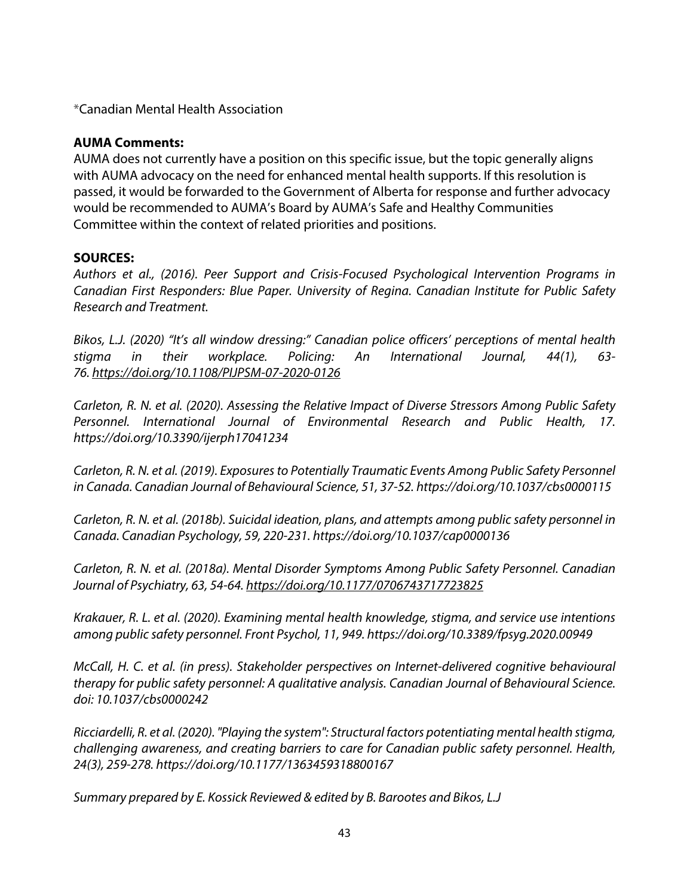*Canadian Mental Health Association

**AUMA Comments:**

AUMA does not currently have a position on this specific issue, but the topic generally aligns with AUMA advocacy on the need for enhanced mental health supports. If this resolution is passed, it would be forwarded to the Government of Alberta for response and further advocacy would be recommended to AUMA's Board by AUMA's Safe and Healthy Communities Committee within the context of related priorities and positions.

**SOURCES:**

*Authors et al., (2016). Peer Support and Crisis-Focused Psychological Intervention Programs in Canadian First Responders: Blue Paper. University of Regina. Canadian Institute for Public Safety Research and Treatment.*

*Bikos, L.J. (2020) "It's all window dressing:" Canadian police officers' perceptions of mental health stigma in their workplace. Policing: An International Journal, 44(1), 63-76. https://doi.org/10.1108/PIJPSM-07-2020-0126*

*Carleton, R. N. et al. (2020). Assessing the Relative Impact of Diverse Stressors Among Public Safety Personnel. International Journal of Environmental Research and Public Health, 17. https://doi.org/10.3390/ijerph17041234*

*Carleton, R. N. et al. (2019). Exposures to Potentially Traumatic Events Among Public Safety Personnel in Canada. Canadian Journal of Behavioural Science, 51, 37-52. https://doi.org/10.1037/cbs0000115*

*Carleton, R. N. et al. (2018b). Suicidal ideation, plans, and attempts among public safety personnel in Canada. Canadian Psychology, 59, 220-231. https://doi.org/10.1037/cap0000136*

*Carleton, R. N. et al. (2018a). Mental Disorder Symptoms Among Public Safety Personnel. Canadian Journal of Psychiatry, 63, 54-64. https://doi.org/10.1177/0706743717723825*

*Krakauer, R. L. et al. (2020). Examining mental health knowledge, stigma, and service use intentions among public safety personnel. Front Psychol, 11, 949. https://doi.org/10.3389/fpsyg.2020.00949*

*McCall, H. C. et al. (in press). Stakeholder perspectives on Internet-delivered cognitive behavioural therapy for public safety personnel: A qualitative analysis. Canadian Journal of Behavioural Science. doi: 10.1037/cbs0000242*

*Ricciardelli, R. et al. (2020). "Playing the system": Structural factors potentiating mental health stigma, challenging awareness, and creating barriers to care for Canadian public safety personnel. Health, 24(3), 259-278. https://doi.org/10.1177/1363459318800167*

*Summary prepared by E. Kossick Reviewed & edited by B. Barootes and Bikos, L.J*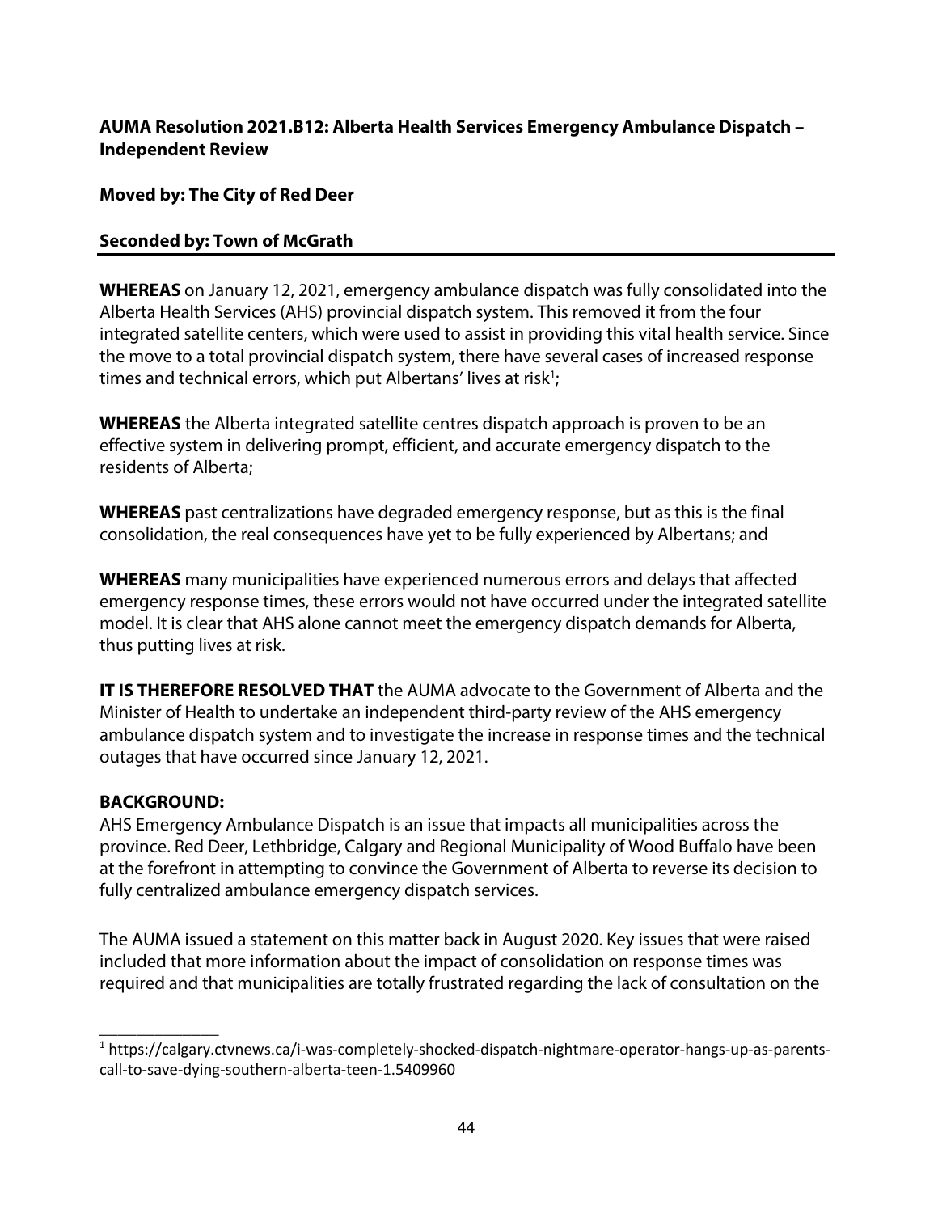**AUMA Resolution 2021.B12: Alberta Health Services Emergency Ambulance Dispatch – Independent Review**

**Moved by: The City of Red Deer**

**Seconded by: Town of McGrath**

---

**WHEREAS** on January 12, 2021, emergency ambulance dispatch was fully consolidated into the Alberta Health Services (AHS) provincial dispatch system. This removed it from the four integrated satellite centers, which were used to assist in providing this vital health service. Since the move to a total provincial dispatch system, there have several cases of increased response times and technical errors, which put Albertans' lives at risk[1];

**WHEREAS** the Alberta integrated satellite centres dispatch approach is proven to be an effective system in delivering prompt, efficient, and accurate emergency dispatch to the residents of Alberta;

**WHEREAS** past centralizations have degraded emergency response, but as this is the final consolidation, the real consequences have yet to be fully experienced by Albertans; and

**WHEREAS** many municipalities have experienced numerous errors and delays that affected emergency response times, these errors would not have occurred under the integrated satellite model. It is clear that AHS alone cannot meet the emergency dispatch demands for Alberta, thus putting lives at risk.

**IT IS THEREFORE RESOLVED THAT** the AUMA advocate to the Government of Alberta and the Minister of Health to undertake an independent third-party review of the AHS emergency ambulance dispatch system and to investigate the increase in response times and the technical outages that have occurred since January 12, 2021.

**BACKGROUND:**

AHS Emergency Ambulance Dispatch is an issue that impacts all municipalities across the province. Red Deer, Lethbridge, Calgary and Regional Municipality of Wood Buffalo have been at the forefront in attempting to convince the Government of Alberta to reverse its decision to fully centralized ambulance emergency dispatch services.

The AUMA issued a statement on this matter back in August 2020. Key issues that were raised included that more information about the impact of consolidation on response times was required and that municipalities are totally frustrated regarding the lack of consultation on the

---

[1] https://calgary.ctvnews.ca/i-was-completely-shocked-dispatch-nightmare-operator-hangs-up-as-parents-call-to-save-dying-southern-alberta-teen-1.5409960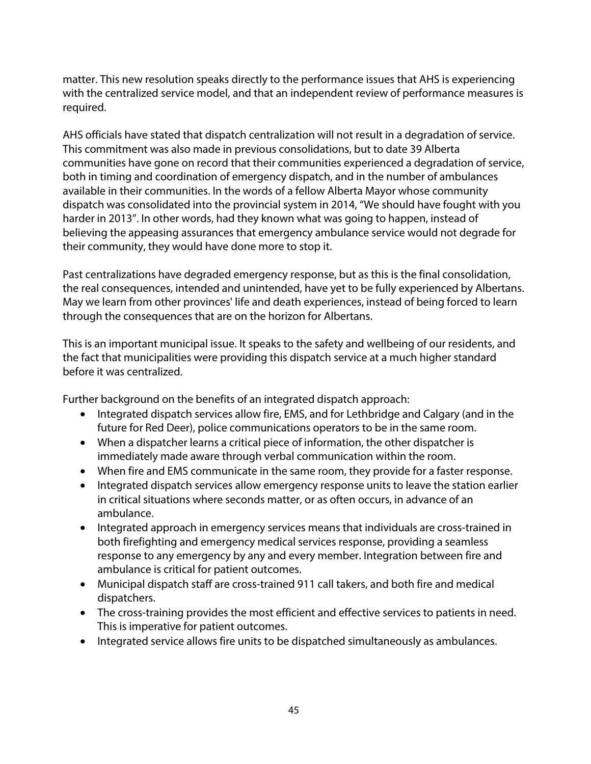matter. This new resolution speaks directly to the performance issues that AHS is experiencing with the centralized service model, and that an independent review of performance measures is required.

AHS officials have stated that dispatch centralization will not result in a degradation of service. This commitment was also made in previous consolidations, but to date 39 Alberta communities have gone on record that their communities experienced a degradation of service, both in timing and coordination of emergency dispatch, and in the number of ambulances available in their communities. In the words of a fellow Alberta Mayor whose community dispatch was consolidated into the provincial system in 2014, "We should have fought with you harder in 2013". In other words, had they known what was going to happen, instead of believing the appeasing assurances that emergency ambulance service would not degrade for their community, they would have done more to stop it.

Past centralizations have degraded emergency response, but as this is the final consolidation, the real consequences, intended and unintended, have yet to be fully experienced by Albertans. May we learn from other provinces' life and death experiences, instead of being forced to learn through the consequences that are on the horizon for Albertans.

This is an important municipal issue. It speaks to the safety and wellbeing of our residents, and the fact that municipalities were providing this dispatch service at a much higher standard before it was centralized.

Further background on the benefits of an integrated dispatch approach:

- Integrated dispatch services allow fire, EMS, and for Lethbridge and Calgary (and in the future for Red Deer), police communications operators to be in the same room.
- When a dispatcher learns a critical piece of information, the other dispatcher is immediately made aware through verbal communication within the room.
- When fire and EMS communicate in the same room, they provide for a faster response.
- Integrated dispatch services allow emergency response units to leave the station earlier in critical situations where seconds matter, or as often occurs, in advance of an ambulance.
- Integrated approach in emergency services means that individuals are cross-trained in both firefighting and emergency medical services response, providing a seamless response to any emergency by any and every member. Integration between fire and ambulance is critical for patient outcomes.
- Municipal dispatch staff are cross-trained 911 call takers, and both fire and medical dispatchers.
- The cross-training provides the most efficient and effective services to patients in need. This is imperative for patient outcomes.
- Integrated service allows fire units to be dispatched simultaneously as ambulances.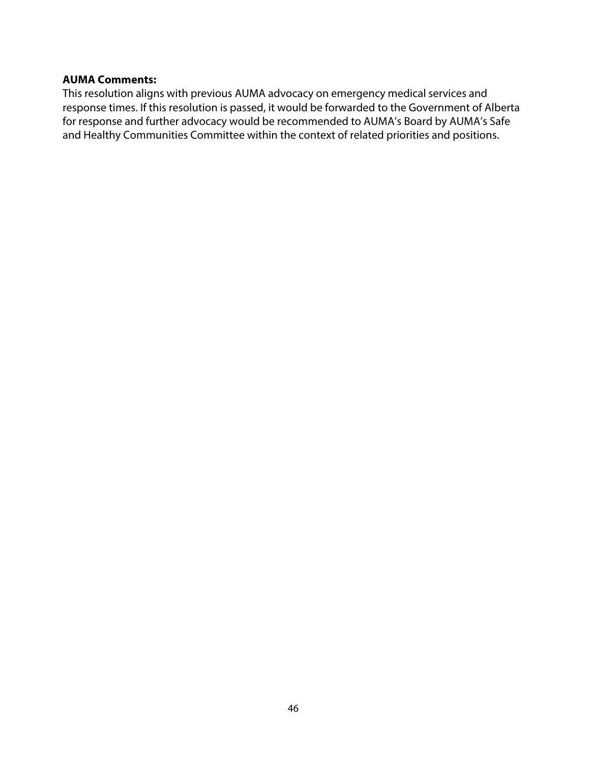**AUMA Comments:**

This resolution aligns with previous AUMA advocacy on emergency medical services and response times. If this resolution is passed, it would be forwarded to the Government of Alberta for response and further advocacy would be recommended to AUMA's Board by AUMA's Safe and Healthy Communities Committee within the context of related priorities and positions.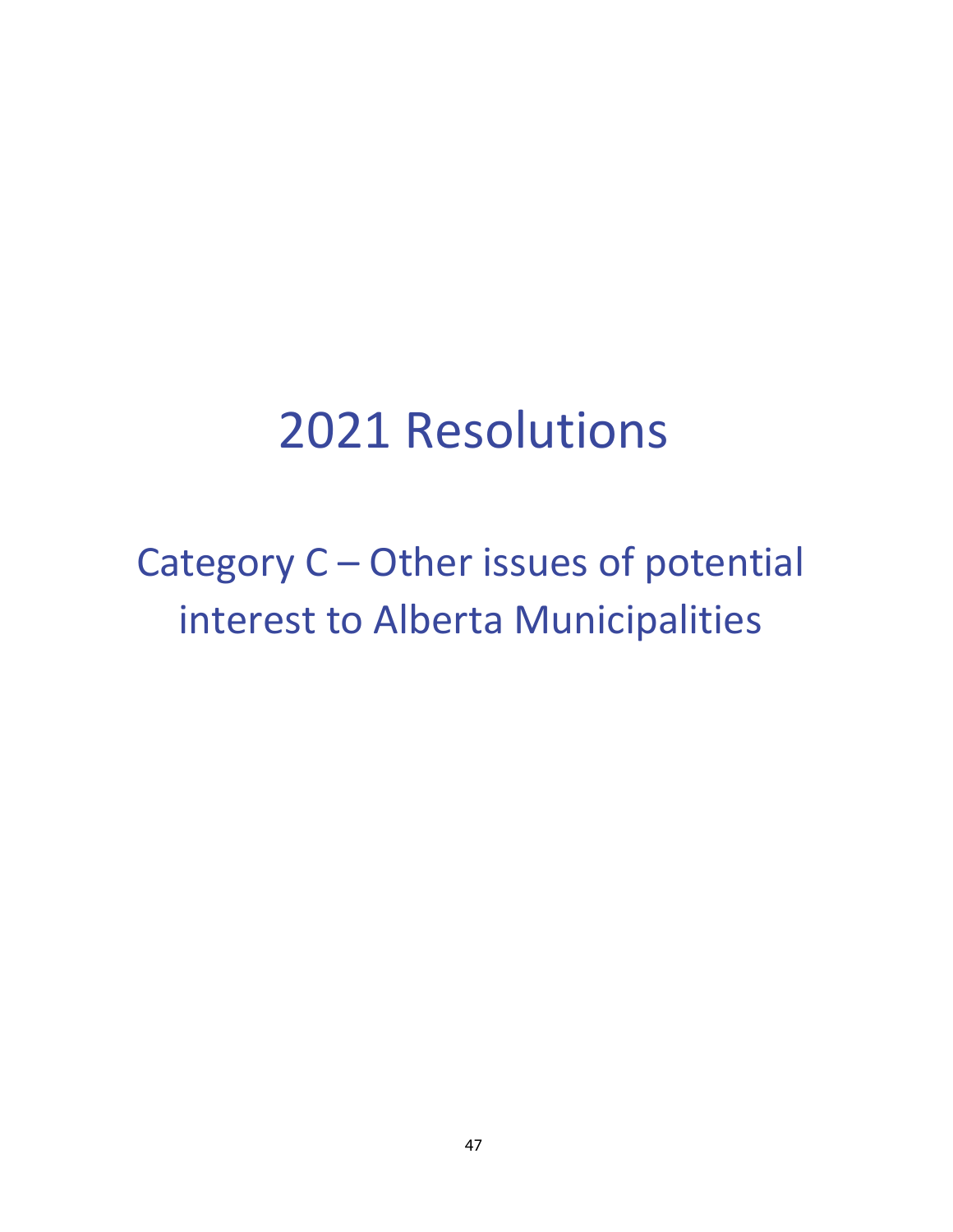# 2021 Resolutions

## Category C – Other issues of potential interest to Alberta Municipalities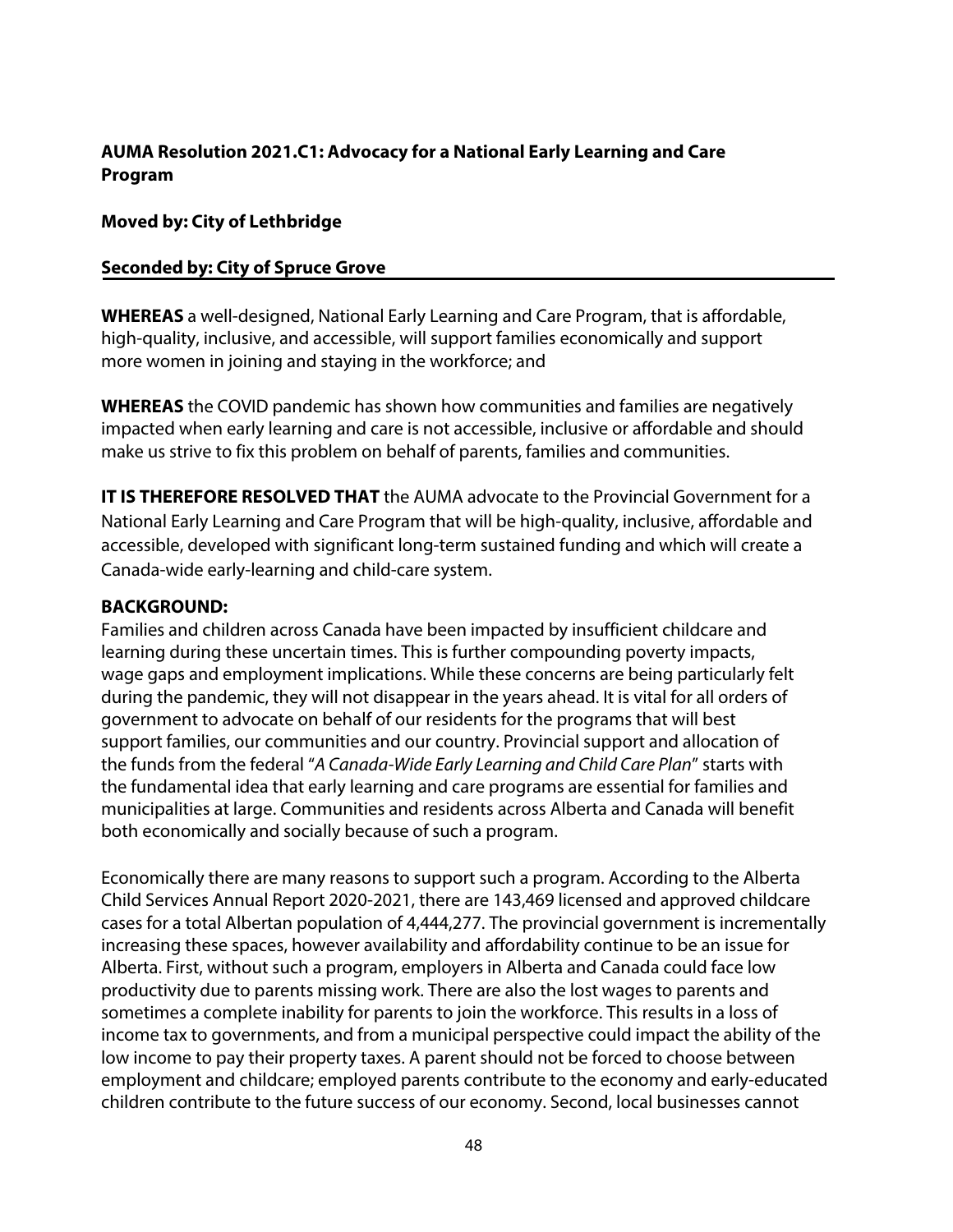**AUMA Resolution 2021.C1: Advocacy for a National Early Learning and Care Program**

**Moved by: City of Lethbridge**

**Seconded by: City of Spruce Grove**

**WHEREAS** a well-designed, National Early Learning and Care Program, that is affordable, high-quality, inclusive, and accessible, will support families economically and support more women in joining and staying in the workforce; and

**WHEREAS** the COVID pandemic has shown how communities and families are negatively impacted when early learning and care is not accessible, inclusive or affordable and should make us strive to fix this problem on behalf of parents, families and communities.

**IT IS THEREFORE RESOLVED THAT** the AUMA advocate to the Provincial Government for a National Early Learning and Care Program that will be high-quality, inclusive, affordable and accessible, developed with significant long-term sustained funding and which will create a Canada-wide early-learning and child-care system.

**BACKGROUND:**

Families and children across Canada have been impacted by insufficient childcare and learning during these uncertain times. This is further compounding poverty impacts, wage gaps and employment implications. While these concerns are being particularly felt during the pandemic, they will not disappear in the years ahead. It is vital for all orders of government to advocate on behalf of our residents for the programs that will best support families, our communities and our country. Provincial support and allocation of the funds from the federal "*A Canada-Wide Early Learning and Child Care Plan*" starts with the fundamental idea that early learning and care programs are essential for families and municipalities at large. Communities and residents across Alberta and Canada will benefit both economically and socially because of such a program.

Economically there are many reasons to support such a program. According to the Alberta Child Services Annual Report 2020-2021, there are 143,469 licensed and approved childcare cases for a total Albertan population of 4,444,277. The provincial government is incrementally increasing these spaces, however availability and affordability continue to be an issue for Alberta. First, without such a program, employers in Alberta and Canada could face low productivity due to parents missing work. There are also the lost wages to parents and sometimes a complete inability for parents to join the workforce. This results in a loss of income tax to governments, and from a municipal perspective could impact the ability of the low income to pay their property taxes. A parent should not be forced to choose between employment and childcare; employed parents contribute to the economy and early-educated children contribute to the future success of our economy. Second, local businesses cannot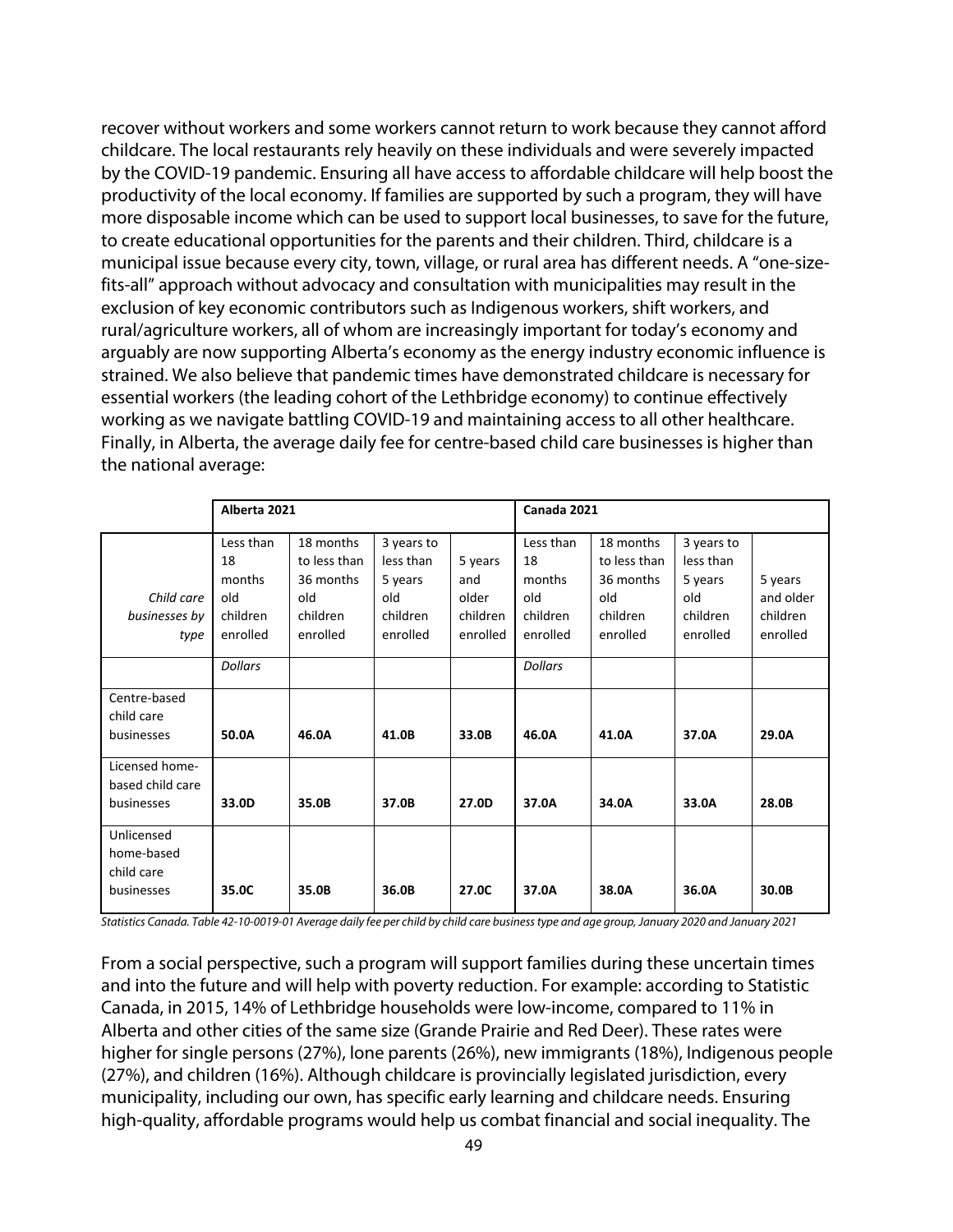recover without workers and some workers cannot return to work because they cannot afford childcare. The local restaurants rely heavily on these individuals and were severely impacted by the COVID-19 pandemic. Ensuring all have access to affordable childcare will help boost the productivity of the local economy. If families are supported by such a program, they will have more disposable income which can be used to support local businesses, to save for the future, to create educational opportunities for the parents and their children. Third, childcare is a municipal issue because every city, town, village, or rural area has different needs. A "one-size-fits-all" approach without advocacy and consultation with municipalities may result in the exclusion of key economic contributors such as Indigenous workers, shift workers, and rural/agriculture workers, all of whom are increasingly important for today's economy and arguably are now supporting Alberta's economy as the energy industry economic influence is strained. We also believe that pandemic times have demonstrated childcare is necessary for essential workers (the leading cohort of the Lethbridge economy) to continue effectively working as we navigate battling COVID-19 and maintaining access to all other healthcare. Finally, in Alberta, the average daily fee for centre-based child care businesses is higher than the national average:

| | **Alberta 2021** | | | | **Canada 2021** | | | |
|---|---|---|---|---|---|---|---|---|
| *Child care businesses by type* | Less than 18 months old children enrolled | 18 months to less than 36 months old children enrolled | 3 years to less than 5 years old children enrolled | 5 years and older children enrolled | Less than 18 months old children enrolled | 18 months to less than 36 months old children enrolled | 3 years to less than 5 years old children enrolled | 5 years and older children enrolled |
| | *Dollars* | | | | *Dollars* | | | |
| Centre-based child care businesses | **50.0A** | **46.0A** | **41.0B** | **33.0B** | **46.0A** | **41.0A** | **37.0A** | **29.0A** |
| Licensed home-based child care businesses | **33.0D** | **35.0B** | **37.0B** | **27.0D** | **37.0A** | **34.0A** | **33.0A** | **28.0B** |
| Unlicensed home-based child care businesses | **35.0C** | **35.0B** | **36.0B** | **27.0C** | **37.0A** | **38.0A** | **36.0A** | **30.0B** |

*Statistics Canada. Table 42-10-0019-01 Average daily fee per child by child care business type and age group, January 2020 and January 2021*

From a social perspective, such a program will support families during these uncertain times and into the future and will help with poverty reduction. For example: according to Statistic Canada, in 2015, 14% of Lethbridge households were low-income, compared to 11% in Alberta and other cities of the same size (Grande Prairie and Red Deer). These rates were higher for single persons (27%), lone parents (26%), new immigrants (18%), Indigenous people (27%), and children (16%). Although childcare is provincially legislated jurisdiction, every municipality, including our own, has specific early learning and childcare needs. Ensuring high-quality, affordable programs would help us combat financial and social inequality. The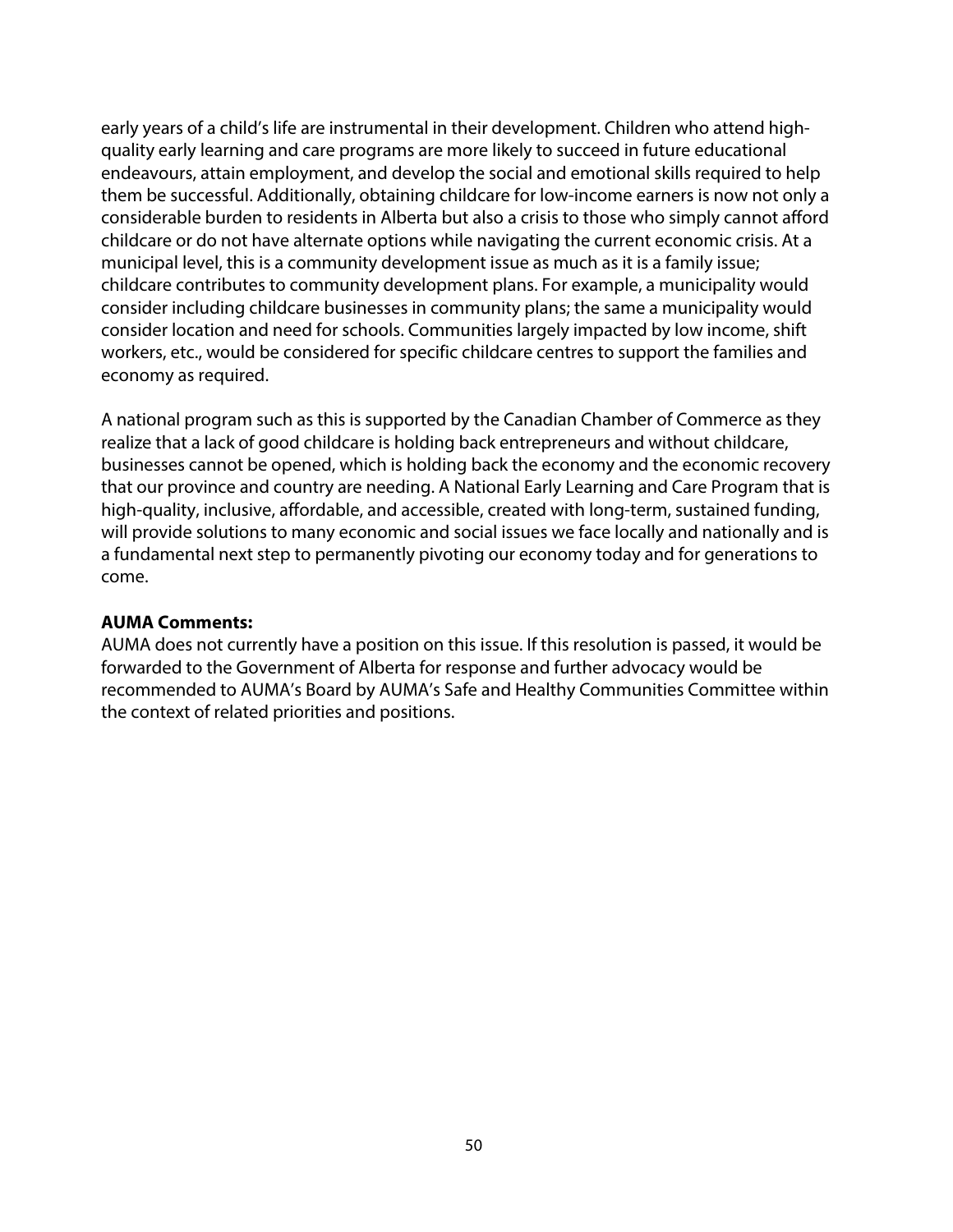early years of a child's life are instrumental in their development. Children who attend high-quality early learning and care programs are more likely to succeed in future educational endeavours, attain employment, and develop the social and emotional skills required to help them be successful. Additionally, obtaining childcare for low-income earners is now not only a considerable burden to residents in Alberta but also a crisis to those who simply cannot afford childcare or do not have alternate options while navigating the current economic crisis. At a municipal level, this is a community development issue as much as it is a family issue; childcare contributes to community development plans. For example, a municipality would consider including childcare businesses in community plans; the same a municipality would consider location and need for schools. Communities largely impacted by low income, shift workers, etc., would be considered for specific childcare centres to support the families and economy as required.

A national program such as this is supported by the Canadian Chamber of Commerce as they realize that a lack of good childcare is holding back entrepreneurs and without childcare, businesses cannot be opened, which is holding back the economy and the economic recovery that our province and country are needing. A National Early Learning and Care Program that is high-quality, inclusive, affordable, and accessible, created with long-term, sustained funding, will provide solutions to many economic and social issues we face locally and nationally and is a fundamental next step to permanently pivoting our economy today and for generations to come.

**AUMA Comments:**
AUMA does not currently have a position on this issue. If this resolution is passed, it would be forwarded to the Government of Alberta for response and further advocacy would be recommended to AUMA's Board by AUMA's Safe and Healthy Communities Committee within the context of related priorities and positions.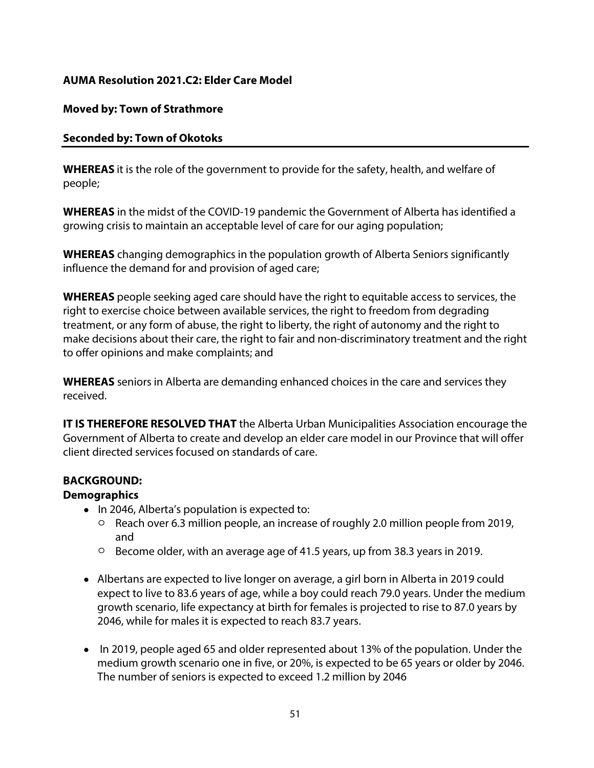**AUMA Resolution 2021.C2: Elder Care Model**

**Moved by: Town of Strathmore**

**Seconded by: Town of Okotoks**

---

**WHEREAS** it is the role of the government to provide for the safety, health, and welfare of people;

**WHEREAS** in the midst of the COVID-19 pandemic the Government of Alberta has identified a growing crisis to maintain an acceptable level of care for our aging population;

**WHEREAS** changing demographics in the population growth of Alberta Seniors significantly influence the demand for and provision of aged care;

**WHEREAS** people seeking aged care should have the right to equitable access to services, the right to exercise choice between available services, the right to freedom from degrading treatment, or any form of abuse, the right to liberty, the right of autonomy and the right to make decisions about their care, the right to fair and non-discriminatory treatment and the right to offer opinions and make complaints; and

**WHEREAS** seniors in Alberta are demanding enhanced choices in the care and services they received.

**IT IS THEREFORE RESOLVED THAT** the Alberta Urban Municipalities Association encourage the Government of Alberta to create and develop an elder care model in our Province that will offer client directed services focused on standards of care.

**BACKGROUND:**

**Demographics**

- In 2046, Alberta's population is expected to:
  - Reach over 6.3 million people, an increase of roughly 2.0 million people from 2019, and
  - Become older, with an average age of 41.5 years, up from 38.3 years in 2019.
- Albertans are expected to live longer on average, a girl born in Alberta in 2019 could expect to live to 83.6 years of age, while a boy could reach 79.0 years. Under the medium growth scenario, life expectancy at birth for females is projected to rise to 87.0 years by 2046, while for males it is expected to reach 83.7 years.
- In 2019, people aged 65 and older represented about 13% of the population. Under the medium growth scenario one in five, or 20%, is expected to be 65 years or older by 2046. The number of seniors is expected to exceed 1.2 million by 2046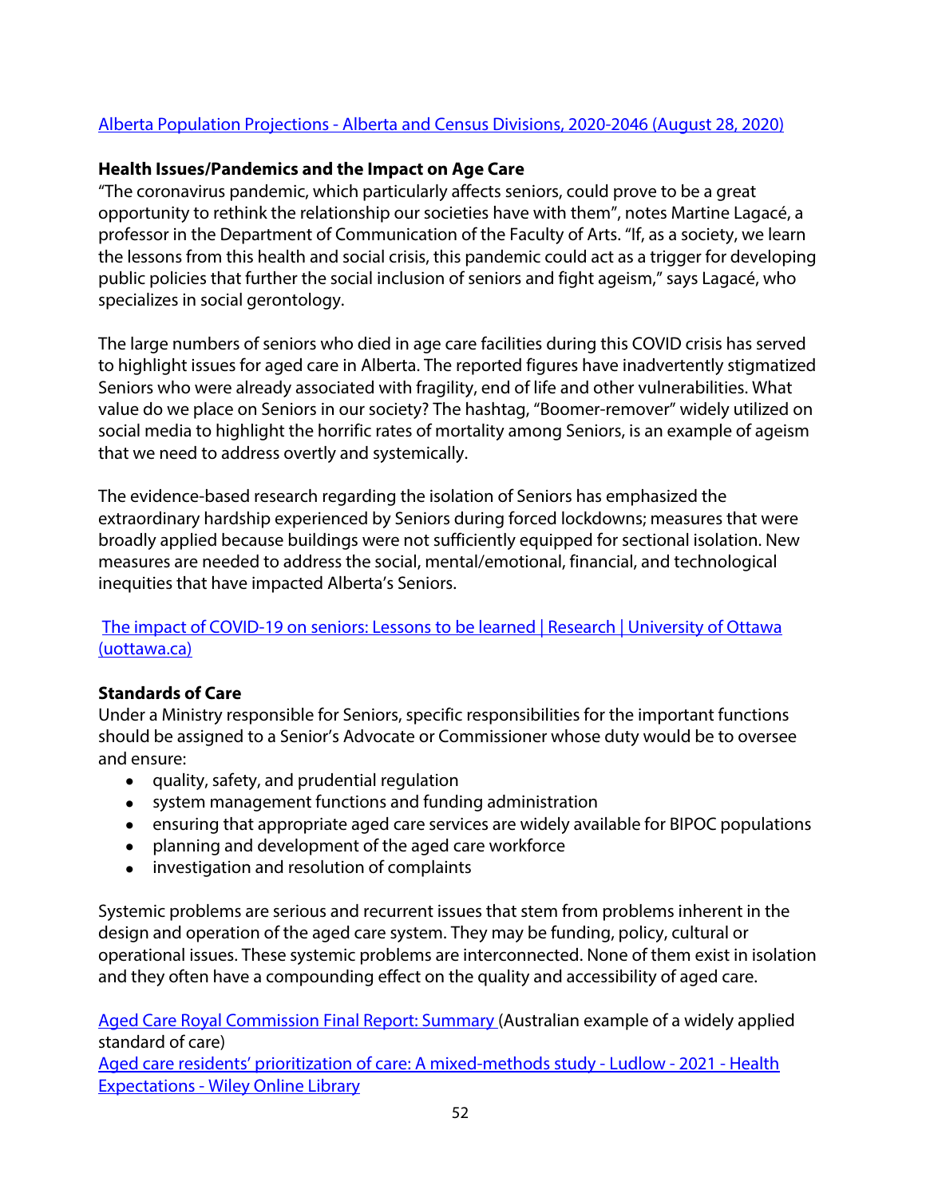[Alberta Population Projections - Alberta and Census Divisions, 2020-2046 (August 28, 2020)]

**Health Issues/Pandemics and the Impact on Age Care**

"The coronavirus pandemic, which particularly affects seniors, could prove to be a great opportunity to rethink the relationship our societies have with them", notes Martine Lagacé, a professor in the Department of Communication of the Faculty of Arts. "If, as a society, we learn the lessons from this health and social crisis, this pandemic could act as a trigger for developing public policies that further the social inclusion of seniors and fight ageism," says Lagacé, who specializes in social gerontology.

The large numbers of seniors who died in age care facilities during this COVID crisis has served to highlight issues for aged care in Alberta. The reported figures have inadvertently stigmatized Seniors who were already associated with fragility, end of life and other vulnerabilities. What value do we place on Seniors in our society? The hashtag, "Boomer-remover" widely utilized on social media to highlight the horrific rates of mortality among Seniors, is an example of ageism that we need to address overtly and systemically.

The evidence-based research regarding the isolation of Seniors has emphasized the extraordinary hardship experienced by Seniors during forced lockdowns; measures that were broadly applied because buildings were not sufficiently equipped for sectional isolation. New measures are needed to address the social, mental/emotional, financial, and technological inequities that have impacted Alberta's Seniors.

[The impact of COVID-19 on seniors: Lessons to be learned | Research | University of Ottawa (uottawa.ca)]

**Standards of Care**

Under a Ministry responsible for Seniors, specific responsibilities for the important functions should be assigned to a Senior's Advocate or Commissioner whose duty would be to oversee and ensure:

- quality, safety, and prudential regulation
- system management functions and funding administration
- ensuring that appropriate aged care services are widely available for BIPOC populations
- planning and development of the aged care workforce
- investigation and resolution of complaints

Systemic problems are serious and recurrent issues that stem from problems inherent in the design and operation of the aged care system. They may be funding, policy, cultural or operational issues. These systemic problems are interconnected. None of them exist in isolation and they often have a compounding effect on the quality and accessibility of aged care.

[Aged Care Royal Commission Final Report: Summary] (Australian example of a widely applied standard of care)

[Aged care residents' prioritization of care: A mixed-methods study - Ludlow - 2021 - Health Expectations - Wiley Online Library]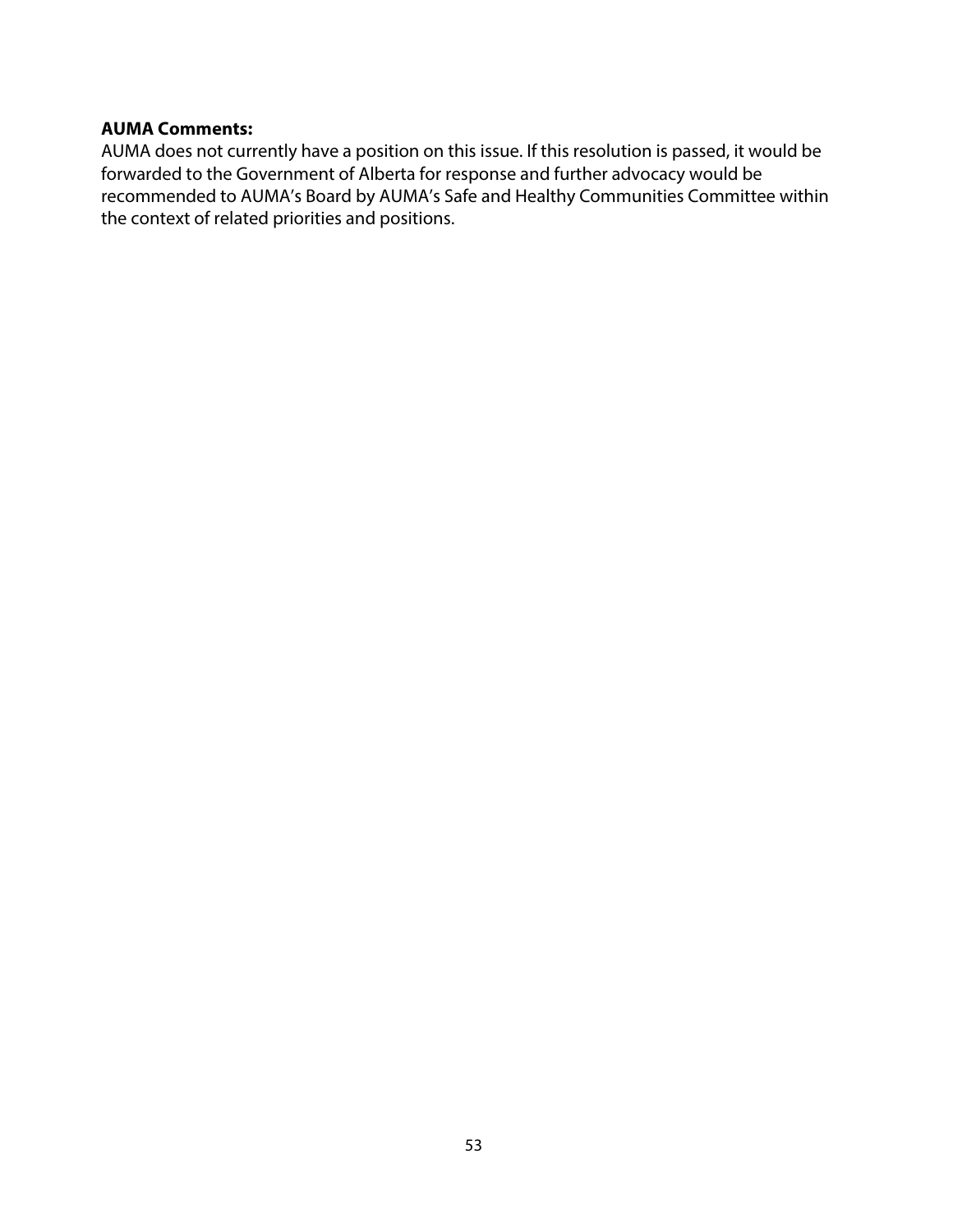**AUMA Comments:**
AUMA does not currently have a position on this issue. If this resolution is passed, it would be forwarded to the Government of Alberta for response and further advocacy would be recommended to AUMA's Board by AUMA's Safe and Healthy Communities Committee within the context of related priorities and positions.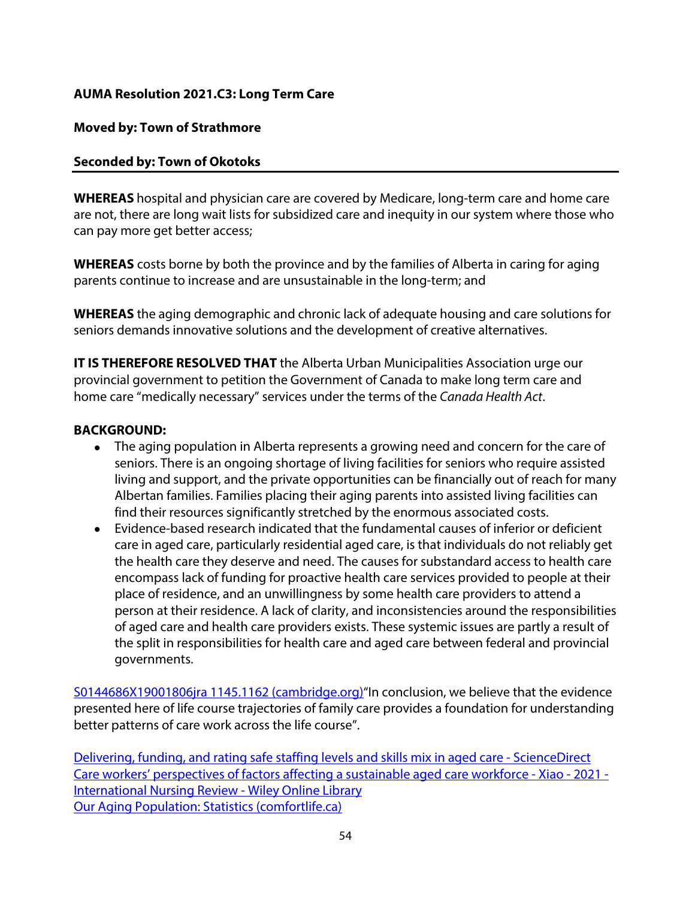**AUMA Resolution 2021.C3: Long Term Care**

**Moved by: Town of Strathmore**

**Seconded by: Town of Okotoks**

---

**WHEREAS** hospital and physician care are covered by Medicare, long-term care and home care are not, there are long wait lists for subsidized care and inequity in our system where those who can pay more get better access;

**WHEREAS** costs borne by both the province and by the families of Alberta in caring for aging parents continue to increase and are unsustainable in the long-term; and

**WHEREAS** the aging demographic and chronic lack of adequate housing and care solutions for seniors demands innovative solutions and the development of creative alternatives.

**IT IS THEREFORE RESOLVED THAT** the Alberta Urban Municipalities Association urge our provincial government to petition the Government of Canada to make long term care and home care "medically necessary" services under the terms of the *Canada Health Act*.

**BACKGROUND:**

- The aging population in Alberta represents a growing need and concern for the care of seniors. There is an ongoing shortage of living facilities for seniors who require assisted living and support, and the private opportunities can be financially out of reach for many Albertan families. Families placing their aging parents into assisted living facilities can find their resources significantly stretched by the enormous associated costs.
- Evidence-based research indicated that the fundamental causes of inferior or deficient care in aged care, particularly residential aged care, is that individuals do not reliably get the health care they deserve and need. The causes for substandard access to health care encompass lack of funding for proactive health care services provided to people at their place of residence, and an unwillingness by some health care providers to attend a person at their residence. A lack of clarity, and inconsistencies around the responsibilities of aged care and health care providers exists. These systemic issues are partly a result of the split in responsibilities for health care and aged care between federal and provincial governments.

S0144686X19001806jra 1145.1162 (cambridge.org)"In conclusion, we believe that the evidence presented here of life course trajectories of family care provides a foundation for understanding better patterns of care work across the life course".

Delivering, funding, and rating safe staffing levels and skills mix in aged care - ScienceDirect
Care workers' perspectives of factors affecting a sustainable aged care workforce - Xiao - 2021 - International Nursing Review - Wiley Online Library
Our Aging Population: Statistics (comfortlife.ca)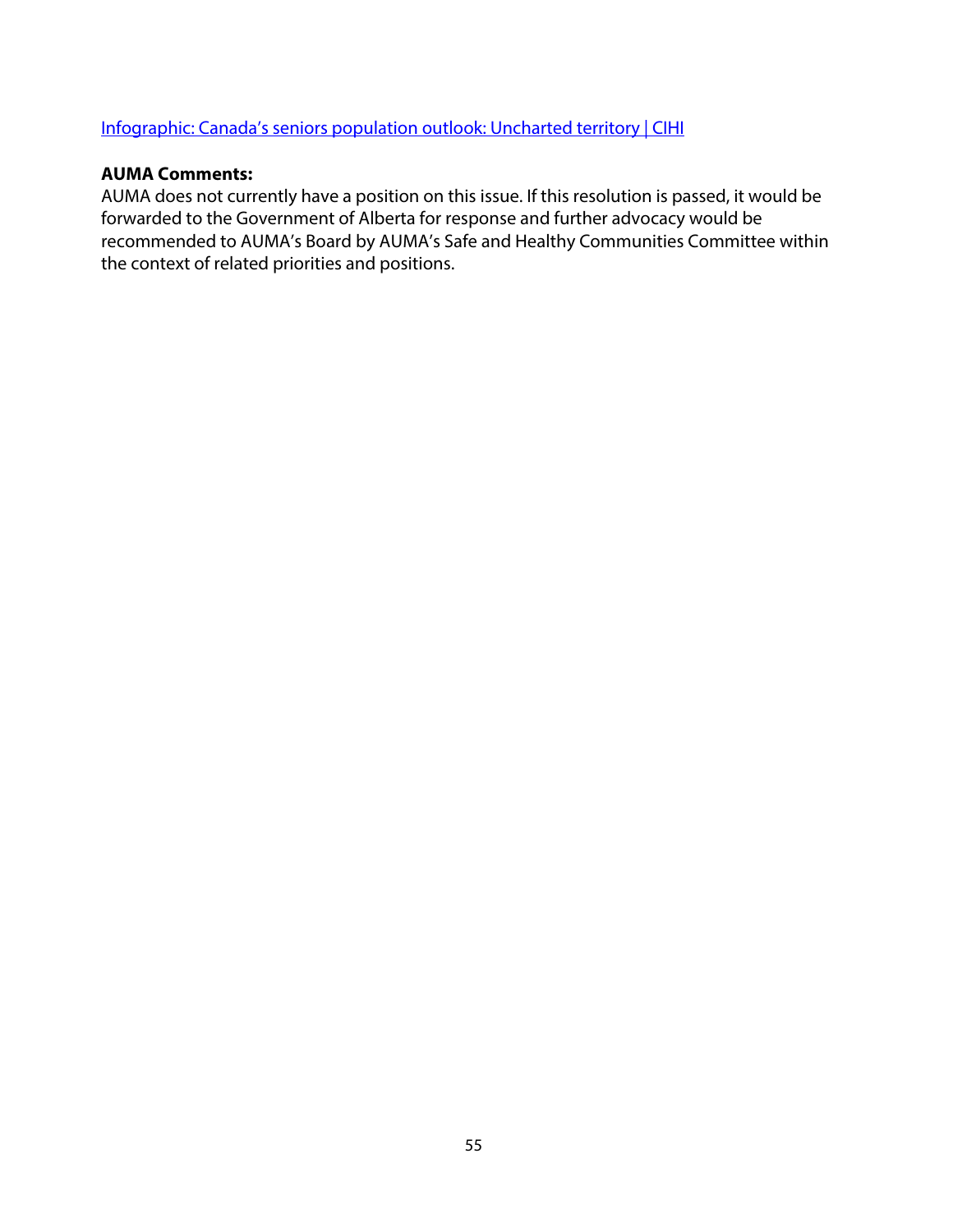[Infographic: Canada's seniors population outlook: Uncharted territory | CIHI]

**AUMA Comments:**
AUMA does not currently have a position on this issue. If this resolution is passed, it would be forwarded to the Government of Alberta for response and further advocacy would be recommended to AUMA's Board by AUMA's Safe and Healthy Communities Committee within the context of related priorities and positions.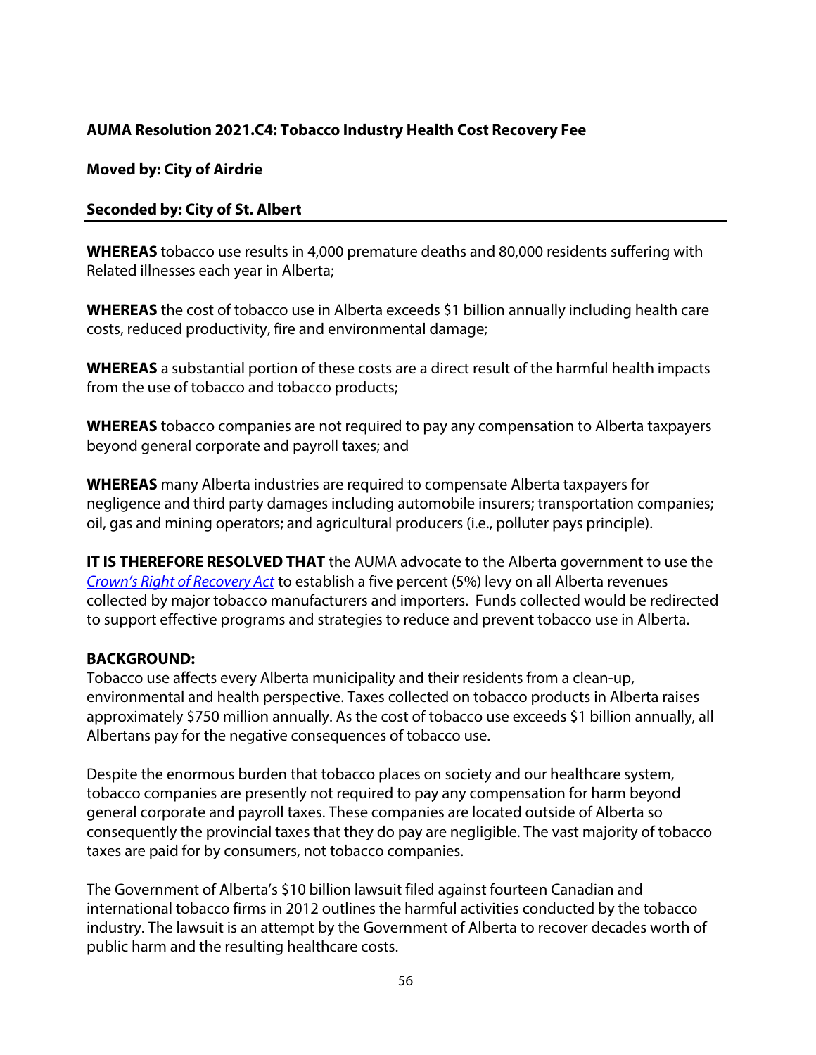**AUMA Resolution 2021.C4: Tobacco Industry Health Cost Recovery Fee**

**Moved by: City of Airdrie**

**Seconded by: City of St. Albert**

---

**WHEREAS** tobacco use results in 4,000 premature deaths and 80,000 residents suffering with Related illnesses each year in Alberta;

**WHEREAS** the cost of tobacco use in Alberta exceeds $1 billion annually including health care costs, reduced productivity, fire and environmental damage;

**WHEREAS** a substantial portion of these costs are a direct result of the harmful health impacts from the use of tobacco and tobacco products;

**WHEREAS** tobacco companies are not required to pay any compensation to Alberta taxpayers beyond general corporate and payroll taxes; and

**WHEREAS** many Alberta industries are required to compensate Alberta taxpayers for negligence and third party damages including automobile insurers; transportation companies; oil, gas and mining operators; and agricultural producers (i.e., polluter pays principle).

**IT IS THEREFORE RESOLVED THAT** the AUMA advocate to the Alberta government to use the *Crown's Right of Recovery Act* to establish a five percent (5%) levy on all Alberta revenues collected by major tobacco manufacturers and importers. Funds collected would be redirected to support effective programs and strategies to reduce and prevent tobacco use in Alberta.

**BACKGROUND:**

Tobacco use affects every Alberta municipality and their residents from a clean-up, environmental and health perspective. Taxes collected on tobacco products in Alberta raises approximately $750 million annually. As the cost of tobacco use exceeds $1 billion annually, all Albertans pay for the negative consequences of tobacco use.

Despite the enormous burden that tobacco places on society and our healthcare system, tobacco companies are presently not required to pay any compensation for harm beyond general corporate and payroll taxes. These companies are located outside of Alberta so consequently the provincial taxes that they do pay are negligible. The vast majority of tobacco taxes are paid for by consumers, not tobacco companies.

The Government of Alberta's $10 billion lawsuit filed against fourteen Canadian and international tobacco firms in 2012 outlines the harmful activities conducted by the tobacco industry. The lawsuit is an attempt by the Government of Alberta to recover decades worth of public harm and the resulting healthcare costs.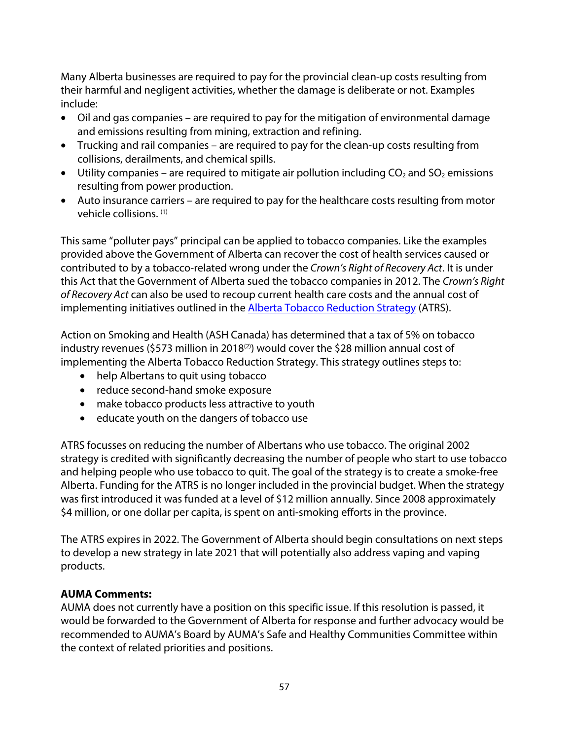Many Alberta businesses are required to pay for the provincial clean-up costs resulting from their harmful and negligent activities, whether the damage is deliberate or not. Examples include:

- Oil and gas companies – are required to pay for the mitigation of environmental damage and emissions resulting from mining, extraction and refining.
- Trucking and rail companies – are required to pay for the clean-up costs resulting from collisions, derailments, and chemical spills.
- Utility companies – are required to mitigate air pollution including $CO_2$ and $SO_2$ emissions resulting from power production.
- Auto insurance carriers – are required to pay for the healthcare costs resulting from motor vehicle collisions. [(1)]

This same "polluter pays" principal can be applied to tobacco companies. Like the examples provided above the Government of Alberta can recover the cost of health services caused or contributed to by a tobacco-related wrong under the *Crown's Right of Recovery Act*. It is under this Act that the Government of Alberta sued the tobacco companies in 2012. The *Crown's Right of Recovery Act* can also be used to recoup current health care costs and the annual cost of implementing initiatives outlined in the Alberta Tobacco Reduction Strategy (ATRS).

Action on Smoking and Health (ASH Canada) has determined that a tax of 5% on tobacco industry revenues ($573 million in 2018[(2)]) would cover the $28 million annual cost of implementing the Alberta Tobacco Reduction Strategy. This strategy outlines steps to:

- help Albertans to quit using tobacco
- reduce second-hand smoke exposure
- make tobacco products less attractive to youth
- educate youth on the dangers of tobacco use

ATRS focusses on reducing the number of Albertans who use tobacco. The original 2002 strategy is credited with significantly decreasing the number of people who start to use tobacco and helping people who use tobacco to quit. The goal of the strategy is to create a smoke-free Alberta. Funding for the ATRS is no longer included in the provincial budget. When the strategy was first introduced it was funded at a level of $12 million annually. Since 2008 approximately $4 million, or one dollar per capita, is spent on anti-smoking efforts in the province.

The ATRS expires in 2022. The Government of Alberta should begin consultations on next steps to develop a new strategy in late 2021 that will potentially also address vaping and vaping products.

**AUMA Comments:**
AUMA does not currently have a position on this specific issue. If this resolution is passed, it would be forwarded to the Government of Alberta for response and further advocacy would be recommended to AUMA's Board by AUMA's Safe and Healthy Communities Committee within the context of related priorities and positions.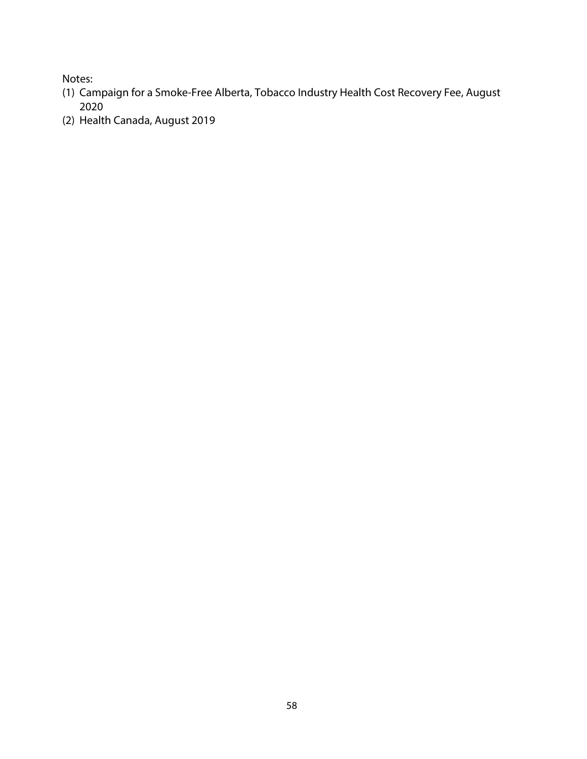Notes:

(1) Campaign for a Smoke-Free Alberta, Tobacco Industry Health Cost Recovery Fee, August 2020

(2) Health Canada, August 2019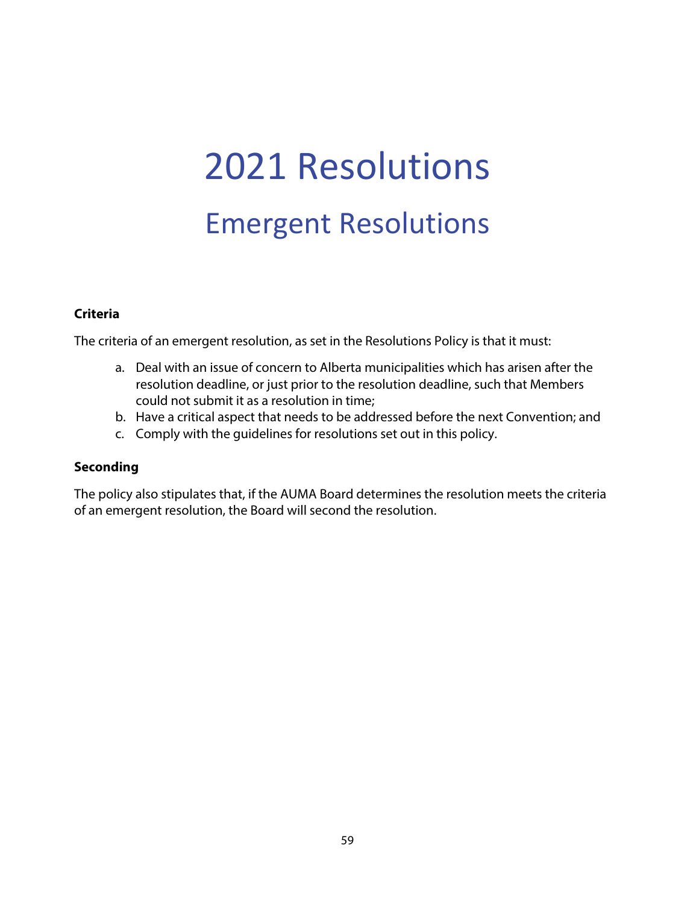# 2021 Resolutions

## Emergent Resolutions

**Criteria**

The criteria of an emergent resolution, as set in the Resolutions Policy is that it must:

a. Deal with an issue of concern to Alberta municipalities which has arisen after the resolution deadline, or just prior to the resolution deadline, such that Members could not submit it as a resolution in time;
b. Have a critical aspect that needs to be addressed before the next Convention; and
c. Comply with the guidelines for resolutions set out in this policy.

**Seconding**

The policy also stipulates that, if the AUMA Board determines the resolution meets the criteria of an emergent resolution, the Board will second the resolution.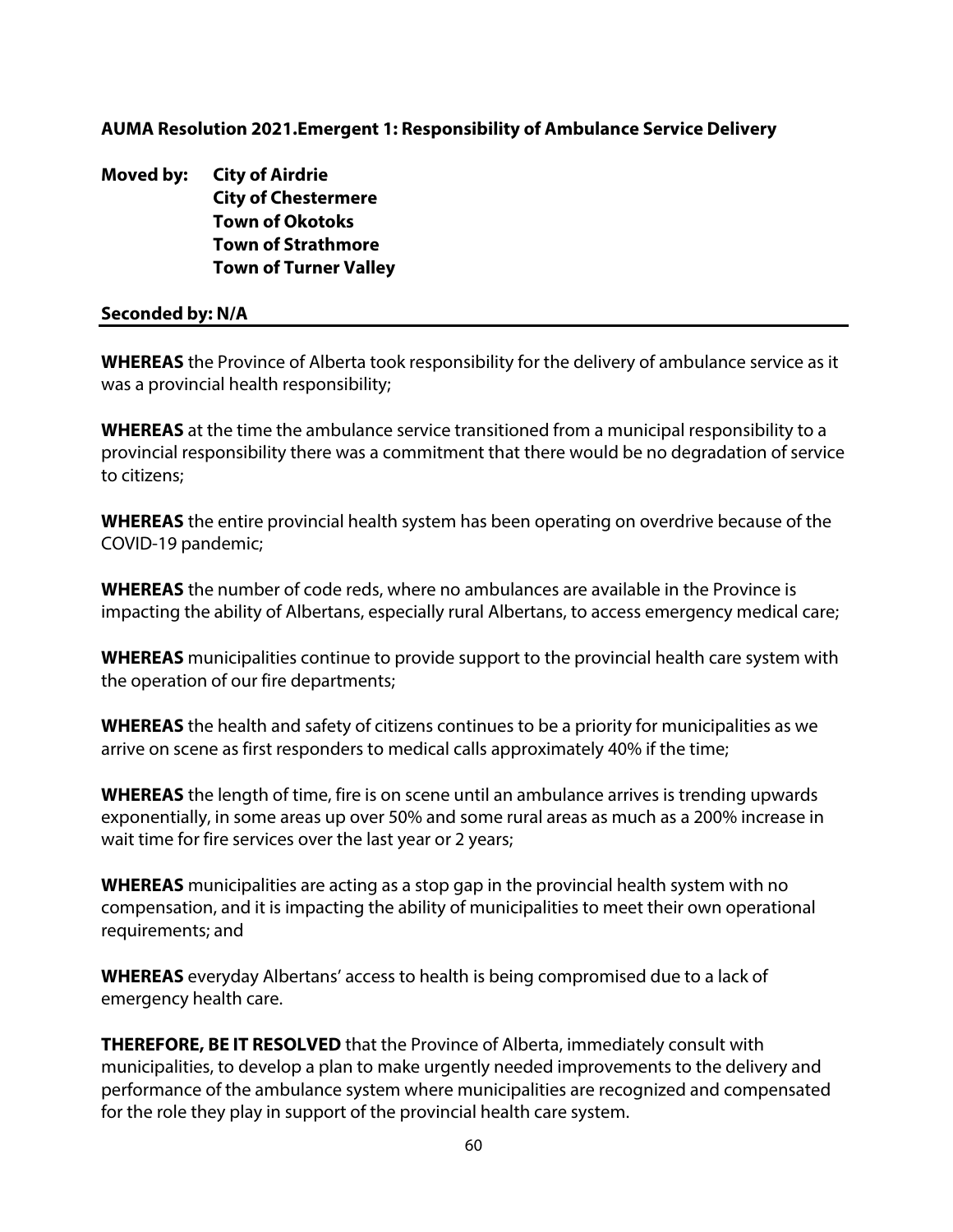**AUMA Resolution 2021.Emergent 1: Responsibility of Ambulance Service Delivery**

**Moved by: City of Airdrie**
**City of Chestermere**
**Town of Okotoks**
**Town of Strathmore**
**Town of Turner Valley**

**Seconded by: N/A**

---

**WHEREAS** the Province of Alberta took responsibility for the delivery of ambulance service as it was a provincial health responsibility;

**WHEREAS** at the time the ambulance service transitioned from a municipal responsibility to a provincial responsibility there was a commitment that there would be no degradation of service to citizens;

**WHEREAS** the entire provincial health system has been operating on overdrive because of the COVID-19 pandemic;

**WHEREAS** the number of code reds, where no ambulances are available in the Province is impacting the ability of Albertans, especially rural Albertans, to access emergency medical care;

**WHEREAS** municipalities continue to provide support to the provincial health care system with the operation of our fire departments;

**WHEREAS** the health and safety of citizens continues to be a priority for municipalities as we arrive on scene as first responders to medical calls approximately 40% if the time;

**WHEREAS** the length of time, fire is on scene until an ambulance arrives is trending upwards exponentially, in some areas up over 50% and some rural areas as much as a 200% increase in wait time for fire services over the last year or 2 years;

**WHEREAS** municipalities are acting as a stop gap in the provincial health system with no compensation, and it is impacting the ability of municipalities to meet their own operational requirements; and

**WHEREAS** everyday Albertans' access to health is being compromised due to a lack of emergency health care.

**THEREFORE, BE IT RESOLVED** that the Province of Alberta, immediately consult with municipalities, to develop a plan to make urgently needed improvements to the delivery and performance of the ambulance system where municipalities are recognized and compensated for the role they play in support of the provincial health care system.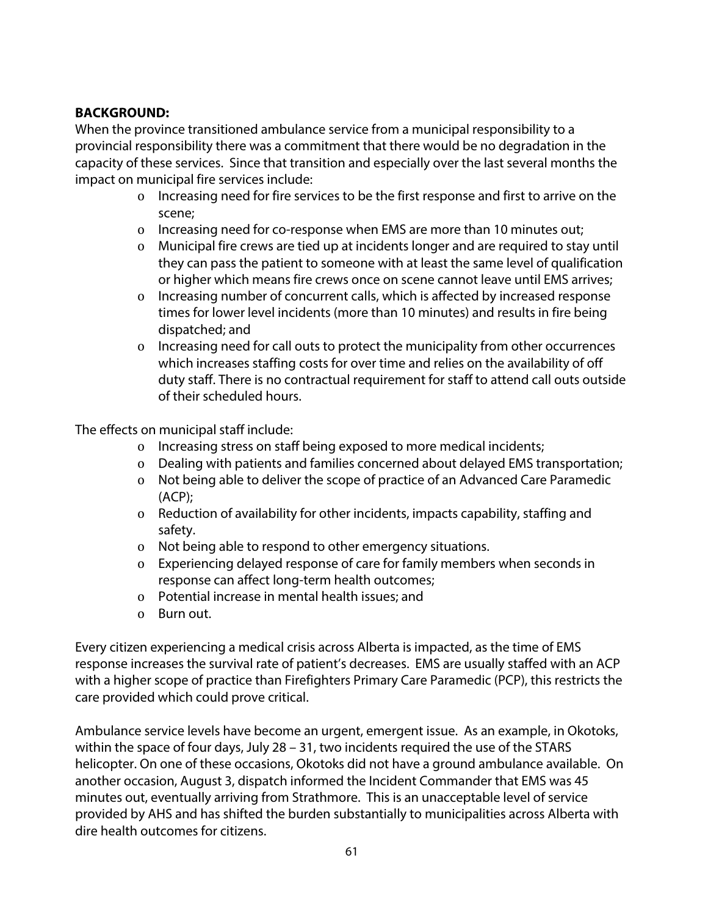**BACKGROUND:**

When the province transitioned ambulance service from a municipal responsibility to a provincial responsibility there was a commitment that there would be no degradation in the capacity of these services. Since that transition and especially over the last several months the impact on municipal fire services include:

- Increasing need for fire services to be the first response and first to arrive on the scene;
- Increasing need for co-response when EMS are more than 10 minutes out;
- Municipal fire crews are tied up at incidents longer and are required to stay until they can pass the patient to someone with at least the same level of qualification or higher which means fire crews once on scene cannot leave until EMS arrives;
- Increasing number of concurrent calls, which is affected by increased response times for lower level incidents (more than 10 minutes) and results in fire being dispatched; and
- Increasing need for call outs to protect the municipality from other occurrences which increases staffing costs for over time and relies on the availability of off duty staff. There is no contractual requirement for staff to attend call outs outside of their scheduled hours.

The effects on municipal staff include:

- Increasing stress on staff being exposed to more medical incidents;
- Dealing with patients and families concerned about delayed EMS transportation;
- Not being able to deliver the scope of practice of an Advanced Care Paramedic (ACP);
- Reduction of availability for other incidents, impacts capability, staffing and safety.
- Not being able to respond to other emergency situations.
- Experiencing delayed response of care for family members when seconds in response can affect long-term health outcomes;
- Potential increase in mental health issues; and
- Burn out.

Every citizen experiencing a medical crisis across Alberta is impacted, as the time of EMS response increases the survival rate of patient's decreases. EMS are usually staffed with an ACP with a higher scope of practice than Firefighters Primary Care Paramedic (PCP), this restricts the care provided which could prove critical.

Ambulance service levels have become an urgent, emergent issue. As an example, in Okotoks, within the space of four days, July 28 – 31, two incidents required the use of the STARS helicopter. On one of these occasions, Okotoks did not have a ground ambulance available. On another occasion, August 3, dispatch informed the Incident Commander that EMS was 45 minutes out, eventually arriving from Strathmore. This is an unacceptable level of service provided by AHS and has shifted the burden substantially to municipalities across Alberta with dire health outcomes for citizens.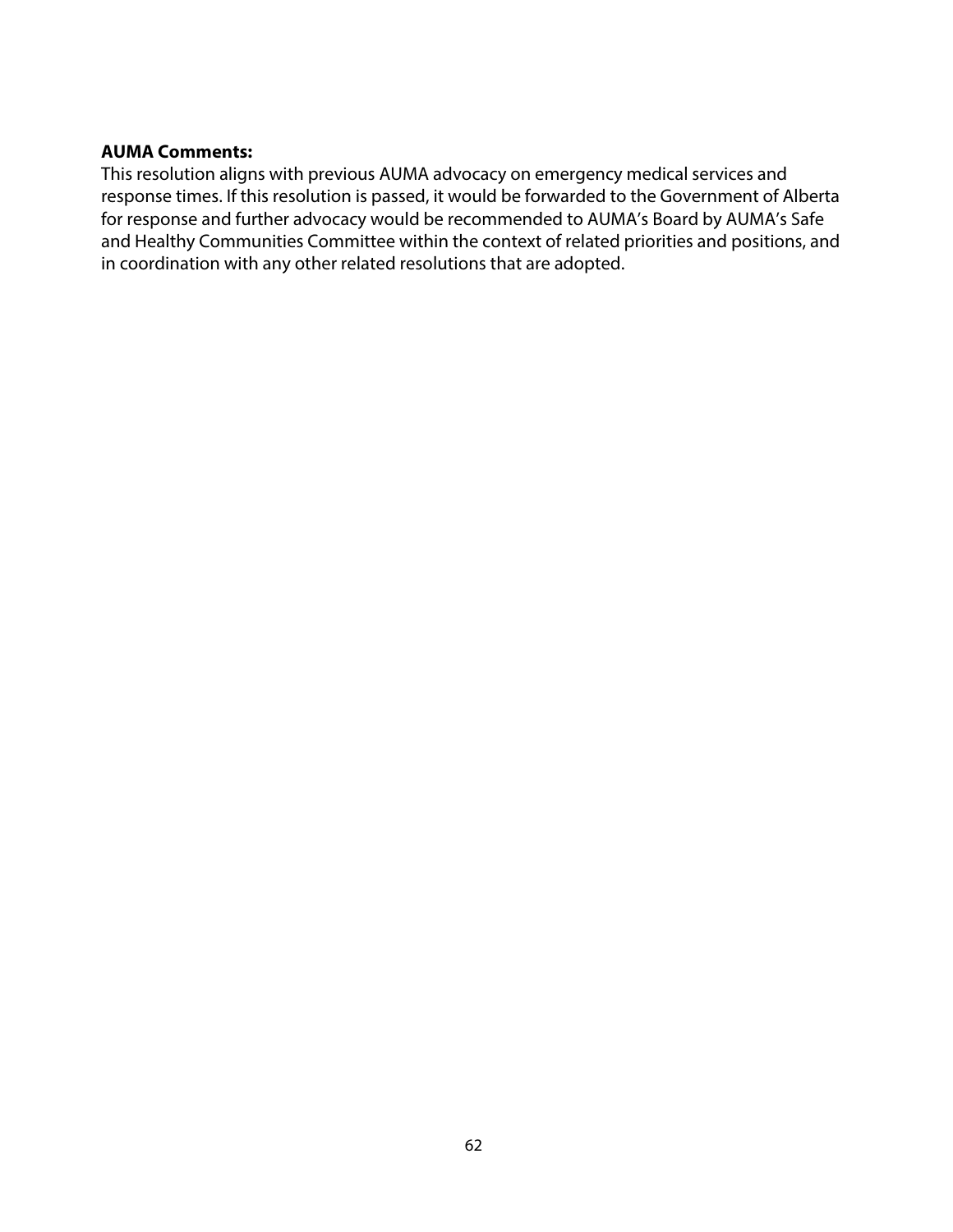**AUMA Comments:**

This resolution aligns with previous AUMA advocacy on emergency medical services and response times. If this resolution is passed, it would be forwarded to the Government of Alberta for response and further advocacy would be recommended to AUMA's Board by AUMA's Safe and Healthy Communities Committee within the context of related priorities and positions, and in coordination with any other related resolutions that are adopted.